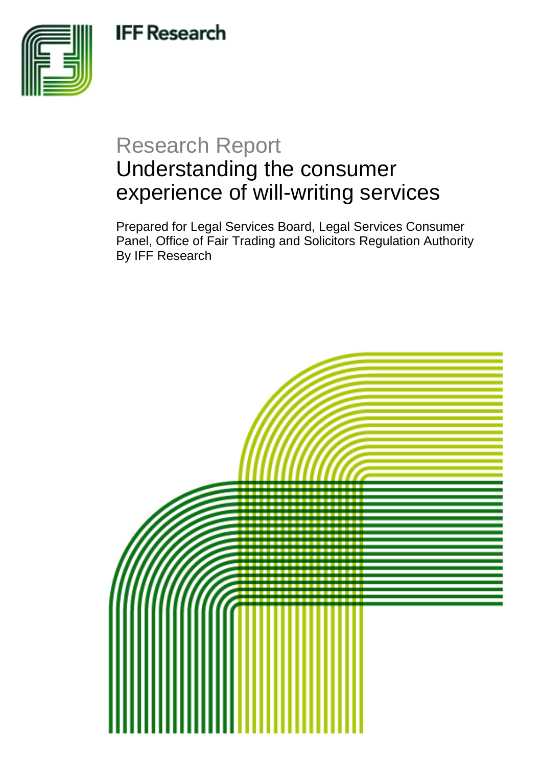IFF Research

Research Report

# Understanding the consumer experience of will-writing services

Prepared for Legal Services Board, Legal Services Consumer Panel, Office of Fair Trading and Solicitors Regulation Authority
By IFF Research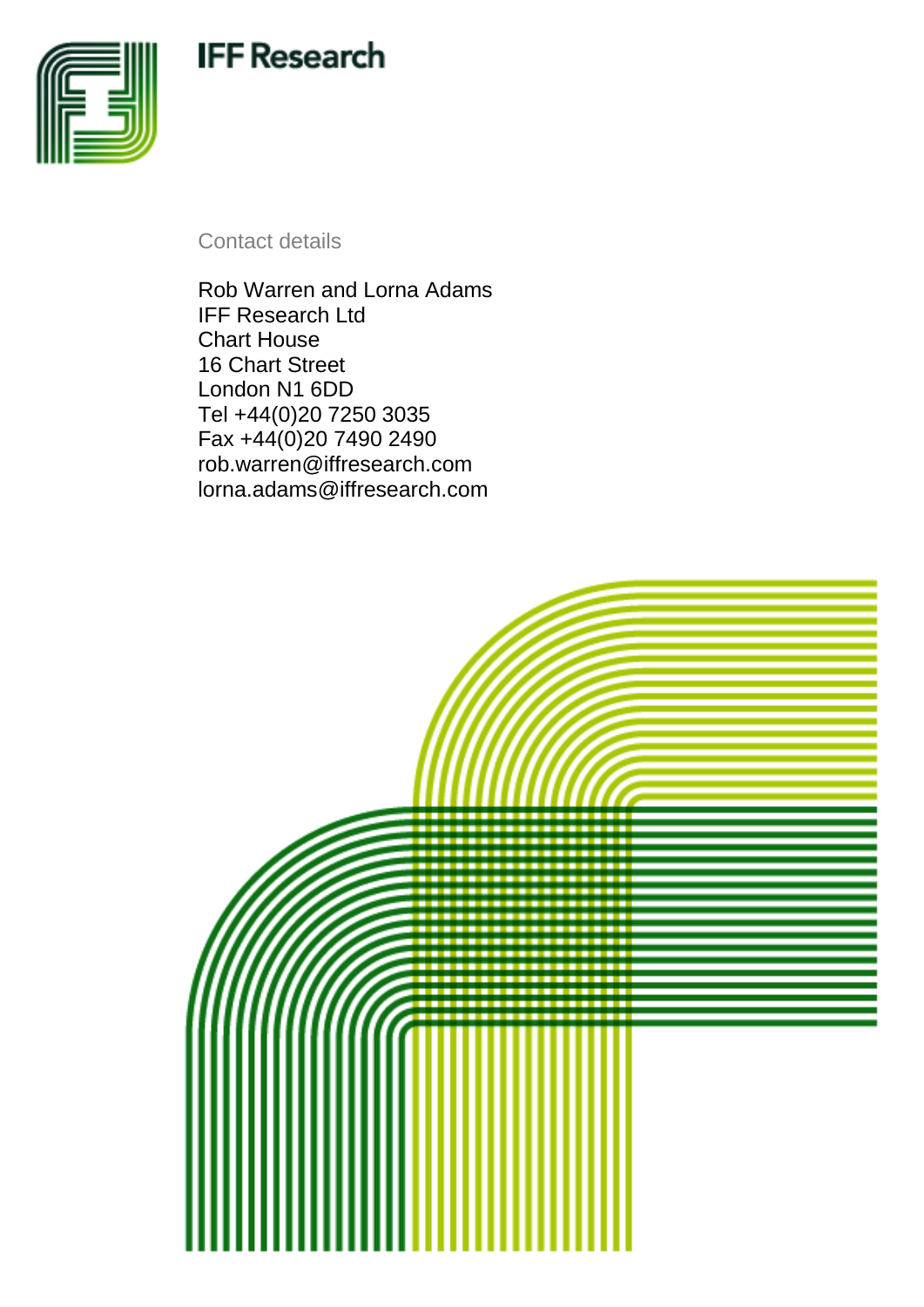IFF Research

Contact details

Rob Warren and Lorna Adams
IFF Research Ltd
Chart House
16 Chart Street
London N1 6DD
Tel +44(0)20 7250 3035
Fax +44(0)20 7490 2490
rob.warren@iffresearch.com
lorna.adams@iffresearch.com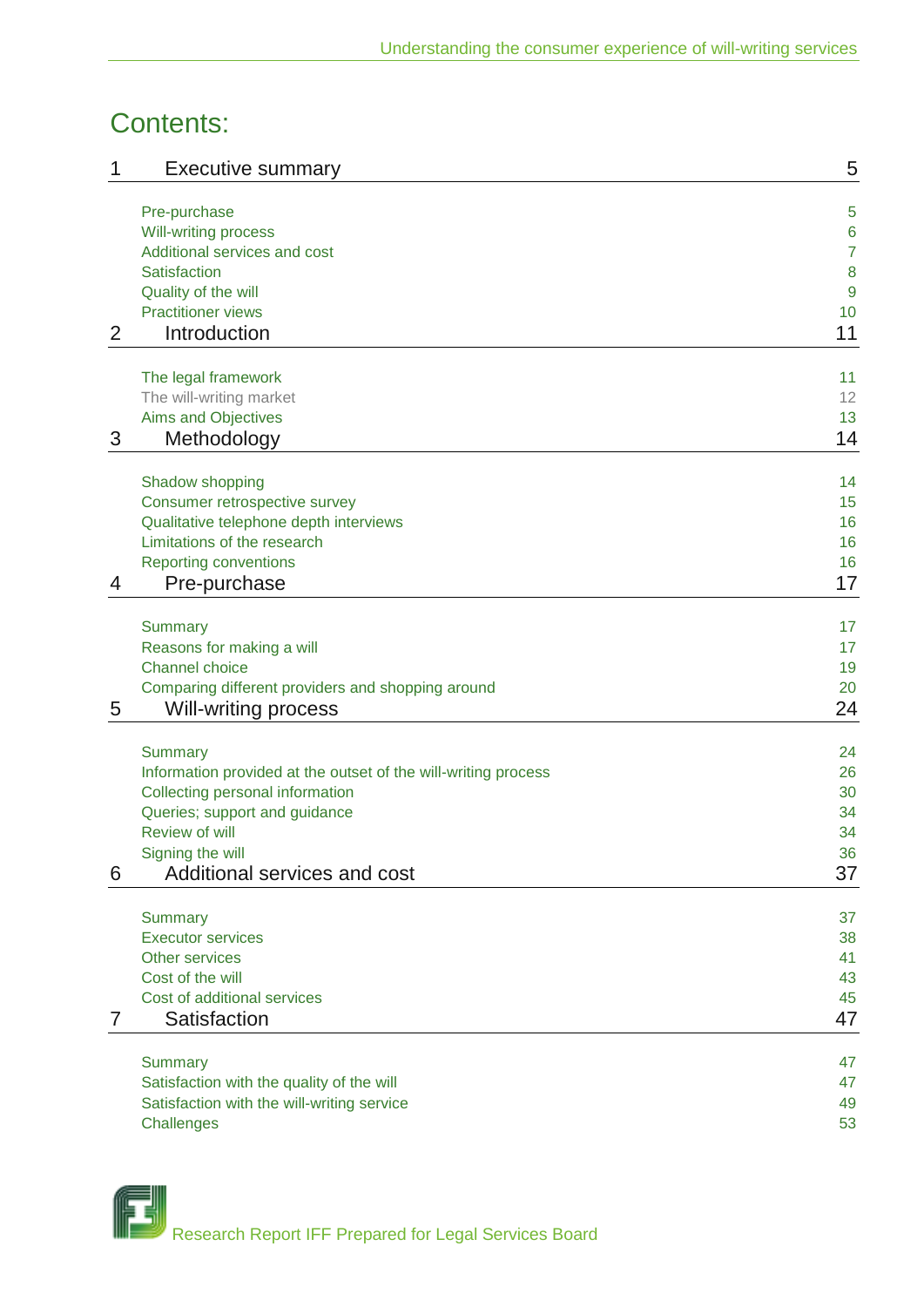# Contents:

| | | |
|---|---|---|
| 1 | Executive summary | 5 |
| | Pre-purchase | 5 |
| | Will-writing process | 6 |
| | Additional services and cost | 7 |
| | Satisfaction | 8 |
| | Quality of the will | 9 |
| | Practitioner views | 10 |
| 2 | Introduction | 11 |
| | The legal framework | 11 |
| | The will-writing market | 12 |
| | Aims and Objectives | 13 |
| 3 | Methodology | 14 |
| | Shadow shopping | 14 |
| | Consumer retrospective survey | 15 |
| | Qualitative telephone depth interviews | 16 |
| | Limitations of the research | 16 |
| | Reporting conventions | 16 |
| 4 | Pre-purchase | 17 |
| | Summary | 17 |
| | Reasons for making a will | 17 |
| | Channel choice | 19 |
| | Comparing different providers and shopping around | 20 |
| 5 | Will-writing process | 24 |
| | Summary | 24 |
| | Information provided at the outset of the will-writing process | 26 |
| | Collecting personal information | 30 |
| | Queries; support and guidance | 34 |
| | Review of will | 34 |
| | Signing the will | 36 |
| 6 | Additional services and cost | 37 |
| | Summary | 37 |
| | Executor services | 38 |
| | Other services | 41 |
| | Cost of the will | 43 |
| | Cost of additional services | 45 |
| 7 | Satisfaction | 47 |
| | Summary | 47 |
| | Satisfaction with the quality of the will | 47 |
| | Satisfaction with the will-writing service | 49 |
| | Challenges | 53 |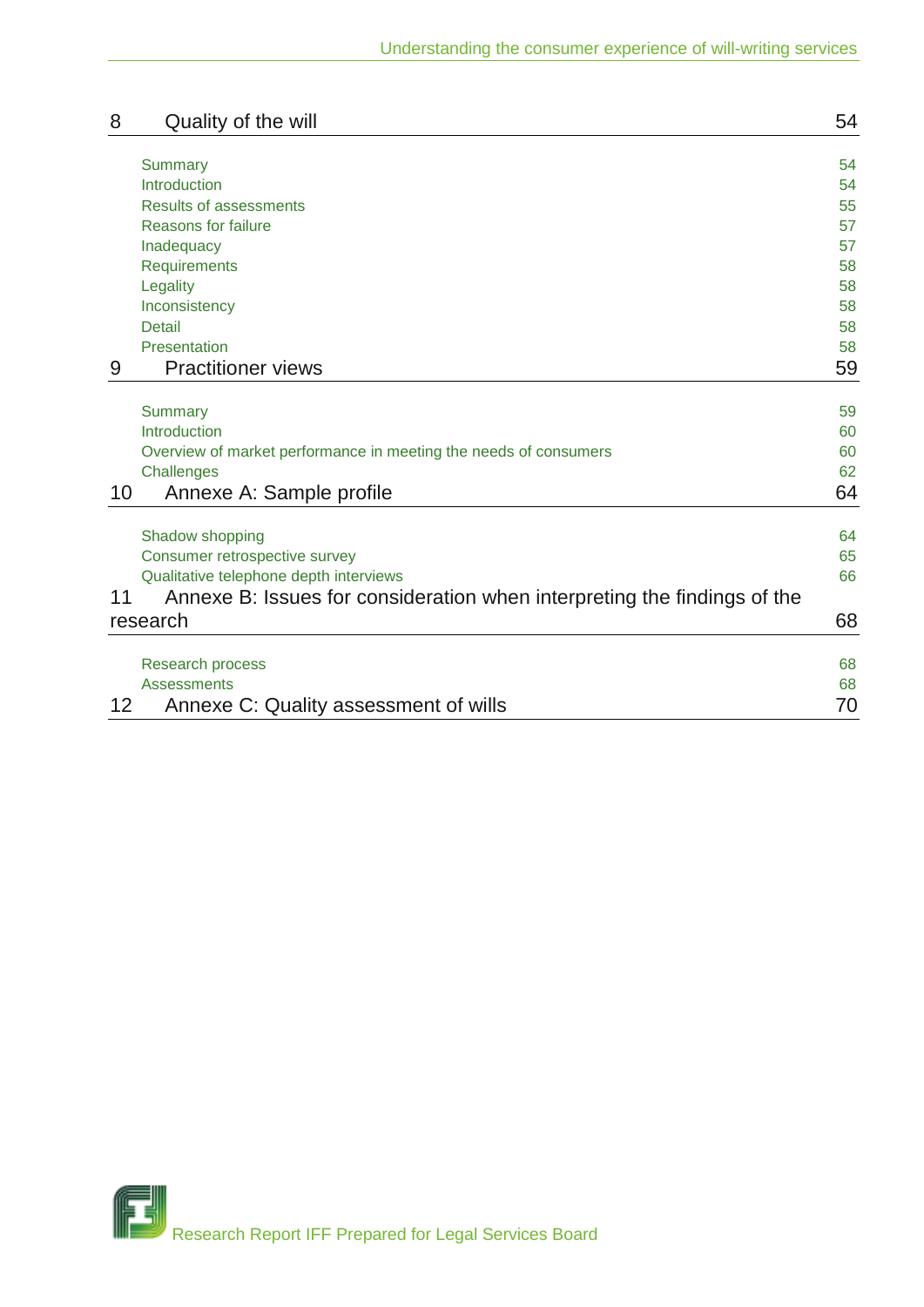8 Quality of the will 54

- Summary 54
- Introduction 54
- Results of assessments 55
- Reasons for failure 57
- Inadequacy 57
- Requirements 58
- Legality 58
- Inconsistency 58
- Detail 58
- Presentation 58

9 Practitioner views 59

- Summary 59
- Introduction 60
- Overview of market performance in meeting the needs of consumers 60
- Challenges 62

10 Annexe A: Sample profile 64

- Shadow shopping 64
- Consumer retrospective survey 65
- Qualitative telephone depth interviews 66

11 Annexe B: Issues for consideration when interpreting the findings of the research 68

- Research process 68
- Assessments 68

12 Annexe C: Quality assessment of wills 70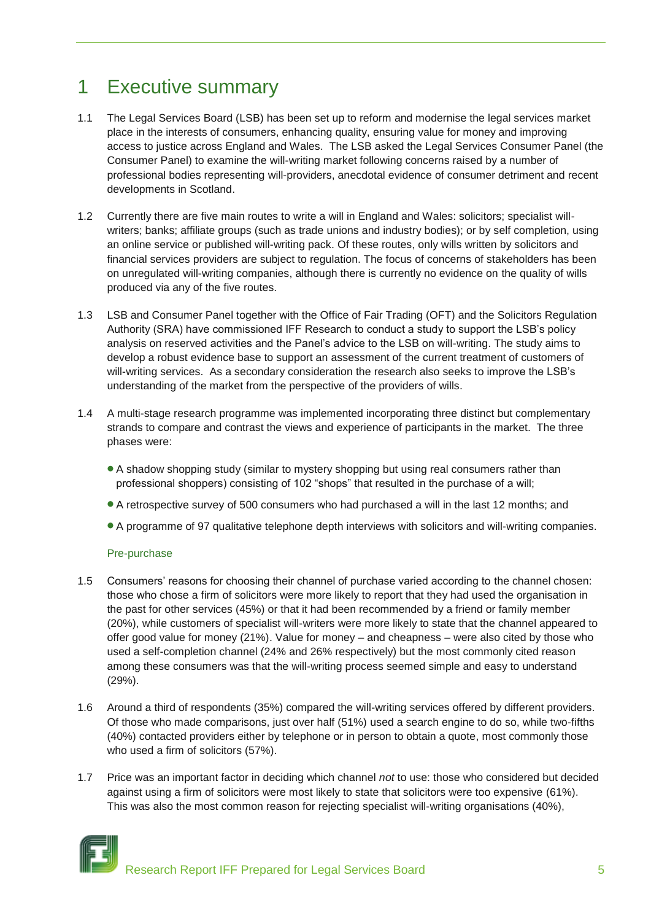# 1 Executive summary

1.1 The Legal Services Board (LSB) has been set up to reform and modernise the legal services market place in the interests of consumers, enhancing quality, ensuring value for money and improving access to justice across England and Wales. The LSB asked the Legal Services Consumer Panel (the Consumer Panel) to examine the will-writing market following concerns raised by a number of professional bodies representing will-providers, anecdotal evidence of consumer detriment and recent developments in Scotland.

1.2 Currently there are five main routes to write a will in England and Wales: solicitors; specialist will-writers; banks; affiliate groups (such as trade unions and industry bodies); or by self completion, using an online service or published will-writing pack. Of these routes, only wills written by solicitors and financial services providers are subject to regulation. The focus of concerns of stakeholders has been on unregulated will-writing companies, although there is currently no evidence on the quality of wills produced via any of the five routes.

1.3 LSB and Consumer Panel together with the Office of Fair Trading (OFT) and the Solicitors Regulation Authority (SRA) have commissioned IFF Research to conduct a study to support the LSB's policy analysis on reserved activities and the Panel's advice to the LSB on will-writing. The study aims to develop a robust evidence base to support an assessment of the current treatment of customers of will-writing services. As a secondary consideration the research also seeks to improve the LSB's understanding of the market from the perspective of the providers of wills.

1.4 A multi-stage research programme was implemented incorporating three distinct but complementary strands to compare and contrast the views and experience of participants in the market. The three phases were:

- A shadow shopping study (similar to mystery shopping but using real consumers rather than professional shoppers) consisting of 102 "shops" that resulted in the purchase of a will;
- A retrospective survey of 500 consumers who had purchased a will in the last 12 months; and
- A programme of 97 qualitative telephone depth interviews with solicitors and will-writing companies.

### Pre-purchase

1.5 Consumers' reasons for choosing their channel of purchase varied according to the channel chosen: those who chose a firm of solicitors were more likely to report that they had used the organisation in the past for other services (45%) or that it had been recommended by a friend or family member (20%), while customers of specialist will-writers were more likely to state that the channel appeared to offer good value for money (21%). Value for money – and cheapness – were also cited by those who used a self-completion channel (24% and 26% respectively) but the most commonly cited reason among these consumers was that the will-writing process seemed simple and easy to understand (29%).

1.6 Around a third of respondents (35%) compared the will-writing services offered by different providers. Of those who made comparisons, just over half (51%) used a search engine to do so, while two-fifths (40%) contacted providers either by telephone or in person to obtain a quote, most commonly those who used a firm of solicitors (57%).

1.7 Price was an important factor in deciding which channel *not* to use: those who considered but decided against using a firm of solicitors were most likely to state that solicitors were too expensive (61%). This was also the most common reason for rejecting specialist will-writing organisations (40%),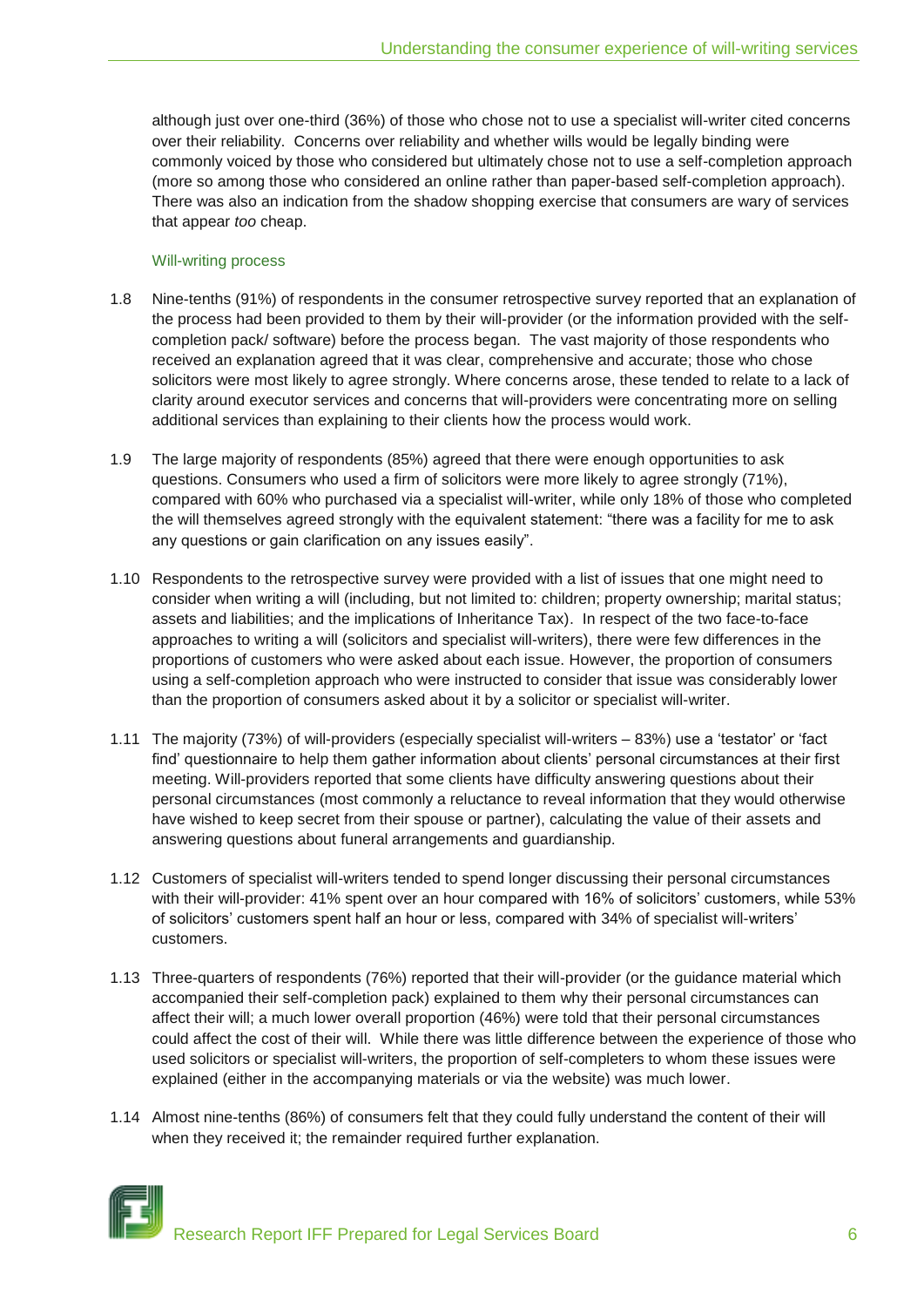although just over one-third (36%) of those who chose not to use a specialist will-writer cited concerns over their reliability. Concerns over reliability and whether wills would be legally binding were commonly voiced by those who considered but ultimately chose not to use a self-completion approach (more so among those who considered an online rather than paper-based self-completion approach). There was also an indication from the shadow shopping exercise that consumers are wary of services that appear *too* cheap.

### Will-writing process

1.8 Nine-tenths (91%) of respondents in the consumer retrospective survey reported that an explanation of the process had been provided to them by their will-provider (or the information provided with the self-completion pack/ software) before the process began. The vast majority of those respondents who received an explanation agreed that it was clear, comprehensive and accurate; those who chose solicitors were most likely to agree strongly. Where concerns arose, these tended to relate to a lack of clarity around executor services and concerns that will-providers were concentrating more on selling additional services than explaining to their clients how the process would work.

1.9 The large majority of respondents (85%) agreed that there were enough opportunities to ask questions. Consumers who used a firm of solicitors were more likely to agree strongly (71%), compared with 60% who purchased via a specialist will-writer, while only 18% of those who completed the will themselves agreed strongly with the equivalent statement: "there was a facility for me to ask any questions or gain clarification on any issues easily".

1.10 Respondents to the retrospective survey were provided with a list of issues that one might need to consider when writing a will (including, but not limited to: children; property ownership; marital status; assets and liabilities; and the implications of Inheritance Tax). In respect of the two face-to-face approaches to writing a will (solicitors and specialist will-writers), there were few differences in the proportions of customers who were asked about each issue. However, the proportion of consumers using a self-completion approach who were instructed to consider that issue was considerably lower than the proportion of consumers asked about it by a solicitor or specialist will-writer.

1.11 The majority (73%) of will-providers (especially specialist will-writers – 83%) use a 'testator' or 'fact find' questionnaire to help them gather information about clients' personal circumstances at their first meeting. Will-providers reported that some clients have difficulty answering questions about their personal circumstances (most commonly a reluctance to reveal information that they would otherwise have wished to keep secret from their spouse or partner), calculating the value of their assets and answering questions about funeral arrangements and guardianship.

1.12 Customers of specialist will-writers tended to spend longer discussing their personal circumstances with their will-provider: 41% spent over an hour compared with 16% of solicitors' customers, while 53% of solicitors' customers spent half an hour or less, compared with 34% of specialist will-writers' customers.

1.13 Three-quarters of respondents (76%) reported that their will-provider (or the guidance material which accompanied their self-completion pack) explained to them why their personal circumstances can affect their will; a much lower overall proportion (46%) were told that their personal circumstances could affect the cost of their will. While there was little difference between the experience of those who used solicitors or specialist will-writers, the proportion of self-completers to whom these issues were explained (either in the accompanying materials or via the website) was much lower.

1.14 Almost nine-tenths (86%) of consumers felt that they could fully understand the content of their will when they received it; the remainder required further explanation.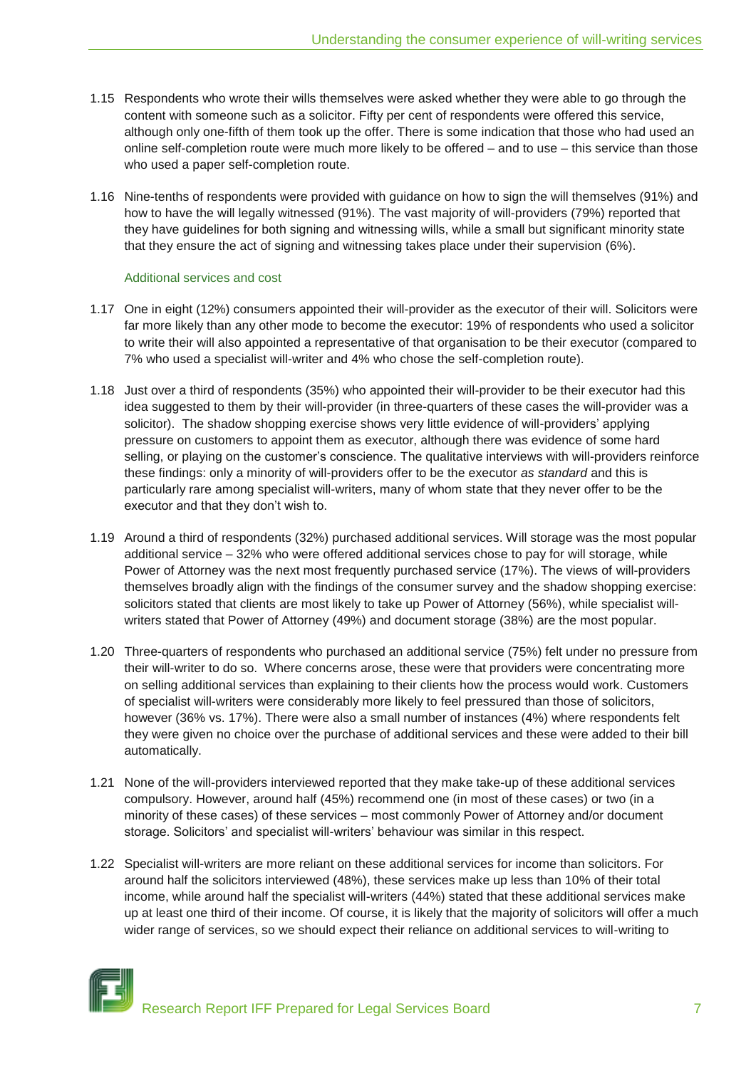1.15 Respondents who wrote their wills themselves were asked whether they were able to go through the content with someone such as a solicitor. Fifty per cent of respondents were offered this service, although only one-fifth of them took up the offer. There is some indication that those who had used an online self-completion route were much more likely to be offered – and to use – this service than those who used a paper self-completion route.

1.16 Nine-tenths of respondents were provided with guidance on how to sign the will themselves (91%) and how to have the will legally witnessed (91%). The vast majority of will-providers (79%) reported that they have guidelines for both signing and witnessing wills, while a small but significant minority state that they ensure the act of signing and witnessing takes place under their supervision (6%).

### Additional services and cost

1.17 One in eight (12%) consumers appointed their will-provider as the executor of their will. Solicitors were far more likely than any other mode to become the executor: 19% of respondents who used a solicitor to write their will also appointed a representative of that organisation to be their executor (compared to 7% who used a specialist will-writer and 4% who chose the self-completion route).

1.18 Just over a third of respondents (35%) who appointed their will-provider to be their executor had this idea suggested to them by their will-provider (in three-quarters of these cases the will-provider was a solicitor). The shadow shopping exercise shows very little evidence of will-providers' applying pressure on customers to appoint them as executor, although there was evidence of some hard selling, or playing on the customer's conscience. The qualitative interviews with will-providers reinforce these findings: only a minority of will-providers offer to be the executor *as standard* and this is particularly rare among specialist will-writers, many of whom state that they never offer to be the executor and that they don't wish to.

1.19 Around a third of respondents (32%) purchased additional services. Will storage was the most popular additional service – 32% who were offered additional services chose to pay for will storage, while Power of Attorney was the next most frequently purchased service (17%). The views of will-providers themselves broadly align with the findings of the consumer survey and the shadow shopping exercise: solicitors stated that clients are most likely to take up Power of Attorney (56%), while specialist will-writers stated that Power of Attorney (49%) and document storage (38%) are the most popular.

1.20 Three-quarters of respondents who purchased an additional service (75%) felt under no pressure from their will-writer to do so. Where concerns arose, these were that providers were concentrating more on selling additional services than explaining to their clients how the process would work. Customers of specialist will-writers were considerably more likely to feel pressured than those of solicitors, however (36% vs. 17%). There were also a small number of instances (4%) where respondents felt they were given no choice over the purchase of additional services and these were added to their bill automatically.

1.21 None of the will-providers interviewed reported that they make take-up of these additional services compulsory. However, around half (45%) recommend one (in most of these cases) or two (in a minority of these cases) of these services – most commonly Power of Attorney and/or document storage. Solicitors' and specialist will-writers' behaviour was similar in this respect.

1.22 Specialist will-writers are more reliant on these additional services for income than solicitors. For around half the solicitors interviewed (48%), these services make up less than 10% of their total income, while around half the specialist will-writers (44%) stated that these additional services make up at least one third of their income. Of course, it is likely that the majority of solicitors will offer a much wider range of services, so we should expect their reliance on additional services to will-writing to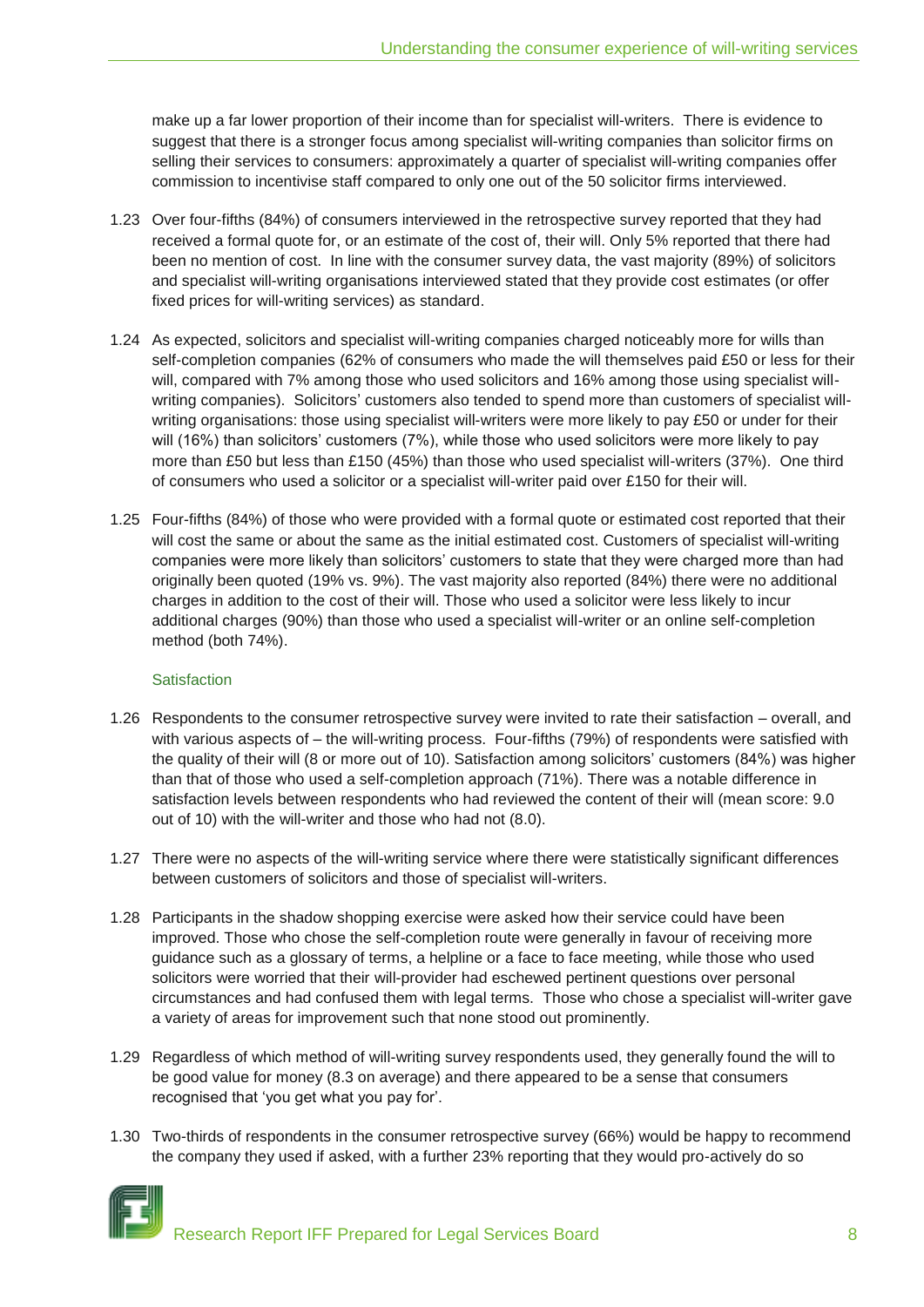make up a far lower proportion of their income than for specialist will-writers. There is evidence to suggest that there is a stronger focus among specialist will-writing companies than solicitor firms on selling their services to consumers: approximately a quarter of specialist will-writing companies offer commission to incentivise staff compared to only one out of the 50 solicitor firms interviewed.

1.23 Over four-fifths (84%) of consumers interviewed in the retrospective survey reported that they had received a formal quote for, or an estimate of the cost of, their will. Only 5% reported that there had been no mention of cost. In line with the consumer survey data, the vast majority (89%) of solicitors and specialist will-writing organisations interviewed stated that they provide cost estimates (or offer fixed prices for will-writing services) as standard.

1.24 As expected, solicitors and specialist will-writing companies charged noticeably more for wills than self-completion companies (62% of consumers who made the will themselves paid £50 or less for their will, compared with 7% among those who used solicitors and 16% among those using specialist will-writing companies). Solicitors' customers also tended to spend more than customers of specialist will-writing organisations: those using specialist will-writers were more likely to pay £50 or under for their will (16%) than solicitors' customers (7%), while those who used solicitors were more likely to pay more than £50 but less than £150 (45%) than those who used specialist will-writers (37%). One third of consumers who used a solicitor or a specialist will-writer paid over £150 for their will.

1.25 Four-fifths (84%) of those who were provided with a formal quote or estimated cost reported that their will cost the same or about the same as the initial estimated cost. Customers of specialist will-writing companies were more likely than solicitors' customers to state that they were charged more than had originally been quoted (19% vs. 9%). The vast majority also reported (84%) there were no additional charges in addition to the cost of their will. Those who used a solicitor were less likely to incur additional charges (90%) than those who used a specialist will-writer or an online self-completion method (both 74%).

### Satisfaction

1.26 Respondents to the consumer retrospective survey were invited to rate their satisfaction – overall, and with various aspects of – the will-writing process. Four-fifths (79%) of respondents were satisfied with the quality of their will (8 or more out of 10). Satisfaction among solicitors' customers (84%) was higher than that of those who used a self-completion approach (71%). There was a notable difference in satisfaction levels between respondents who had reviewed the content of their will (mean score: 9.0 out of 10) with the will-writer and those who had not (8.0).

1.27 There were no aspects of the will-writing service where there were statistically significant differences between customers of solicitors and those of specialist will-writers.

1.28 Participants in the shadow shopping exercise were asked how their service could have been improved. Those who chose the self-completion route were generally in favour of receiving more guidance such as a glossary of terms, a helpline or a face to face meeting, while those who used solicitors were worried that their will-provider had eschewed pertinent questions over personal circumstances and had confused them with legal terms. Those who chose a specialist will-writer gave a variety of areas for improvement such that none stood out prominently.

1.29 Regardless of which method of will-writing survey respondents used, they generally found the will to be good value for money (8.3 on average) and there appeared to be a sense that consumers recognised that 'you get what you pay for'.

1.30 Two-thirds of respondents in the consumer retrospective survey (66%) would be happy to recommend the company they used if asked, with a further 23% reporting that they would pro-actively do so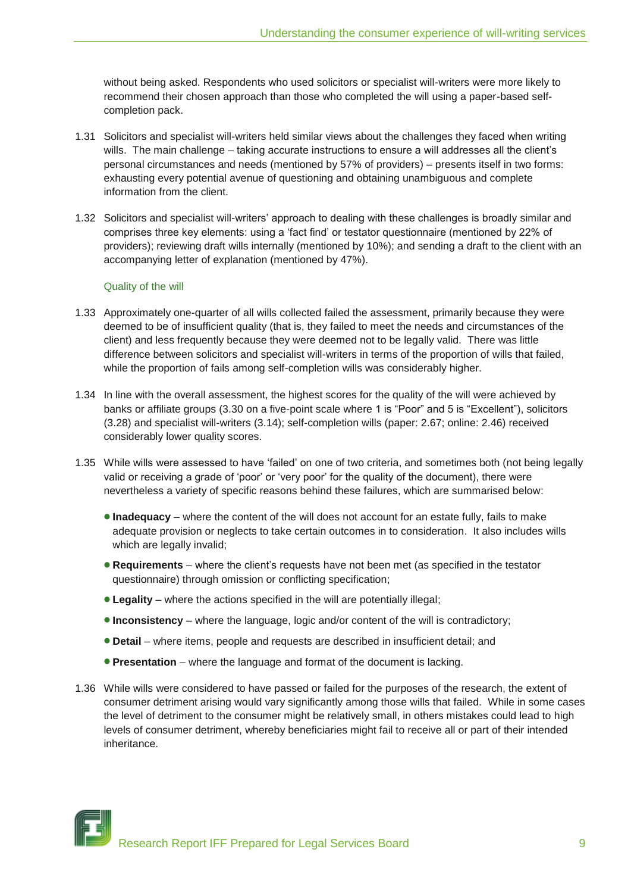without being asked. Respondents who used solicitors or specialist will-writers were more likely to recommend their chosen approach than those who completed the will using a paper-based self-completion pack.

1.31 Solicitors and specialist will-writers held similar views about the challenges they faced when writing wills. The main challenge – taking accurate instructions to ensure a will addresses all the client's personal circumstances and needs (mentioned by 57% of providers) – presents itself in two forms: exhausting every potential avenue of questioning and obtaining unambiguous and complete information from the client.

1.32 Solicitors and specialist will-writers' approach to dealing with these challenges is broadly similar and comprises three key elements: using a 'fact find' or testator questionnaire (mentioned by 22% of providers); reviewing draft wills internally (mentioned by 10%); and sending a draft to the client with an accompanying letter of explanation (mentioned by 47%).

### Quality of the will

1.33 Approximately one-quarter of all wills collected failed the assessment, primarily because they were deemed to be of insufficient quality (that is, they failed to meet the needs and circumstances of the client) and less frequently because they were deemed not to be legally valid. There was little difference between solicitors and specialist will-writers in terms of the proportion of wills that failed, while the proportion of fails among self-completion wills was considerably higher.

1.34 In line with the overall assessment, the highest scores for the quality of the will were achieved by banks or affiliate groups (3.30 on a five-point scale where 1 is "Poor" and 5 is "Excellent"), solicitors (3.28) and specialist will-writers (3.14); self-completion wills (paper: 2.67; online: 2.46) received considerably lower quality scores.

1.35 While wills were assessed to have 'failed' on one of two criteria, and sometimes both (not being legally valid or receiving a grade of 'poor' or 'very poor' for the quality of the document), there were nevertheless a variety of specific reasons behind these failures, which are summarised below:

- **Inadequacy** – where the content of the will does not account for an estate fully, fails to make adequate provision or neglects to take certain outcomes in to consideration. It also includes wills which are legally invalid;
- **Requirements** – where the client's requests have not been met (as specified in the testator questionnaire) through omission or conflicting specification;
- **Legality** – where the actions specified in the will are potentially illegal;
- **Inconsistency** – where the language, logic and/or content of the will is contradictory;
- **Detail** – where items, people and requests are described in insufficient detail; and
- **Presentation** – where the language and format of the document is lacking.

1.36 While wills were considered to have passed or failed for the purposes of the research, the extent of consumer detriment arising would vary significantly among those wills that failed. While in some cases the level of detriment to the consumer might be relatively small, in others mistakes could lead to high levels of consumer detriment, whereby beneficiaries might fail to receive all or part of their intended inheritance.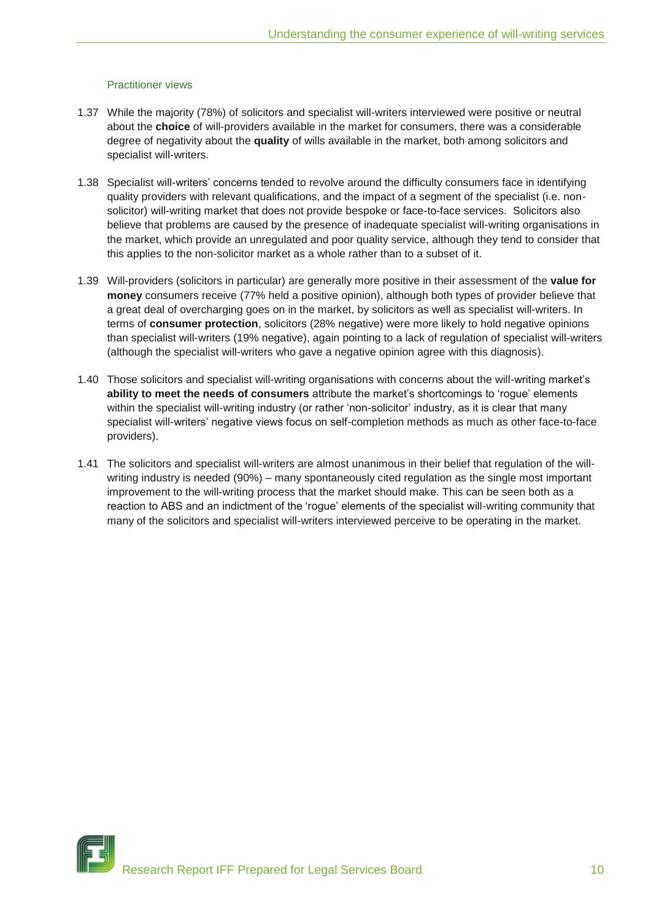### Practitioner views

1.37 While the majority (78%) of solicitors and specialist will-writers interviewed were positive or neutral about the **choice** of will-providers available in the market for consumers, there was a considerable degree of negativity about the **quality** of wills available in the market, both among solicitors and specialist will-writers.

1.38 Specialist will-writers' concerns tended to revolve around the difficulty consumers face in identifying quality providers with relevant qualifications, and the impact of a segment of the specialist (i.e. non-solicitor) will-writing market that does not provide bespoke or face-to-face services. Solicitors also believe that problems are caused by the presence of inadequate specialist will-writing organisations in the market, which provide an unregulated and poor quality service, although they tend to consider that this applies to the non-solicitor market as a whole rather than to a subset of it.

1.39 Will-providers (solicitors in particular) are generally more positive in their assessment of the **value for money** consumers receive (77% held a positive opinion), although both types of provider believe that a great deal of overcharging goes on in the market, by solicitors as well as specialist will-writers. In terms of **consumer protection**, solicitors (28% negative) were more likely to hold negative opinions than specialist will-writers (19% negative), again pointing to a lack of regulation of specialist will-writers (although the specialist will-writers who gave a negative opinion agree with this diagnosis).

1.40 Those solicitors and specialist will-writing organisations with concerns about the will-writing market's **ability to meet the needs of consumers** attribute the market's shortcomings to 'rogue' elements within the specialist will-writing industry (or rather 'non-solicitor' industry, as it is clear that many specialist will-writers' negative views focus on self-completion methods as much as other face-to-face providers).

1.41 The solicitors and specialist will-writers are almost unanimous in their belief that regulation of the will-writing industry is needed (90%) – many spontaneously cited regulation as the single most important improvement to the will-writing process that the market should make. This can be seen both as a reaction to ABS and an indictment of the 'rogue' elements of the specialist will-writing community that many of the solicitors and specialist will-writers interviewed perceive to be operating in the market.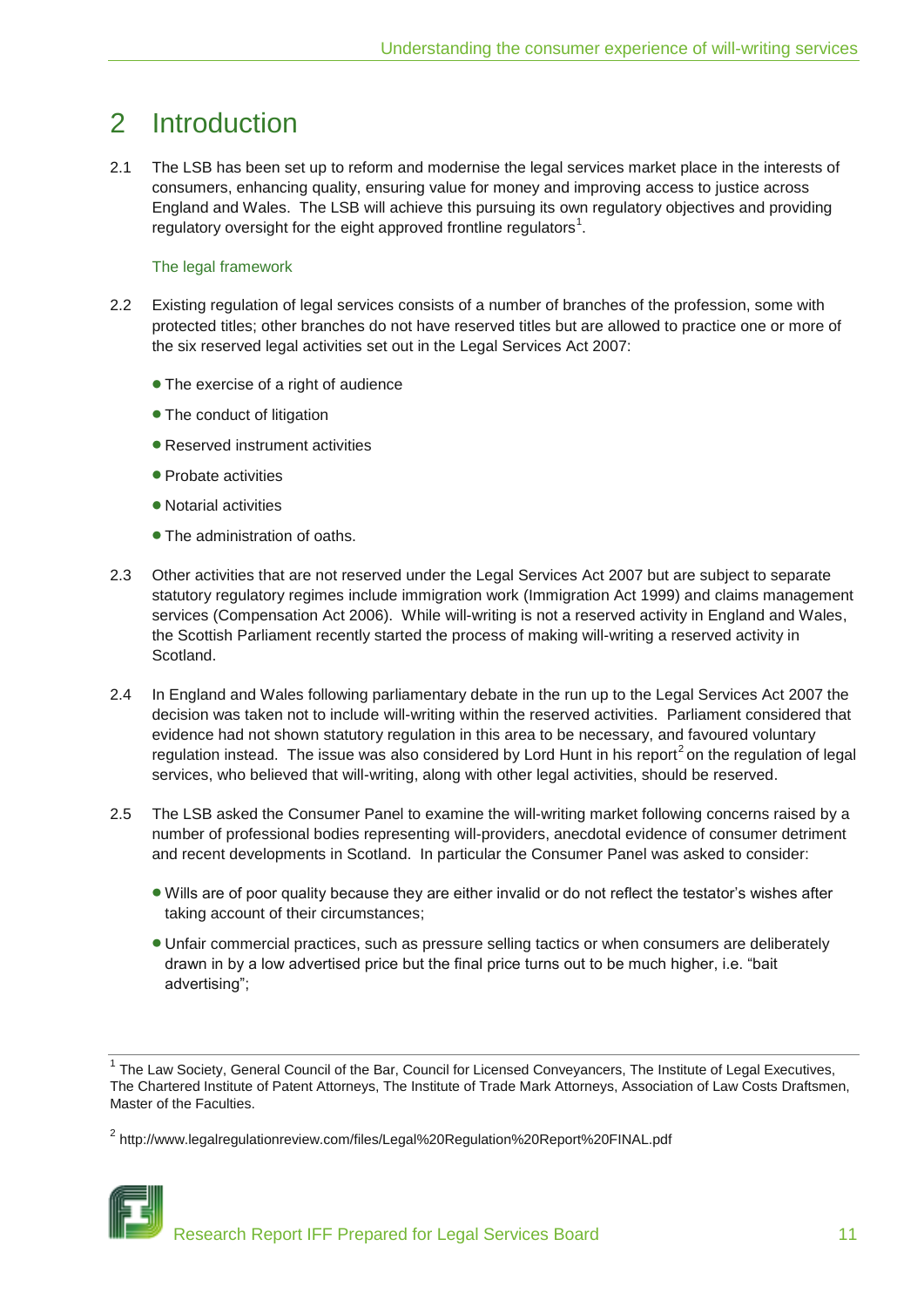# 2 Introduction

2.1 The LSB has been set up to reform and modernise the legal services market place in the interests of consumers, enhancing quality, ensuring value for money and improving access to justice across England and Wales. The LSB will achieve this pursuing its own regulatory objectives and providing regulatory oversight for the eight approved frontline regulators[1].

### The legal framework

2.2 Existing regulation of legal services consists of a number of branches of the profession, some with protected titles; other branches do not have reserved titles but are allowed to practice one or more of the six reserved legal activities set out in the Legal Services Act 2007:

- The exercise of a right of audience
- The conduct of litigation
- Reserved instrument activities
- Probate activities
- Notarial activities
- The administration of oaths.

2.3 Other activities that are not reserved under the Legal Services Act 2007 but are subject to separate statutory regulatory regimes include immigration work (Immigration Act 1999) and claims management services (Compensation Act 2006). While will-writing is not a reserved activity in England and Wales, the Scottish Parliament recently started the process of making will-writing a reserved activity in Scotland.

2.4 In England and Wales following parliamentary debate in the run up to the Legal Services Act 2007 the decision was taken not to include will-writing within the reserved activities. Parliament considered that evidence had not shown statutory regulation in this area to be necessary, and favoured voluntary regulation instead. The issue was also considered by Lord Hunt in his report[2] on the regulation of legal services, who believed that will-writing, along with other legal activities, should be reserved.

2.5 The LSB asked the Consumer Panel to examine the will-writing market following concerns raised by a number of professional bodies representing will-providers, anecdotal evidence of consumer detriment and recent developments in Scotland. In particular the Consumer Panel was asked to consider:

- Wills are of poor quality because they are either invalid or do not reflect the testator's wishes after taking account of their circumstances;
- Unfair commercial practices, such as pressure selling tactics or when consumers are deliberately drawn in by a low advertised price but the final price turns out to be much higher, i.e. "bait advertising";

[1] The Law Society, General Council of the Bar, Council for Licensed Conveyancers, The Institute of Legal Executives, The Chartered Institute of Patent Attorneys, The Institute of Trade Mark Attorneys, Association of Law Costs Draftsmen, Master of the Faculties.

[2] http://www.legalregulationreview.com/files/Legal%20Regulation%20Report%20FINAL.pdf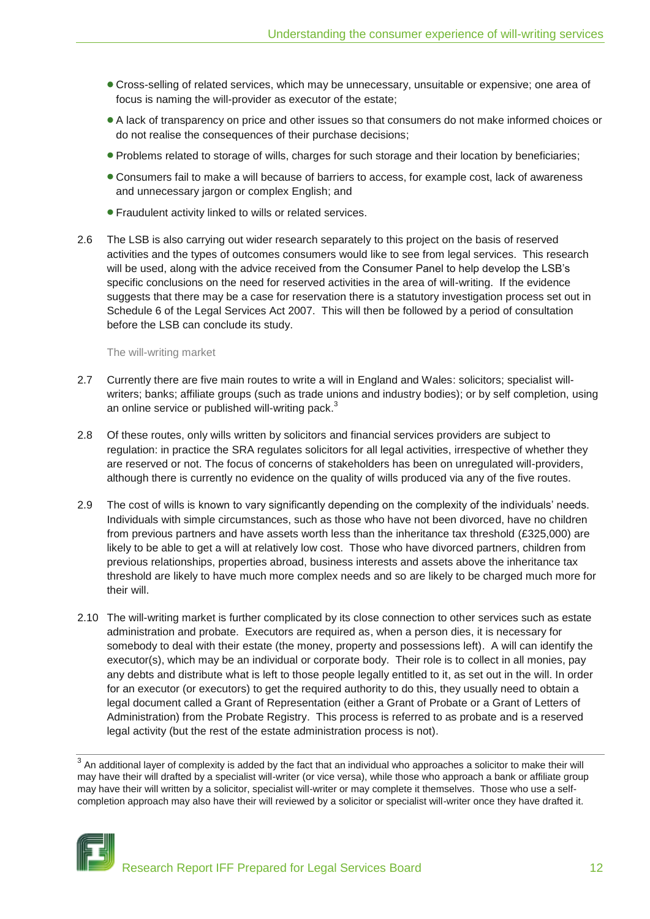- Cross-selling of related services, which may be unnecessary, unsuitable or expensive; one area of focus is naming the will-provider as executor of the estate;
- A lack of transparency on price and other issues so that consumers do not make informed choices or do not realise the consequences of their purchase decisions;
- Problems related to storage of wills, charges for such storage and their location by beneficiaries;
- Consumers fail to make a will because of barriers to access, for example cost, lack of awareness and unnecessary jargon or complex English; and
- Fraudulent activity linked to wills or related services.

2.6 The LSB is also carrying out wider research separately to this project on the basis of reserved activities and the types of outcomes consumers would like to see from legal services. This research will be used, along with the advice received from the Consumer Panel to help develop the LSB's specific conclusions on the need for reserved activities in the area of will-writing. If the evidence suggests that there may be a case for reservation there is a statutory investigation process set out in Schedule 6 of the Legal Services Act 2007. This will then be followed by a period of consultation before the LSB can conclude its study.

### The will-writing market

2.7 Currently there are five main routes to write a will in England and Wales: solicitors; specialist will-writers; banks; affiliate groups (such as trade unions and industry bodies); or by self completion, using an online service or published will-writing pack.[3]

2.8 Of these routes, only wills written by solicitors and financial services providers are subject to regulation: in practice the SRA regulates solicitors for all legal activities, irrespective of whether they are reserved or not. The focus of concerns of stakeholders has been on unregulated will-providers, although there is currently no evidence on the quality of wills produced via any of the five routes.

2.9 The cost of wills is known to vary significantly depending on the complexity of the individuals' needs. Individuals with simple circumstances, such as those who have not been divorced, have no children from previous partners and have assets worth less than the inheritance tax threshold (£325,000) are likely to be able to get a will at relatively low cost. Those who have divorced partners, children from previous relationships, properties abroad, business interests and assets above the inheritance tax threshold are likely to have much more complex needs and so are likely to be charged much more for their will.

2.10 The will-writing market is further complicated by its close connection to other services such as estate administration and probate. Executors are required as, when a person dies, it is necessary for somebody to deal with their estate (the money, property and possessions left). A will can identify the executor(s), which may be an individual or corporate body. Their role is to collect in all monies, pay any debts and distribute what is left to those people legally entitled to it, as set out in the will. In order for an executor (or executors) to get the required authority to do this, they usually need to obtain a legal document called a Grant of Representation (either a Grant of Probate or a Grant of Letters of Administration) from the Probate Registry. This process is referred to as probate and is a reserved legal activity (but the rest of the estate administration process is not).

[3] An additional layer of complexity is added by the fact that an individual who approaches a solicitor to make their will may have their will drafted by a specialist will-writer (or vice versa), while those who approach a bank or affiliate group may have their will written by a solicitor, specialist will-writer or may complete it themselves. Those who use a self-completion approach may also have their will reviewed by a solicitor or specialist will-writer once they have drafted it.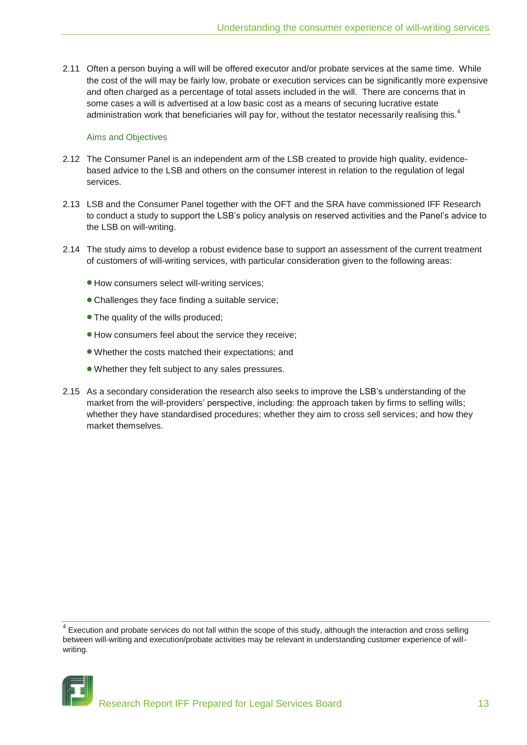2.11 Often a person buying a will will be offered executor and/or probate services at the same time. While the cost of the will may be fairly low, probate or execution services can be significantly more expensive and often charged as a percentage of total assets included in the will. There are concerns that in some cases a will is advertised at a low basic cost as a means of securing lucrative estate administration work that beneficiaries will pay for, without the testator necessarily realising this.[4]

### Aims and Objectives

2.12 The Consumer Panel is an independent arm of the LSB created to provide high quality, evidence-based advice to the LSB and others on the consumer interest in relation to the regulation of legal services.

2.13 LSB and the Consumer Panel together with the OFT and the SRA have commissioned IFF Research to conduct a study to support the LSB's policy analysis on reserved activities and the Panel's advice to the LSB on will-writing.

2.14 The study aims to develop a robust evidence base to support an assessment of the current treatment of customers of will-writing services, with particular consideration given to the following areas:

- How consumers select will-writing services;
- Challenges they face finding a suitable service;
- The quality of the wills produced;
- How consumers feel about the service they receive;
- Whether the costs matched their expectations; and
- Whether they felt subject to any sales pressures.

2.15 As a secondary consideration the research also seeks to improve the LSB's understanding of the market from the will-providers' perspective, including: the approach taken by firms to selling wills; whether they have standardised procedures; whether they aim to cross sell services; and how they market themselves.

[4] Execution and probate services do not fall within the scope of this study, although the interaction and cross selling between will-writing and execution/probate activities may be relevant in understanding customer experience of will-writing.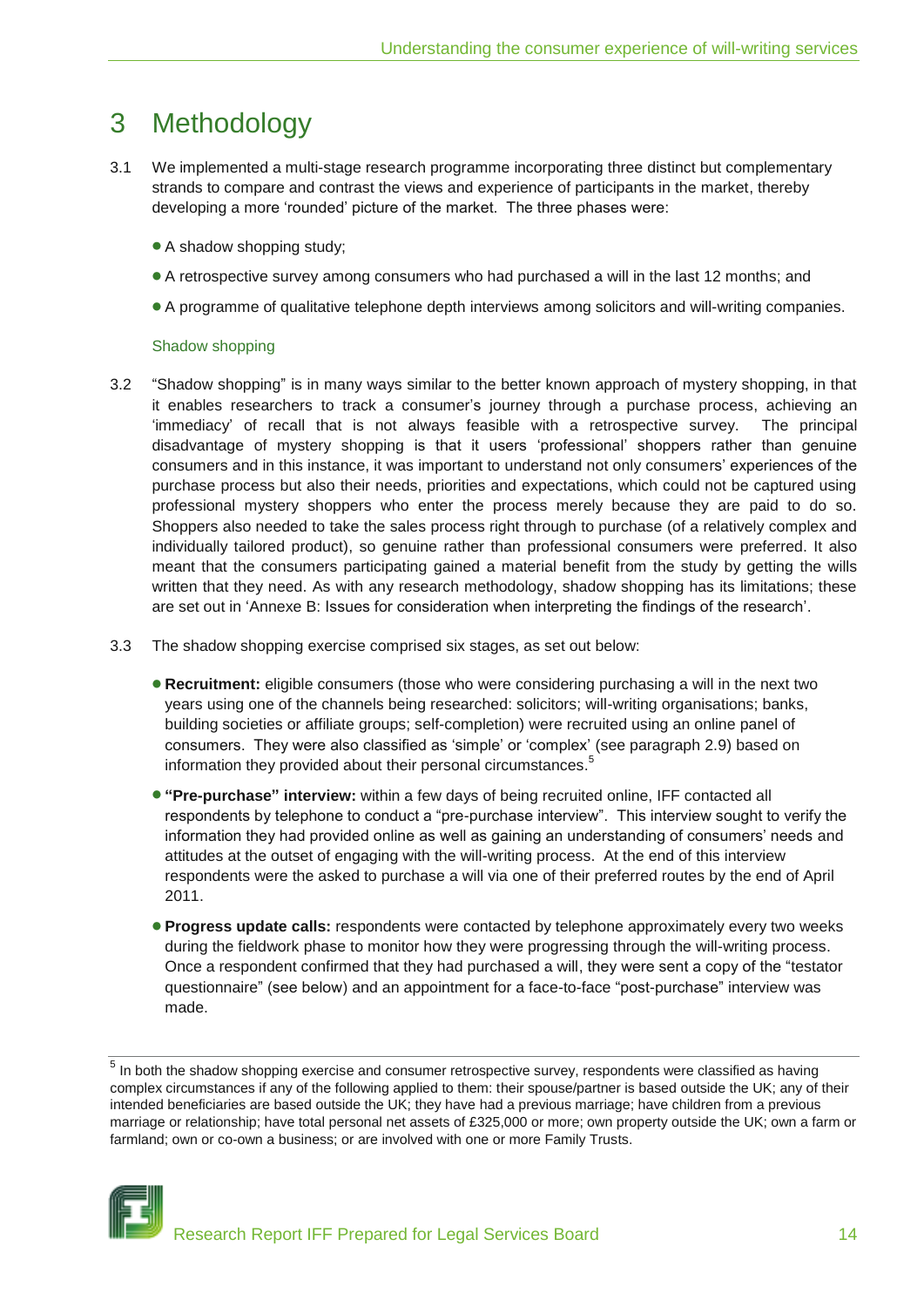# 3 Methodology

3.1 We implemented a multi-stage research programme incorporating three distinct but complementary strands to compare and contrast the views and experience of participants in the market, thereby developing a more 'rounded' picture of the market. The three phases were:

- A shadow shopping study;
- A retrospective survey among consumers who had purchased a will in the last 12 months; and
- A programme of qualitative telephone depth interviews among solicitors and will-writing companies.

### Shadow shopping

3.2 "Shadow shopping" is in many ways similar to the better known approach of mystery shopping, in that it enables researchers to track a consumer's journey through a purchase process, achieving an 'immediacy' of recall that is not always feasible with a retrospective survey. The principal disadvantage of mystery shopping is that it users 'professional' shoppers rather than genuine consumers and in this instance, it was important to understand not only consumers' experiences of the purchase process but also their needs, priorities and expectations, which could not be captured using professional mystery shoppers who enter the process merely because they are paid to do so. Shoppers also needed to take the sales process right through to purchase (of a relatively complex and individually tailored product), so genuine rather than professional consumers were preferred. It also meant that the consumers participating gained a material benefit from the study by getting the wills written that they need. As with any research methodology, shadow shopping has its limitations; these are set out in 'Annexe B: Issues for consideration when interpreting the findings of the research'.

3.3 The shadow shopping exercise comprised six stages, as set out below:

- **Recruitment:** eligible consumers (those who were considering purchasing a will in the next two years using one of the channels being researched: solicitors; will-writing organisations; banks, building societies or affiliate groups; self-completion) were recruited using an online panel of consumers. They were also classified as 'simple' or 'complex' (see paragraph 2.9) based on information they provided about their personal circumstances.[5]
- **"Pre-purchase" interview:** within a few days of being recruited online, IFF contacted all respondents by telephone to conduct a "pre-purchase interview". This interview sought to verify the information they had provided online as well as gaining an understanding of consumers' needs and attitudes at the outset of engaging with the will-writing process. At the end of this interview respondents were the asked to purchase a will via one of their preferred routes by the end of April 2011.
- **Progress update calls:** respondents were contacted by telephone approximately every two weeks during the fieldwork phase to monitor how they were progressing through the will-writing process. Once a respondent confirmed that they had purchased a will, they were sent a copy of the "testator questionnaire" (see below) and an appointment for a face-to-face "post-purchase" interview was made.

[5] In both the shadow shopping exercise and consumer retrospective survey, respondents were classified as having complex circumstances if any of the following applied to them: their spouse/partner is based outside the UK; any of their intended beneficiaries are based outside the UK; they have had a previous marriage; have children from a previous marriage or relationship; have total personal net assets of £325,000 or more; own property outside the UK; own a farm or farmland; own or co-own a business; or are involved with one or more Family Trusts.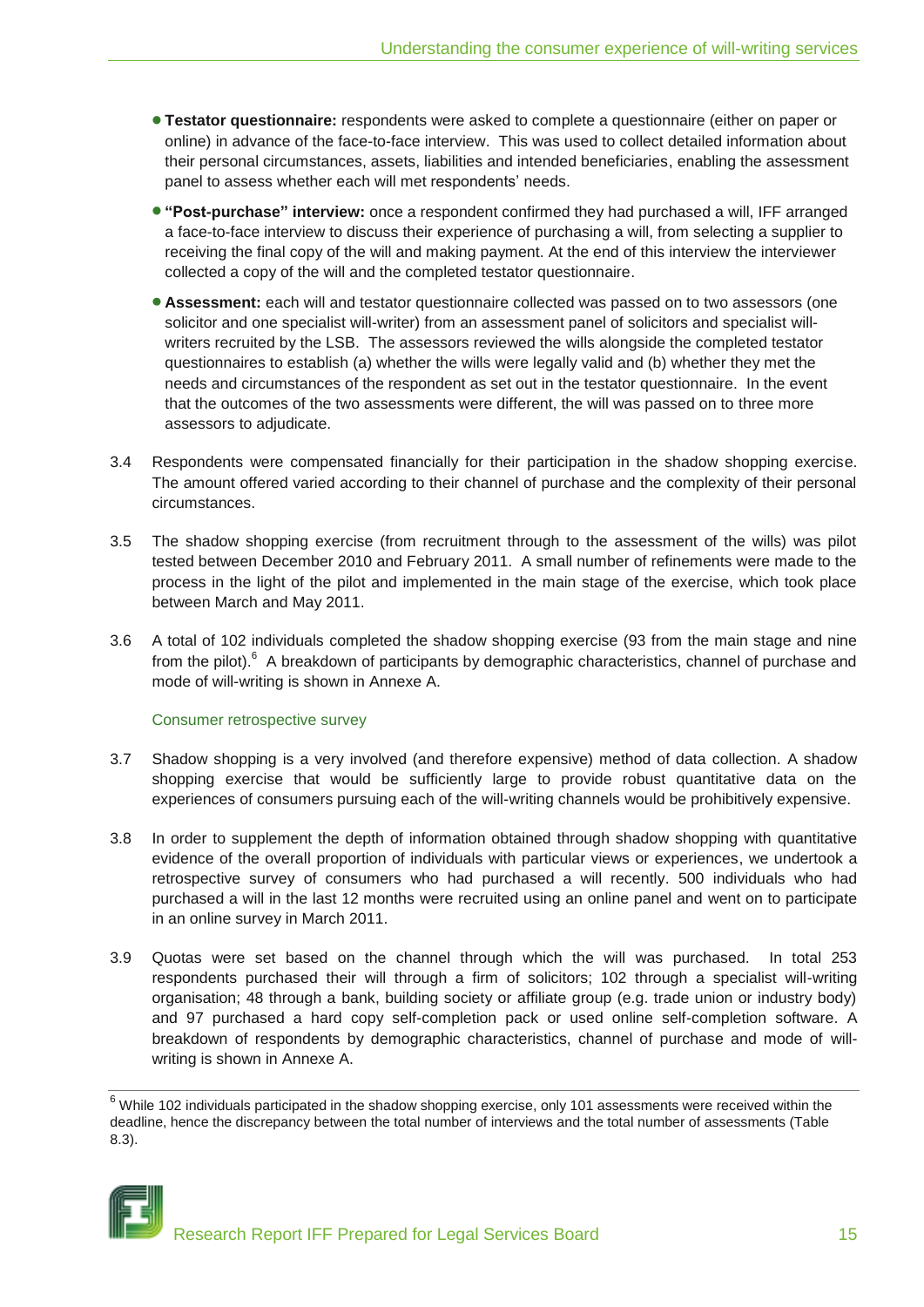- **Testator questionnaire:** respondents were asked to complete a questionnaire (either on paper or online) in advance of the face-to-face interview. This was used to collect detailed information about their personal circumstances, assets, liabilities and intended beneficiaries, enabling the assessment panel to assess whether each will met respondents' needs.
- **"Post-purchase" interview:** once a respondent confirmed they had purchased a will, IFF arranged a face-to-face interview to discuss their experience of purchasing a will, from selecting a supplier to receiving the final copy of the will and making payment. At the end of this interview the interviewer collected a copy of the will and the completed testator questionnaire.
- **Assessment:** each will and testator questionnaire collected was passed on to two assessors (one solicitor and one specialist will-writer) from an assessment panel of solicitors and specialist will-writers recruited by the LSB. The assessors reviewed the wills alongside the completed testator questionnaires to establish (a) whether the wills were legally valid and (b) whether they met the needs and circumstances of the respondent as set out in the testator questionnaire. In the event that the outcomes of the two assessments were different, the will was passed on to three more assessors to adjudicate.

3.4 Respondents were compensated financially for their participation in the shadow shopping exercise. The amount offered varied according to their channel of purchase and the complexity of their personal circumstances.

3.5 The shadow shopping exercise (from recruitment through to the assessment of the wills) was pilot tested between December 2010 and February 2011. A small number of refinements were made to the process in the light of the pilot and implemented in the main stage of the exercise, which took place between March and May 2011.

3.6 A total of 102 individuals completed the shadow shopping exercise (93 from the main stage and nine from the pilot).[6] A breakdown of participants by demographic characteristics, channel of purchase and mode of will-writing is shown in Annexe A.

### Consumer retrospective survey

3.7 Shadow shopping is a very involved (and therefore expensive) method of data collection. A shadow shopping exercise that would be sufficiently large to provide robust quantitative data on the experiences of consumers pursuing each of the will-writing channels would be prohibitively expensive.

3.8 In order to supplement the depth of information obtained through shadow shopping with quantitative evidence of the overall proportion of individuals with particular views or experiences, we undertook a retrospective survey of consumers who had purchased a will recently. 500 individuals who had purchased a will in the last 12 months were recruited using an online panel and went on to participate in an online survey in March 2011.

3.9 Quotas were set based on the channel through which the will was purchased. In total 253 respondents purchased their will through a firm of solicitors; 102 through a specialist will-writing organisation; 48 through a bank, building society or affiliate group (e.g. trade union or industry body) and 97 purchased a hard copy self-completion pack or used online self-completion software. A breakdown of respondents by demographic characteristics, channel of purchase and mode of will-writing is shown in Annexe A.

---

[6] While 102 individuals participated in the shadow shopping exercise, only 101 assessments were received within the deadline, hence the discrepancy between the total number of interviews and the total number of assessments (Table 8.3).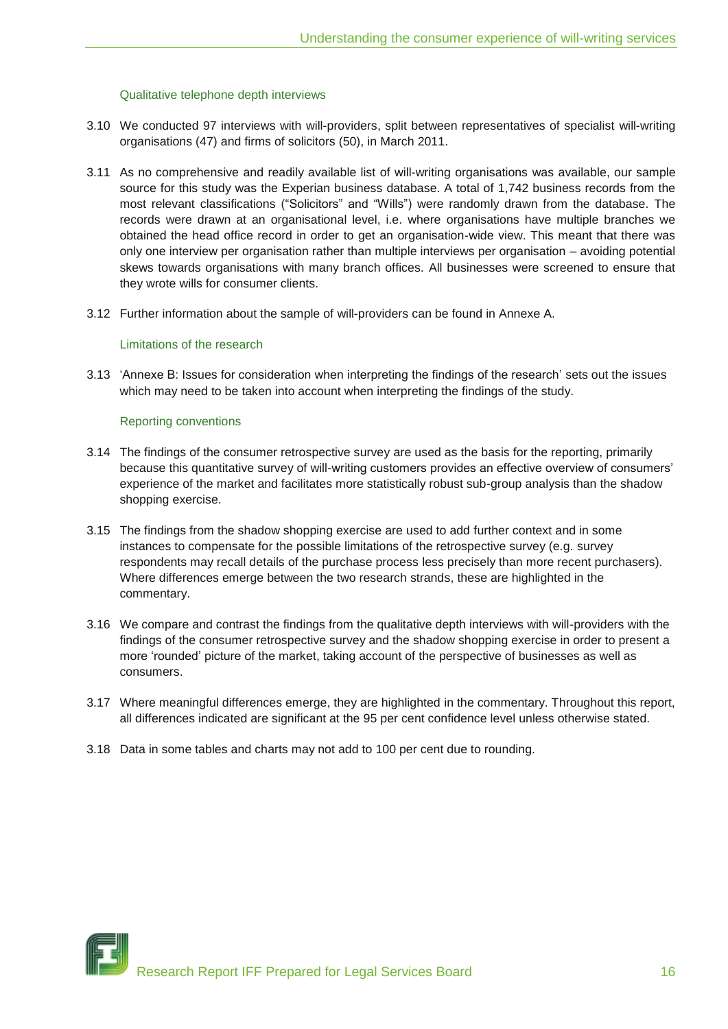### Qualitative telephone depth interviews

3.10 We conducted 97 interviews with will-providers, split between representatives of specialist will-writing organisations (47) and firms of solicitors (50), in March 2011.

3.11 As no comprehensive and readily available list of will-writing organisations was available, our sample source for this study was the Experian business database. A total of 1,742 business records from the most relevant classifications ("Solicitors" and "Wills") were randomly drawn from the database. The records were drawn at an organisational level, i.e. where organisations have multiple branches we obtained the head office record in order to get an organisation-wide view. This meant that there was only one interview per organisation rather than multiple interviews per organisation – avoiding potential skews towards organisations with many branch offices. All businesses were screened to ensure that they wrote wills for consumer clients.

3.12 Further information about the sample of will-providers can be found in Annexe A.

### Limitations of the research

3.13 'Annexe B: Issues for consideration when interpreting the findings of the research' sets out the issues which may need to be taken into account when interpreting the findings of the study.

### Reporting conventions

3.14 The findings of the consumer retrospective survey are used as the basis for the reporting, primarily because this quantitative survey of will-writing customers provides an effective overview of consumers' experience of the market and facilitates more statistically robust sub-group analysis than the shadow shopping exercise.

3.15 The findings from the shadow shopping exercise are used to add further context and in some instances to compensate for the possible limitations of the retrospective survey (e.g. survey respondents may recall details of the purchase process less precisely than more recent purchasers). Where differences emerge between the two research strands, these are highlighted in the commentary.

3.16 We compare and contrast the findings from the qualitative depth interviews with will-providers with the findings of the consumer retrospective survey and the shadow shopping exercise in order to present a more 'rounded' picture of the market, taking account of the perspective of businesses as well as consumers.

3.17 Where meaningful differences emerge, they are highlighted in the commentary. Throughout this report, all differences indicated are significant at the 95 per cent confidence level unless otherwise stated.

3.18 Data in some tables and charts may not add to 100 per cent due to rounding.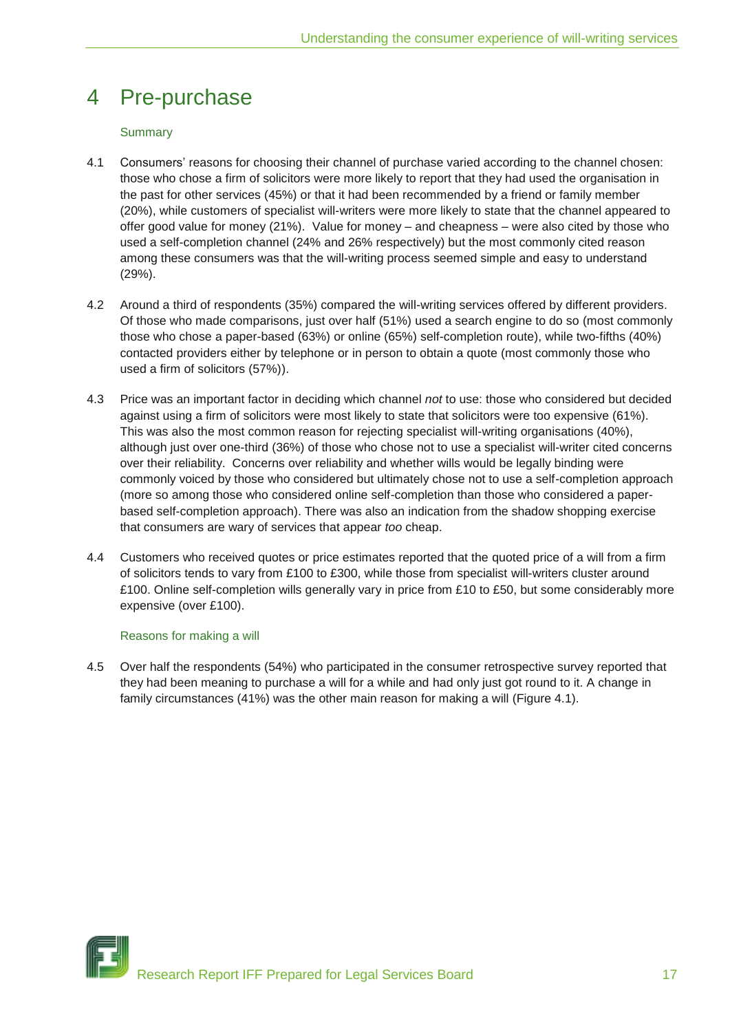# 4 Pre-purchase

### Summary

4.1 Consumers' reasons for choosing their channel of purchase varied according to the channel chosen: those who chose a firm of solicitors were more likely to report that they had used the organisation in the past for other services (45%) or that it had been recommended by a friend or family member (20%), while customers of specialist will-writers were more likely to state that the channel appeared to offer good value for money (21%). Value for money – and cheapness – were also cited by those who used a self-completion channel (24% and 26% respectively) but the most commonly cited reason among these consumers was that the will-writing process seemed simple and easy to understand (29%).

4.2 Around a third of respondents (35%) compared the will-writing services offered by different providers. Of those who made comparisons, just over half (51%) used a search engine to do so (most commonly those who chose a paper-based (63%) or online (65%) self-completion route), while two-fifths (40%) contacted providers either by telephone or in person to obtain a quote (most commonly those who used a firm of solicitors (57%)).

4.3 Price was an important factor in deciding which channel *not* to use: those who considered but decided against using a firm of solicitors were most likely to state that solicitors were too expensive (61%). This was also the most common reason for rejecting specialist will-writing organisations (40%), although just over one-third (36%) of those who chose not to use a specialist will-writer cited concerns over their reliability. Concerns over reliability and whether wills would be legally binding were commonly voiced by those who considered but ultimately chose not to use a self-completion approach (more so among those who considered online self-completion than those who considered a paper-based self-completion approach). There was also an indication from the shadow shopping exercise that consumers are wary of services that appear *too* cheap.

4.4 Customers who received quotes or price estimates reported that the quoted price of a will from a firm of solicitors tends to vary from £100 to £300, while those from specialist will-writers cluster around £100. Online self-completion wills generally vary in price from £10 to £50, but some considerably more expensive (over £100).

### Reasons for making a will

4.5 Over half the respondents (54%) who participated in the consumer retrospective survey reported that they had been meaning to purchase a will for a while and had only just got round to it. A change in family circumstances (41%) was the other main reason for making a will (Figure 4.1).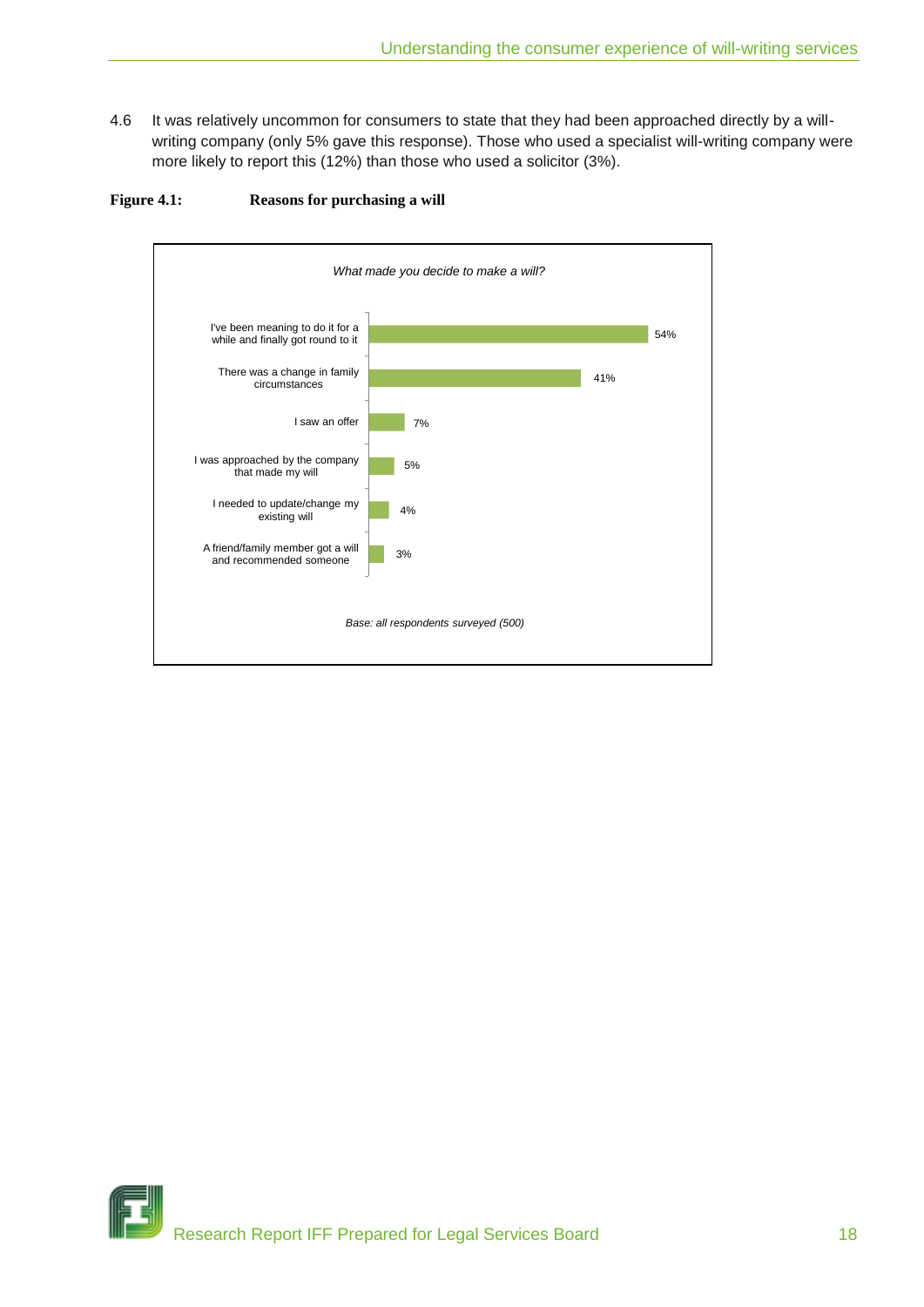4.6 It was relatively uncommon for consumers to state that they had been approached directly by a will-writing company (only 5% gave this response). Those who used a specialist will-writing company were more likely to report this (12%) than those who used a solicitor (3%).

**Figure 4.1: Reasons for purchasing a will**

*What made you decide to make a will?*

| Reason | % |
|---|---|
| I've been meaning to do it for a while and finally got round to it | 54% |
| There was a change in family circumstances | 41% |
| I saw an offer | 7% |
| I was approached by the company that made my will | 5% |
| I needed to update/change my existing will | 4% |
| A friend/family member got a will and recommended someone | 3% |

*Base: all respondents surveyed (500)*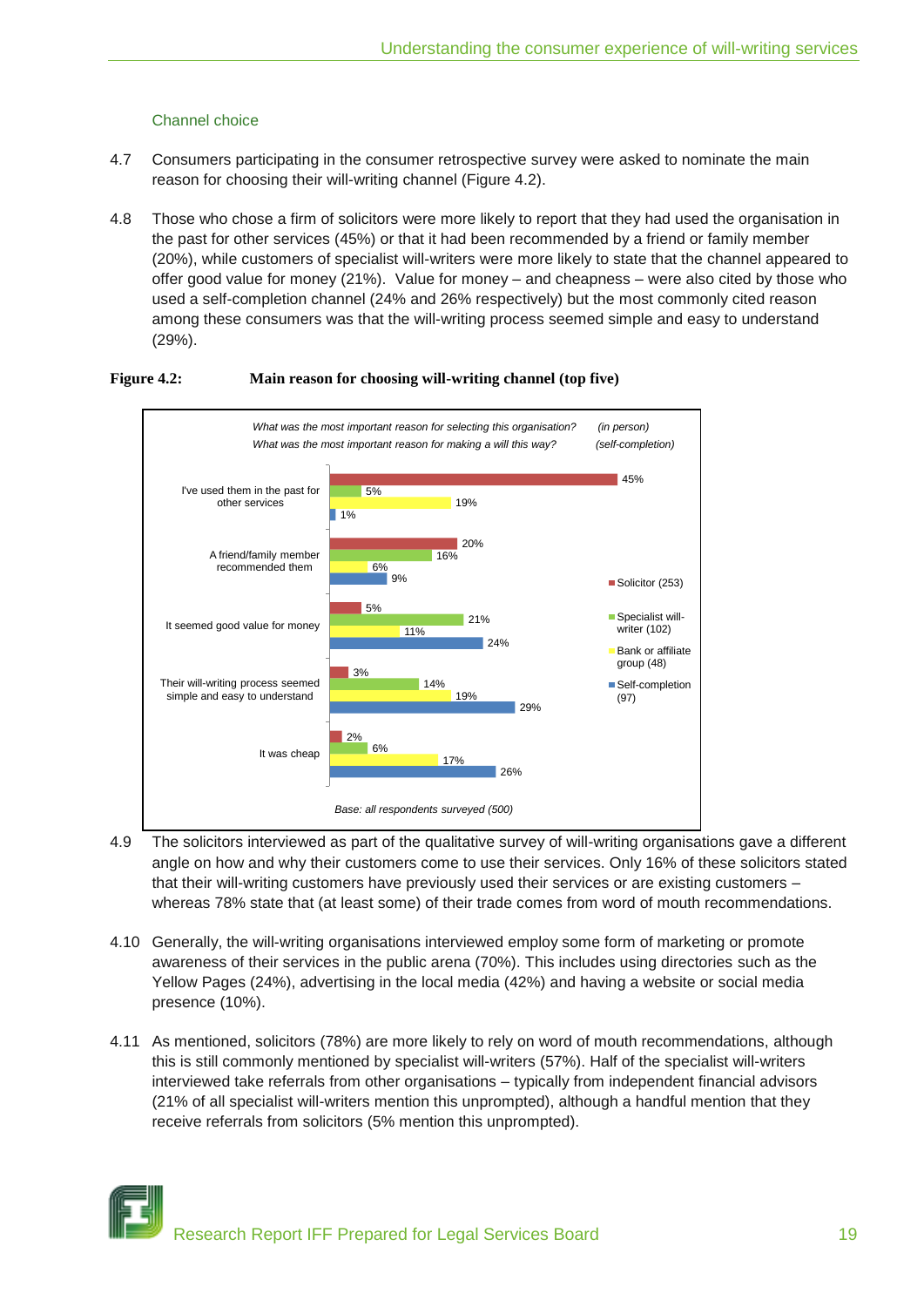### Channel choice

4.7 Consumers participating in the consumer retrospective survey were asked to nominate the main reason for choosing their will-writing channel (Figure 4.2).

4.8 Those who chose a firm of solicitors were more likely to report that they had used the organisation in the past for other services (45%) or that it had been recommended by a friend or family member (20%), while customers of specialist will-writers were more likely to state that the channel appeared to offer good value for money (21%). Value for money – and cheapness – were also cited by those who used a self-completion channel (24% and 26% respectively) but the most commonly cited reason among these consumers was that the will-writing process seemed simple and easy to understand (29%).

**Figure 4.2: Main reason for choosing will-writing channel (top five)**

*What was the most important reason for selecting this organisation? (in person)*
*What was the most important reason for making a will this way? (self-completion)*

| | Solicitor (253) | Specialist will-writer (102) | Bank or affiliate group (48) | Self-completion (97) |
|---|---|---|---|---|
| I've used them in the past for other services | 45% | 5% | 19% | 1% |
| A friend/family member recommended them | 20% | 16% | 6% | 9% |
| It seemed good value for money | 5% | 21% | 11% | 24% |
| Their will-writing process seemed simple and easy to understand | 3% | 14% | 19% | 29% |
| It was cheap | 2% | 6% | 17% | 26% |

*Base: all respondents surveyed (500)*

4.9 The solicitors interviewed as part of the qualitative survey of will-writing organisations gave a different angle on how and why their customers come to use their services. Only 16% of these solicitors stated that their will-writing customers have previously used their services or are existing customers – whereas 78% state that (at least some) of their trade comes from word of mouth recommendations.

4.10 Generally, the will-writing organisations interviewed employ some form of marketing or promote awareness of their services in the public arena (70%). This includes using directories such as the Yellow Pages (24%), advertising in the local media (42%) and having a website or social media presence (10%).

4.11 As mentioned, solicitors (78%) are more likely to rely on word of mouth recommendations, although this is still commonly mentioned by specialist will-writers (57%). Half of the specialist will-writers interviewed take referrals from other organisations – typically from independent financial advisors (21% of all specialist will-writers mention this unprompted), although a handful mention that they receive referrals from solicitors (5% mention this unprompted).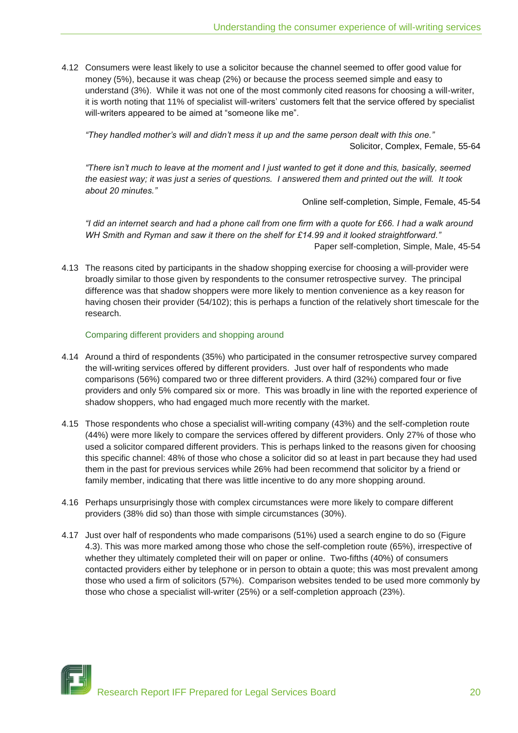4.12 Consumers were least likely to use a solicitor because the channel seemed to offer good value for money (5%), because it was cheap (2%) or because the process seemed simple and easy to understand (3%). While it was not one of the most commonly cited reasons for choosing a will-writer, it is worth noting that 11% of specialist will-writers' customers felt that the service offered by specialist will-writers appeared to be aimed at "someone like me".

*"They handled mother's will and didn't mess it up and the same person dealt with this one."*
Solicitor, Complex, Female, 55-64

*"There isn't much to leave at the moment and I just wanted to get it done and this, basically, seemed the easiest way; it was just a series of questions. I answered them and printed out the will. It took about 20 minutes."*
Online self-completion, Simple, Female, 45-54

*"I did an internet search and had a phone call from one firm with a quote for £66. I had a walk around WH Smith and Ryman and saw it there on the shelf for £14.99 and it looked straightforward."*
Paper self-completion, Simple, Male, 45-54

4.13 The reasons cited by participants in the shadow shopping exercise for choosing a will-provider were broadly similar to those given by respondents to the consumer retrospective survey. The principal difference was that shadow shoppers were more likely to mention convenience as a key reason for having chosen their provider (54/102); this is perhaps a function of the relatively short timescale for the research.

### Comparing different providers and shopping around

4.14 Around a third of respondents (35%) who participated in the consumer retrospective survey compared the will-writing services offered by different providers. Just over half of respondents who made comparisons (56%) compared two or three different providers. A third (32%) compared four or five providers and only 5% compared six or more. This was broadly in line with the reported experience of shadow shoppers, who had engaged much more recently with the market.

4.15 Those respondents who chose a specialist will-writing company (43%) and the self-completion route (44%) were more likely to compare the services offered by different providers. Only 27% of those who used a solicitor compared different providers. This is perhaps linked to the reasons given for choosing this specific channel: 48% of those who chose a solicitor did so at least in part because they had used them in the past for previous services while 26% had been recommend that solicitor by a friend or family member, indicating that there was little incentive to do any more shopping around.

4.16 Perhaps unsurprisingly those with complex circumstances were more likely to compare different providers (38% did so) than those with simple circumstances (30%).

4.17 Just over half of respondents who made comparisons (51%) used a search engine to do so (Figure 4.3). This was more marked among those who chose the self-completion route (65%), irrespective of whether they ultimately completed their will on paper or online. Two-fifths (40%) of consumers contacted providers either by telephone or in person to obtain a quote; this was most prevalent among those who used a firm of solicitors (57%). Comparison websites tended to be used more commonly by those who chose a specialist will-writer (25%) or a self-completion approach (23%).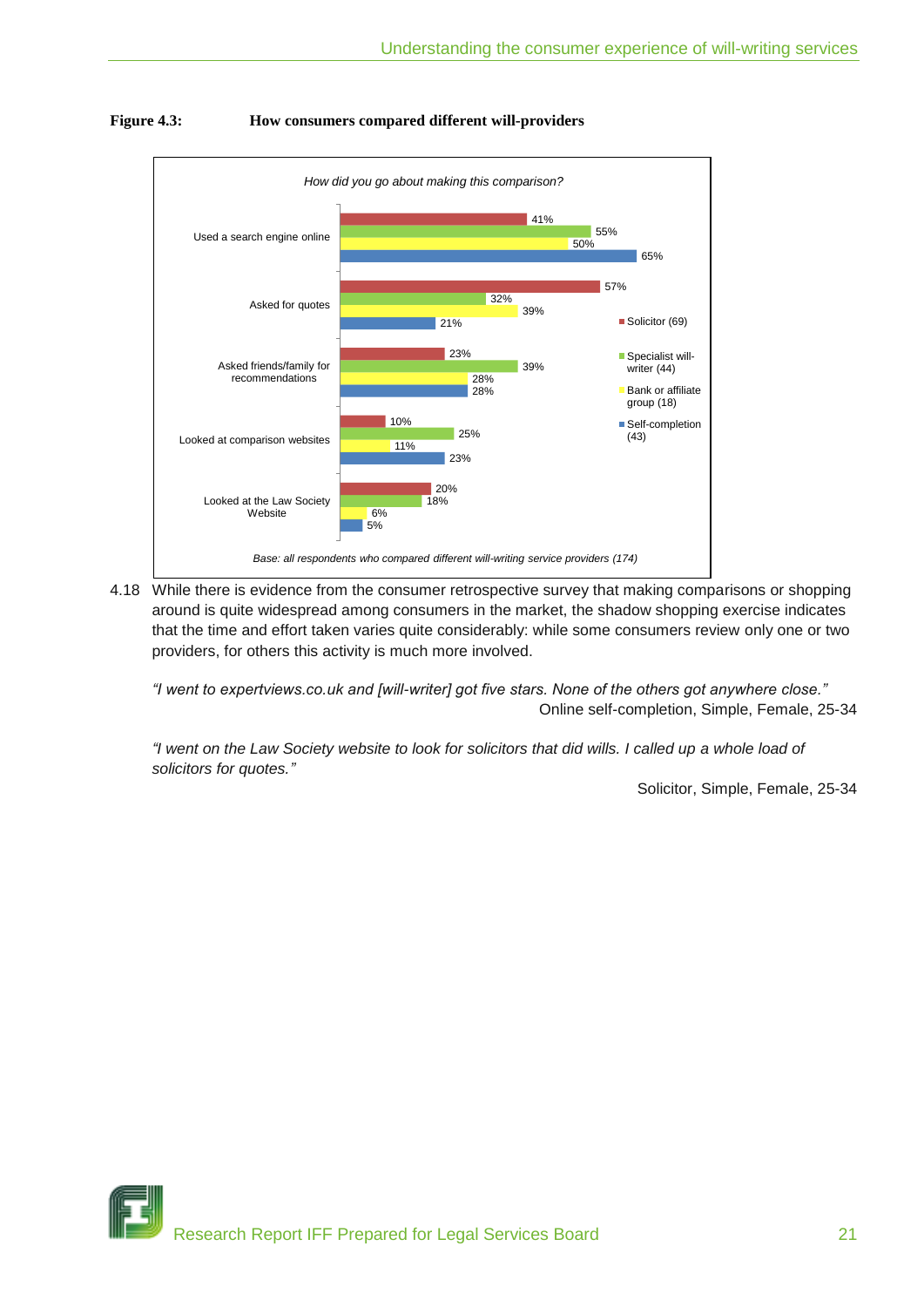**Figure 4.3: How consumers compared different will-providers**

*How did you go about making this comparison?*

| | Solicitor (69) | Specialist will-writer (44) | Bank or affiliate group (18) | Self-completion (43) |
|---|---|---|---|---|
| Used a search engine online | 41% | 55% | 50% | 65% |
| Asked for quotes | 57% | 32% | 39% | 21% |
| Asked friends/family for recommendations | 23% | 39% | 28% | 28% |
| Looked at comparison websites | 10% | 25% | 11% | 23% |
| Looked at the Law Society Website | 20% | 18% | 6% | 5% |

*Base: all respondents who compared different will-writing service providers (174)*

4.18 While there is evidence from the consumer retrospective survey that making comparisons or shopping around is quite widespread among consumers in the market, the shadow shopping exercise indicates that the time and effort taken varies quite considerably: while some consumers review only one or two providers, for others this activity is much more involved.

*"I went to expertviews.co.uk and [will-writer] got five stars. None of the others got anywhere close."*

Online self-completion, Simple, Female, 25-34

*"I went on the Law Society website to look for solicitors that did wills. I called up a whole load of solicitors for quotes."*

Solicitor, Simple, Female, 25-34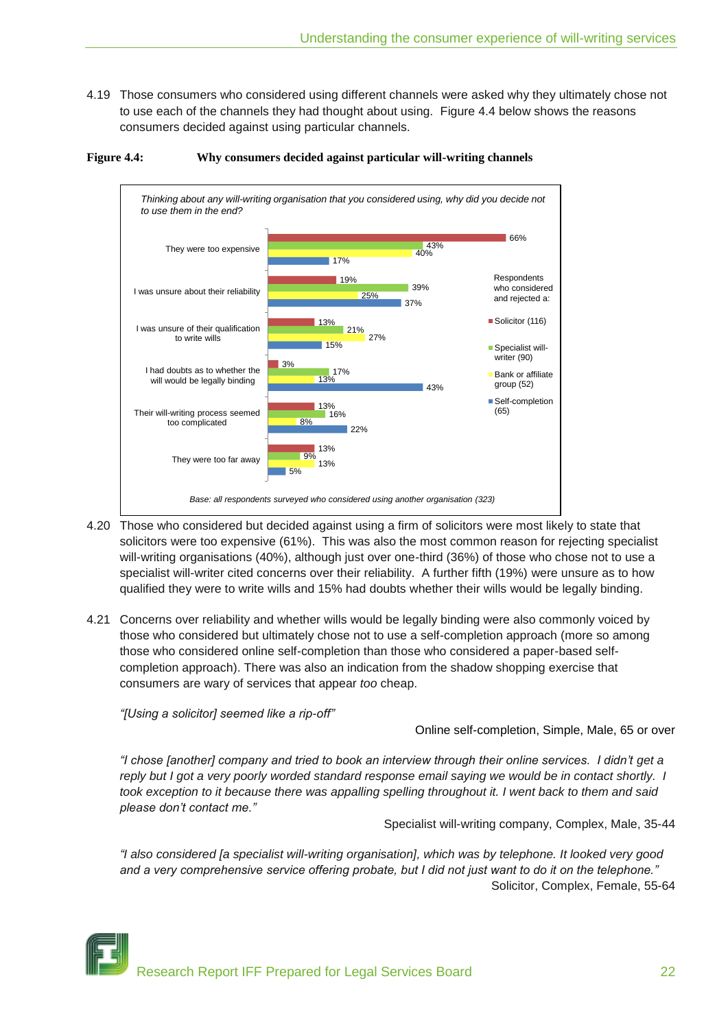4.19 Those consumers who considered using different channels were asked why they ultimately chose not to use each of the channels they had thought about using. Figure 4.4 below shows the reasons consumers decided against using particular channels.

**Figure 4.4: Why consumers decided against particular will-writing channels**

*Thinking about any will-writing organisation that you considered using, why did you decide not to use them in the end?*

| | Solicitor (116) | Specialist will-writer (90) | Bank or affiliate group (52) | Self-completion (65) |
|---|---|---|---|---|
| They were too expensive | 66% | 43% | 40% | 17% |
| I was unsure about their reliability | 19% | 39% | 25% | 37% |
| I was unsure of their qualification to write wills | 13% | 21% | 27% | 15% |
| I had doubts as to whether the will would be legally binding | 3% | 17% | 13% | 43% |
| Their will-writing process seemed too complicated | 13% | 16% | 8% | 22% |
| They were too far away | 13% | 9% | 13% | 5% |

Respondents who considered and rejected a: Solicitor (116); Specialist will-writer (90); Bank or affiliate group (52); Self-completion (65)

*Base: all respondents surveyed who considered using another organisation (323)*

4.20 Those who considered but decided against using a firm of solicitors were most likely to state that solicitors were too expensive (61%). This was also the most common reason for rejecting specialist will-writing organisations (40%), although just over one-third (36%) of those who chose not to use a specialist will-writer cited concerns over their reliability. A further fifth (19%) were unsure as to how qualified they were to write wills and 15% had doubts whether their wills would be legally binding.

4.21 Concerns over reliability and whether wills would be legally binding were also commonly voiced by those who considered but ultimately chose not to use a self-completion approach (more so among those who considered online self-completion than those who considered a paper-based self-completion approach). There was also an indication from the shadow shopping exercise that consumers are wary of services that appear *too* cheap.

*"[Using a solicitor] seemed like a rip-off"*

Online self-completion, Simple, Male, 65 or over

*"I chose [another] company and tried to book an interview through their online services. I didn't get a reply but I got a very poorly worded standard response email saying we would be in contact shortly. I took exception to it because there was appalling spelling throughout it. I went back to them and said please don't contact me."*

Specialist will-writing company, Complex, Male, 35-44

*"I also considered [a specialist will-writing organisation], which was by telephone. It looked very good and a very comprehensive service offering probate, but I did not just want to do it on the telephone."*

Solicitor, Complex, Female, 55-64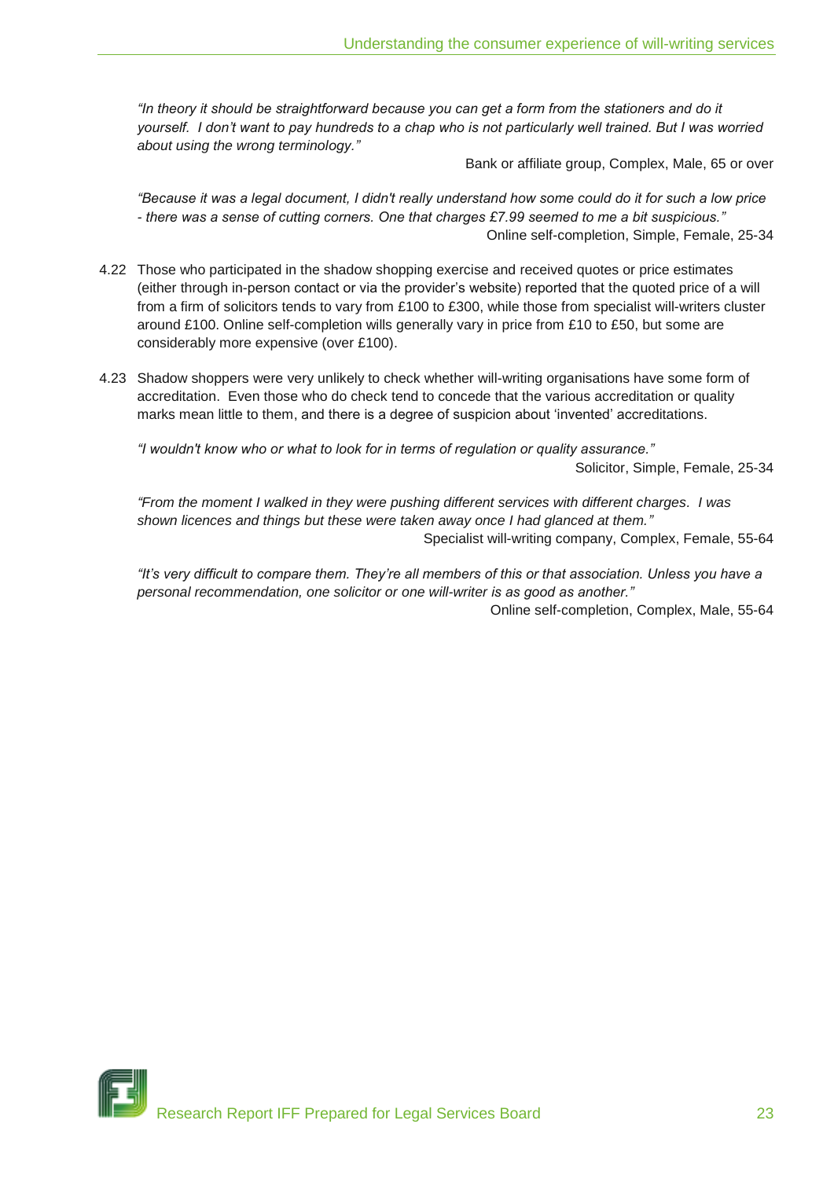*"In theory it should be straightforward because you can get a form from the stationers and do it yourself. I don't want to pay hundreds to a chap who is not particularly well trained. But I was worried about using the wrong terminology."*

Bank or affiliate group, Complex, Male, 65 or over

*"Because it was a legal document, I didn't really understand how some could do it for such a low price - there was a sense of cutting corners. One that charges £7.99 seemed to me a bit suspicious."*

Online self-completion, Simple, Female, 25-34

4.22 Those who participated in the shadow shopping exercise and received quotes or price estimates (either through in-person contact or via the provider's website) reported that the quoted price of a will from a firm of solicitors tends to vary from £100 to £300, while those from specialist will-writers cluster around £100. Online self-completion wills generally vary in price from £10 to £50, but some are considerably more expensive (over £100).

4.23 Shadow shoppers were very unlikely to check whether will-writing organisations have some form of accreditation. Even those who do check tend to concede that the various accreditation or quality marks mean little to them, and there is a degree of suspicion about 'invented' accreditations.

*"I wouldn't know who or what to look for in terms of regulation or quality assurance."*

Solicitor, Simple, Female, 25-34

*"From the moment I walked in they were pushing different services with different charges. I was shown licences and things but these were taken away once I had glanced at them."*

Specialist will-writing company, Complex, Female, 55-64

*"It's very difficult to compare them. They're all members of this or that association. Unless you have a personal recommendation, one solicitor or one will-writer is as good as another."*

Online self-completion, Complex, Male, 55-64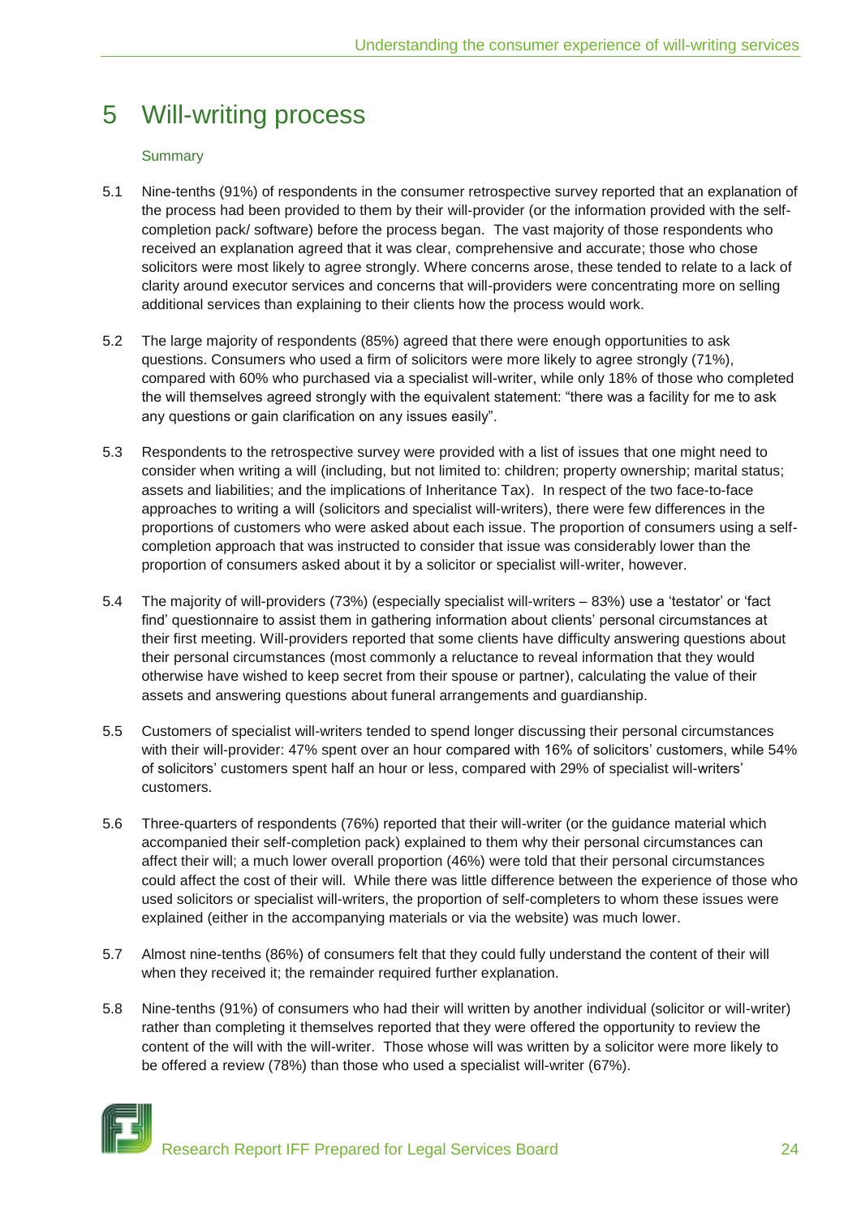# 5 Will-writing process

### Summary

5.1 Nine-tenths (91%) of respondents in the consumer retrospective survey reported that an explanation of the process had been provided to them by their will-provider (or the information provided with the self-completion pack/ software) before the process began. The vast majority of those respondents who received an explanation agreed that it was clear, comprehensive and accurate; those who chose solicitors were most likely to agree strongly. Where concerns arose, these tended to relate to a lack of clarity around executor services and concerns that will-providers were concentrating more on selling additional services than explaining to their clients how the process would work.

5.2 The large majority of respondents (85%) agreed that there were enough opportunities to ask questions. Consumers who used a firm of solicitors were more likely to agree strongly (71%), compared with 60% who purchased via a specialist will-writer, while only 18% of those who completed the will themselves agreed strongly with the equivalent statement: "there was a facility for me to ask any questions or gain clarification on any issues easily".

5.3 Respondents to the retrospective survey were provided with a list of issues that one might need to consider when writing a will (including, but not limited to: children; property ownership; marital status; assets and liabilities; and the implications of Inheritance Tax). In respect of the two face-to-face approaches to writing a will (solicitors and specialist will-writers), there were few differences in the proportions of customers who were asked about each issue. The proportion of consumers using a self-completion approach that was instructed to consider that issue was considerably lower than the proportion of consumers asked about it by a solicitor or specialist will-writer, however.

5.4 The majority of will-providers (73%) (especially specialist will-writers – 83%) use a 'testator' or 'fact find' questionnaire to assist them in gathering information about clients' personal circumstances at their first meeting. Will-providers reported that some clients have difficulty answering questions about their personal circumstances (most commonly a reluctance to reveal information that they would otherwise have wished to keep secret from their spouse or partner), calculating the value of their assets and answering questions about funeral arrangements and guardianship.

5.5 Customers of specialist will-writers tended to spend longer discussing their personal circumstances with their will-provider: 47% spent over an hour compared with 16% of solicitors' customers, while 54% of solicitors' customers spent half an hour or less, compared with 29% of specialist will-writers' customers.

5.6 Three-quarters of respondents (76%) reported that their will-writer (or the guidance material which accompanied their self-completion pack) explained to them why their personal circumstances can affect their will; a much lower overall proportion (46%) were told that their personal circumstances could affect the cost of their will. While there was little difference between the experience of those who used solicitors or specialist will-writers, the proportion of self-completers to whom these issues were explained (either in the accompanying materials or via the website) was much lower.

5.7 Almost nine-tenths (86%) of consumers felt that they could fully understand the content of their will when they received it; the remainder required further explanation.

5.8 Nine-tenths (91%) of consumers who had their will written by another individual (solicitor or will-writer) rather than completing it themselves reported that they were offered the opportunity to review the content of the will with the will-writer. Those whose will was written by a solicitor were more likely to be offered a review (78%) than those who used a specialist will-writer (67%).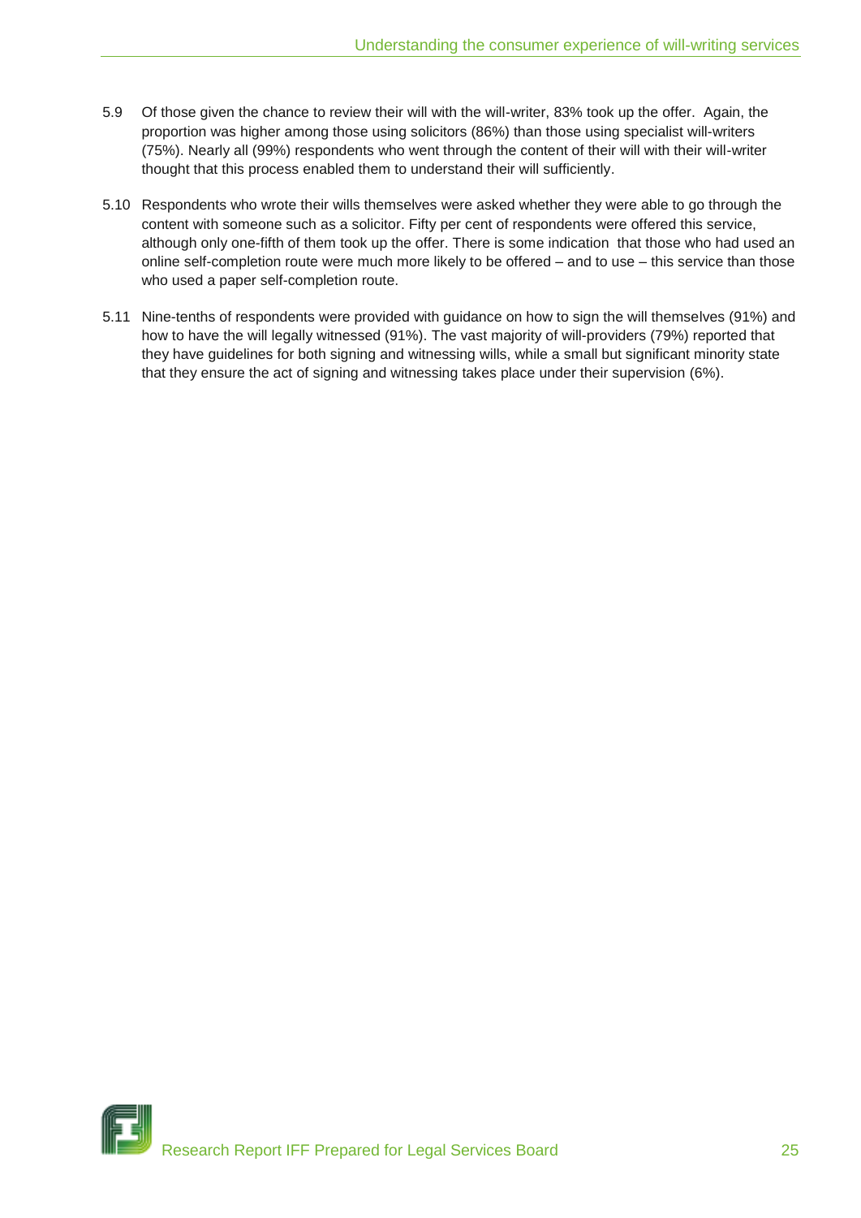5.9 Of those given the chance to review their will with the will-writer, 83% took up the offer. Again, the proportion was higher among those using solicitors (86%) than those using specialist will-writers (75%). Nearly all (99%) respondents who went through the content of their will with their will-writer thought that this process enabled them to understand their will sufficiently.

5.10 Respondents who wrote their wills themselves were asked whether they were able to go through the content with someone such as a solicitor. Fifty per cent of respondents were offered this service, although only one-fifth of them took up the offer. There is some indication that those who had used an online self-completion route were much more likely to be offered – and to use – this service than those who used a paper self-completion route.

5.11 Nine-tenths of respondents were provided with guidance on how to sign the will themselves (91%) and how to have the will legally witnessed (91%). The vast majority of will-providers (79%) reported that they have guidelines for both signing and witnessing wills, while a small but significant minority state that they ensure the act of signing and witnessing takes place under their supervision (6%).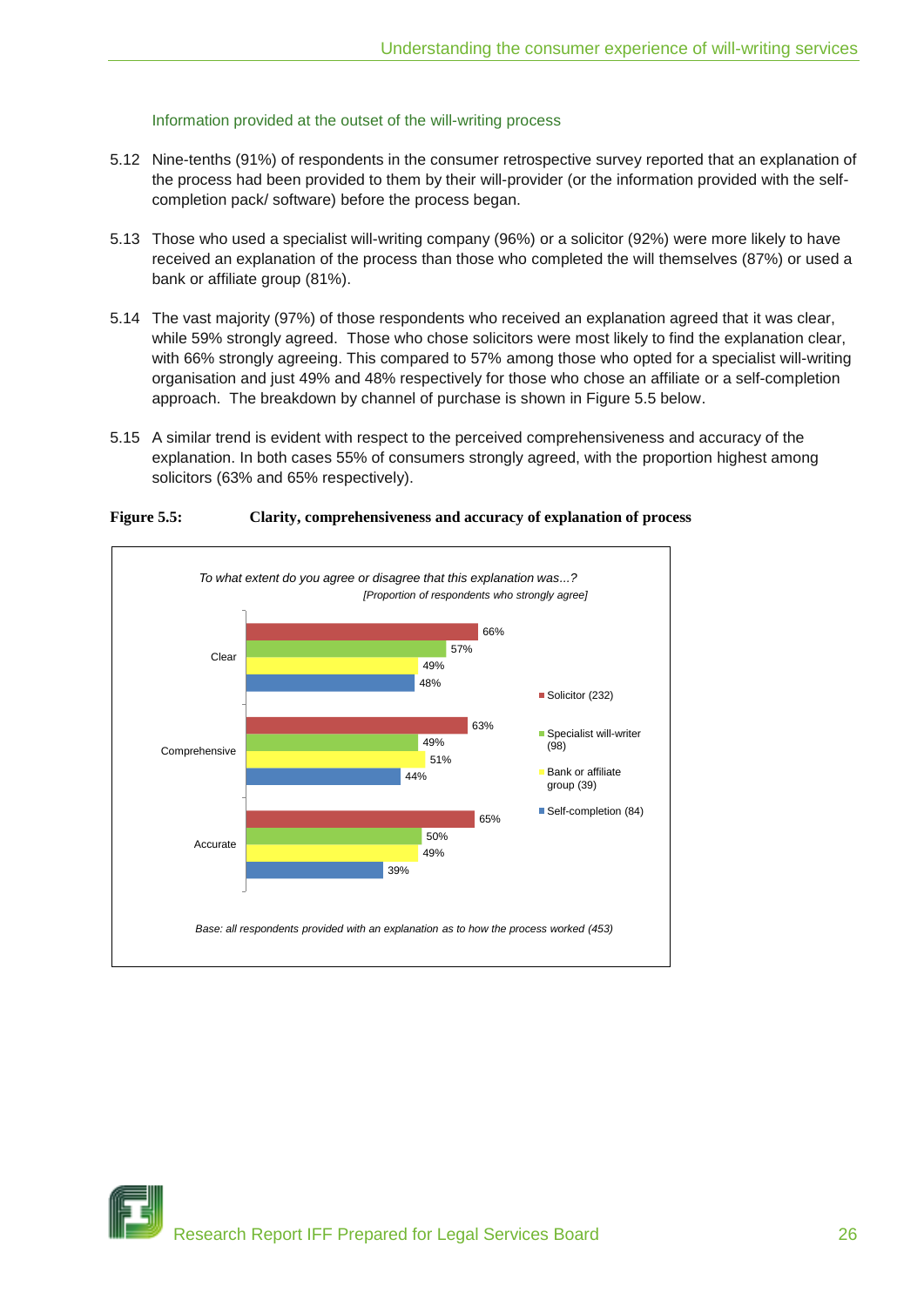### Information provided at the outset of the will-writing process

5.12 Nine-tenths (91%) of respondents in the consumer retrospective survey reported that an explanation of the process had been provided to them by their will-provider (or the information provided with the self-completion pack/ software) before the process began.

5.13 Those who used a specialist will-writing company (96%) or a solicitor (92%) were more likely to have received an explanation of the process than those who completed the will themselves (87%) or used a bank or affiliate group (81%).

5.14 The vast majority (97%) of those respondents who received an explanation agreed that it was clear, while 59% strongly agreed. Those who chose solicitors were most likely to find the explanation clear, with 66% strongly agreeing. This compared to 57% among those who opted for a specialist will-writing organisation and just 49% and 48% respectively for those who chose an affiliate or a self-completion approach. The breakdown by channel of purchase is shown in Figure 5.5 below.

5.15 A similar trend is evident with respect to the perceived comprehensiveness and accuracy of the explanation. In both cases 55% of consumers strongly agreed, with the proportion highest among solicitors (63% and 65% respectively).

**Figure 5.5: Clarity, comprehensiveness and accuracy of explanation of process**

*To what extent do you agree or disagree that this explanation was...?*
*[Proportion of respondents who strongly agree]*

| | Solicitor (232) | Specialist will-writer (98) | Bank or affiliate group (39) | Self-completion (84) |
|---|---|---|---|---|
| Clear | 66% | 57% | 49% | 48% |
| Comprehensive | 63% | 49% | 51% | 44% |
| Accurate | 65% | 50% | 49% | 39% |

*Base: all respondents provided with an explanation as to how the process worked (453)*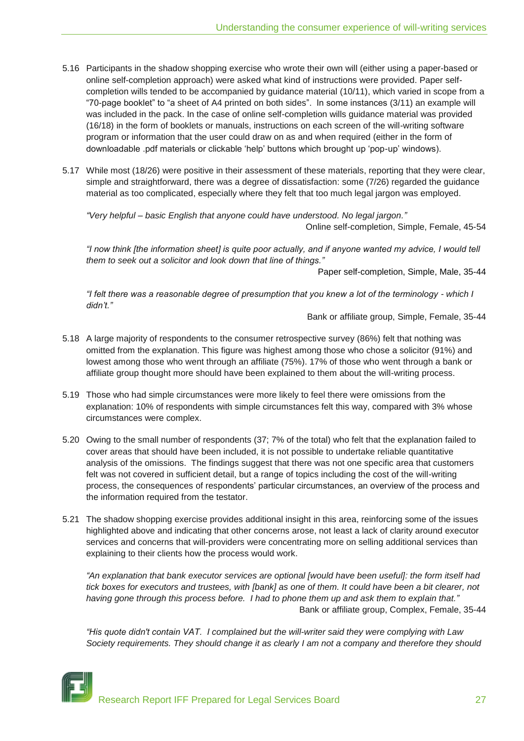5.16 Participants in the shadow shopping exercise who wrote their own will (either using a paper-based or online self-completion approach) were asked what kind of instructions were provided. Paper self-completion wills tended to be accompanied by guidance material (10/11), which varied in scope from a "70-page booklet" to "a sheet of A4 printed on both sides". In some instances (3/11) an example will was included in the pack. In the case of online self-completion wills guidance material was provided (16/18) in the form of booklets or manuals, instructions on each screen of the will-writing software program or information that the user could draw on as and when required (either in the form of downloadable .pdf materials or clickable 'help' buttons which brought up 'pop-up' windows).

5.17 While most (18/26) were positive in their assessment of these materials, reporting that they were clear, simple and straightforward, there was a degree of dissatisfaction: some (7/26) regarded the guidance material as too complicated, especially where they felt that too much legal jargon was employed.

*"Very helpful – basic English that anyone could have understood. No legal jargon."*
Online self-completion, Simple, Female, 45-54

*"I now think [the information sheet] is quite poor actually, and if anyone wanted my advice, I would tell them to seek out a solicitor and look down that line of things."*
Paper self-completion, Simple, Male, 35-44

*"I felt there was a reasonable degree of presumption that you knew a lot of the terminology - which I didn't."*
Bank or affiliate group, Simple, Female, 35-44

5.18 A large majority of respondents to the consumer retrospective survey (86%) felt that nothing was omitted from the explanation. This figure was highest among those who chose a solicitor (91%) and lowest among those who went through an affiliate (75%). 17% of those who went through a bank or affiliate group thought more should have been explained to them about the will-writing process.

5.19 Those who had simple circumstances were more likely to feel there were omissions from the explanation: 10% of respondents with simple circumstances felt this way, compared with 3% whose circumstances were complex.

5.20 Owing to the small number of respondents (37; 7% of the total) who felt that the explanation failed to cover areas that should have been included, it is not possible to undertake reliable quantitative analysis of the omissions. The findings suggest that there was not one specific area that customers felt was not covered in sufficient detail, but a range of topics including the cost of the will-writing process, the consequences of respondents' particular circumstances, an overview of the process and the information required from the testator.

5.21 The shadow shopping exercise provides additional insight in this area, reinforcing some of the issues highlighted above and indicating that other concerns arose, not least a lack of clarity around executor services and concerns that will-providers were concentrating more on selling additional services than explaining to their clients how the process would work.

*"An explanation that bank executor services are optional [would have been useful]: the form itself had tick boxes for executors and trustees, with [bank] as one of them. It could have been a bit clearer, not having gone through this process before. I had to phone them up and ask them to explain that."*
Bank or affiliate group, Complex, Female, 35-44

*"His quote didn't contain VAT. I complained but the will-writer said they were complying with Law Society requirements. They should change it as clearly I am not a company and therefore they should*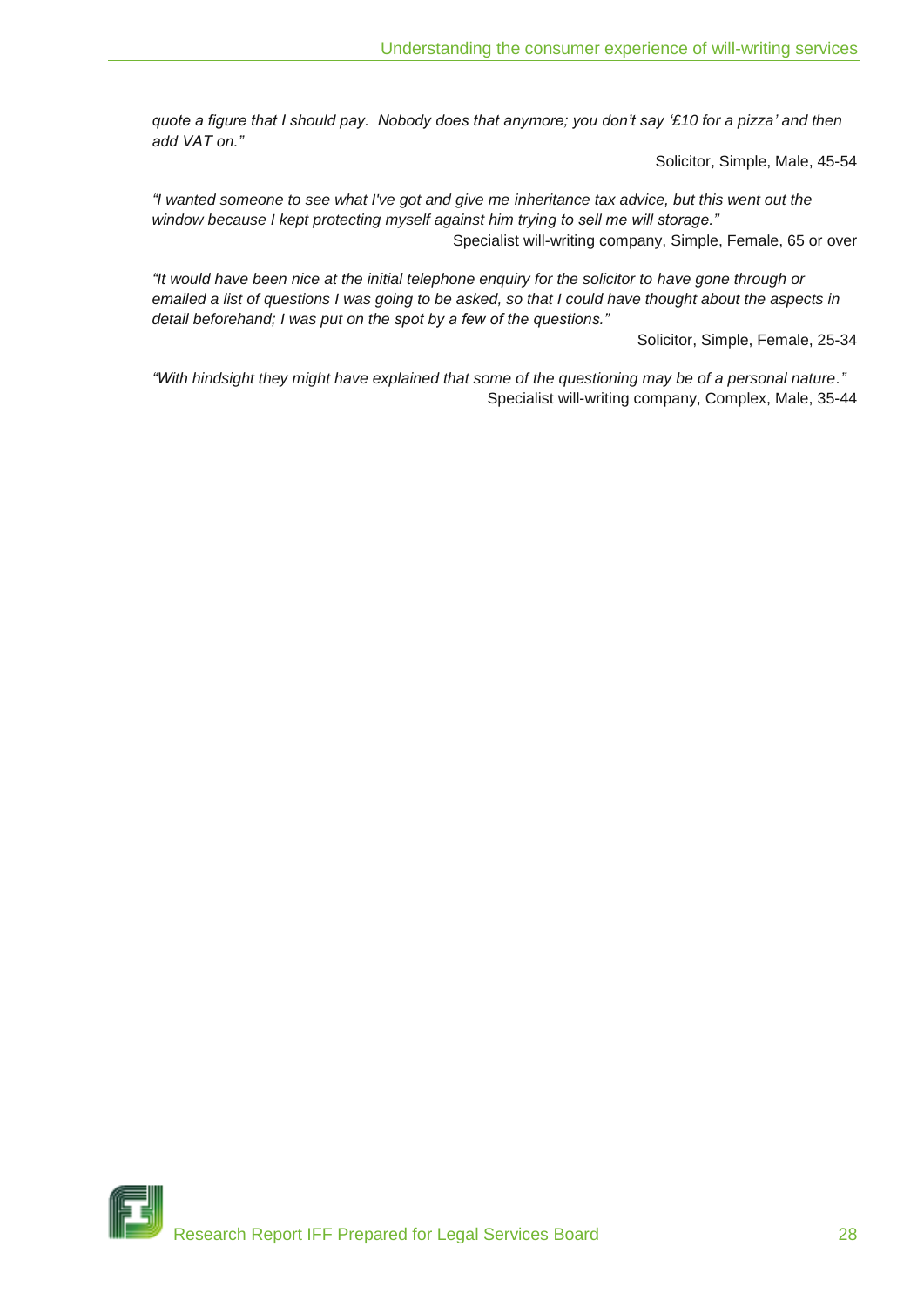*quote a figure that I should pay. Nobody does that anymore; you don't say '£10 for a pizza' and then add VAT on."*

Solicitor, Simple, Male, 45-54

*"I wanted someone to see what I've got and give me inheritance tax advice, but this went out the window because I kept protecting myself against him trying to sell me will storage."*

Specialist will-writing company, Simple, Female, 65 or over

*"It would have been nice at the initial telephone enquiry for the solicitor to have gone through or emailed a list of questions I was going to be asked, so that I could have thought about the aspects in detail beforehand; I was put on the spot by a few of the questions."*

Solicitor, Simple, Female, 25-34

*"With hindsight they might have explained that some of the questioning may be of a personal nature."*

Specialist will-writing company, Complex, Male, 35-44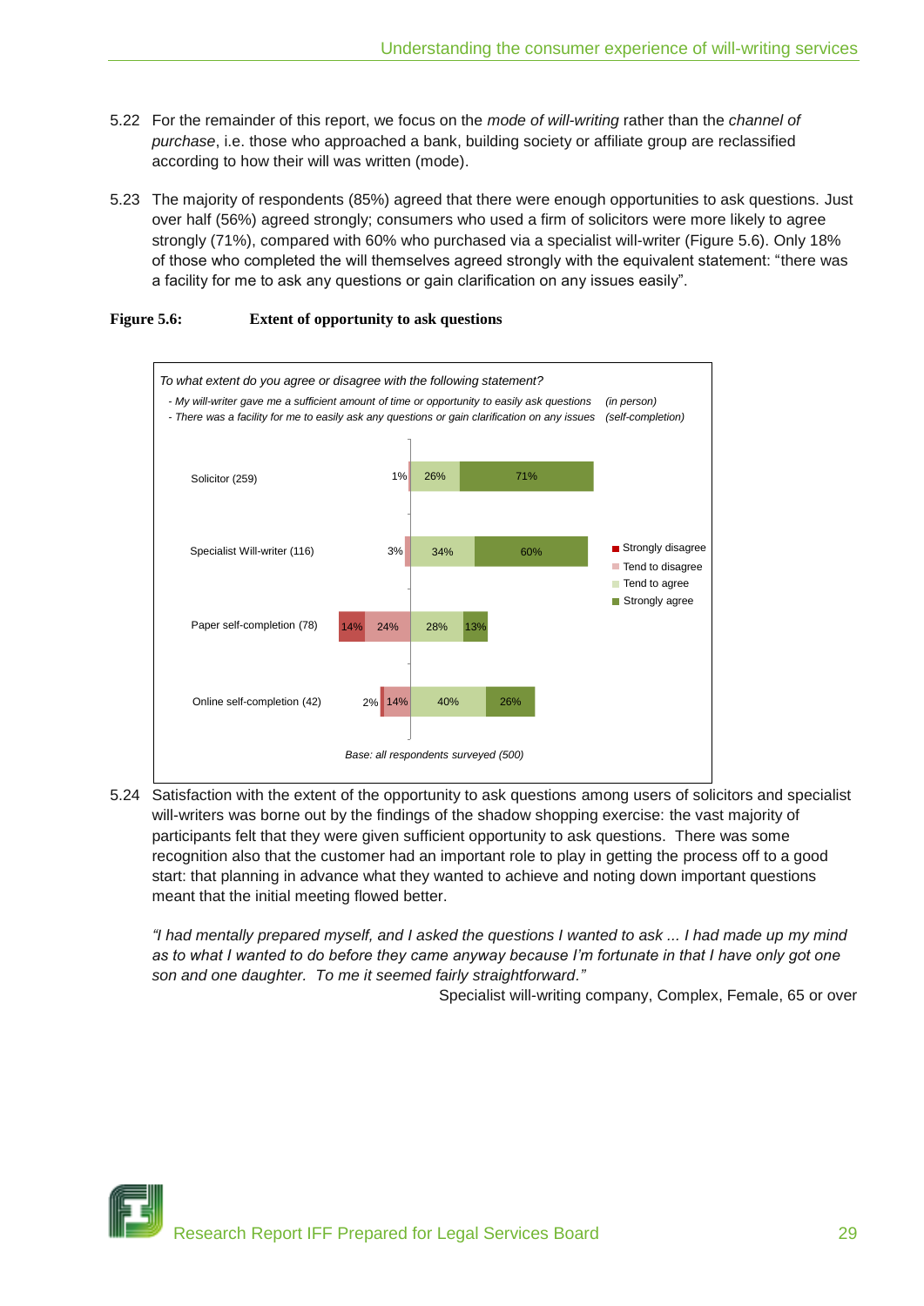5.22 For the remainder of this report, we focus on the *mode of will-writing* rather than the *channel of purchase*, i.e. those who approached a bank, building society or affiliate group are reclassified according to how their will was written (mode).

5.23 The majority of respondents (85%) agreed that there were enough opportunities to ask questions. Just over half (56%) agreed strongly; consumers who used a firm of solicitors were more likely to agree strongly (71%), compared with 60% who purchased via a specialist will-writer (Figure 5.6). Only 18% of those who completed the will themselves agreed strongly with the equivalent statement: "there was a facility for me to ask any questions or gain clarification on any issues easily".

**Figure 5.6: Extent of opportunity to ask questions**

*To what extent do you agree or disagree with the following statement?*

*- My will-writer gave me a sufficient amount of time or opportunity to easily ask questions (in person)*

*- There was a facility for me to easily ask any questions or gain clarification on any issues (self-completion)*

| | Strongly disagree | Tend to disagree | Tend to agree | Strongly agree |
|---|---|---|---|---|
| Solicitor (259) | | 1% | 26% | 71% |
| Specialist Will-writer (116) | | 3% | 34% | 60% |
| Paper self-completion (78) | 14% | 24% | 28% | 13% |
| Online self-completion (42) | 2% | 14% | 40% | 26% |

*Base: all respondents surveyed (500)*

5.24 Satisfaction with the extent of the opportunity to ask questions among users of solicitors and specialist will-writers was borne out by the findings of the shadow shopping exercise: the vast majority of participants felt that they were given sufficient opportunity to ask questions. There was some recognition also that the customer had an important role to play in getting the process off to a good start: that planning in advance what they wanted to achieve and noting down important questions meant that the initial meeting flowed better.

*"I had mentally prepared myself, and I asked the questions I wanted to ask ... I had made up my mind as to what I wanted to do before they came anyway because I'm fortunate in that I have only got one son and one daughter. To me it seemed fairly straightforward."*

Specialist will-writing company, Complex, Female, 65 or over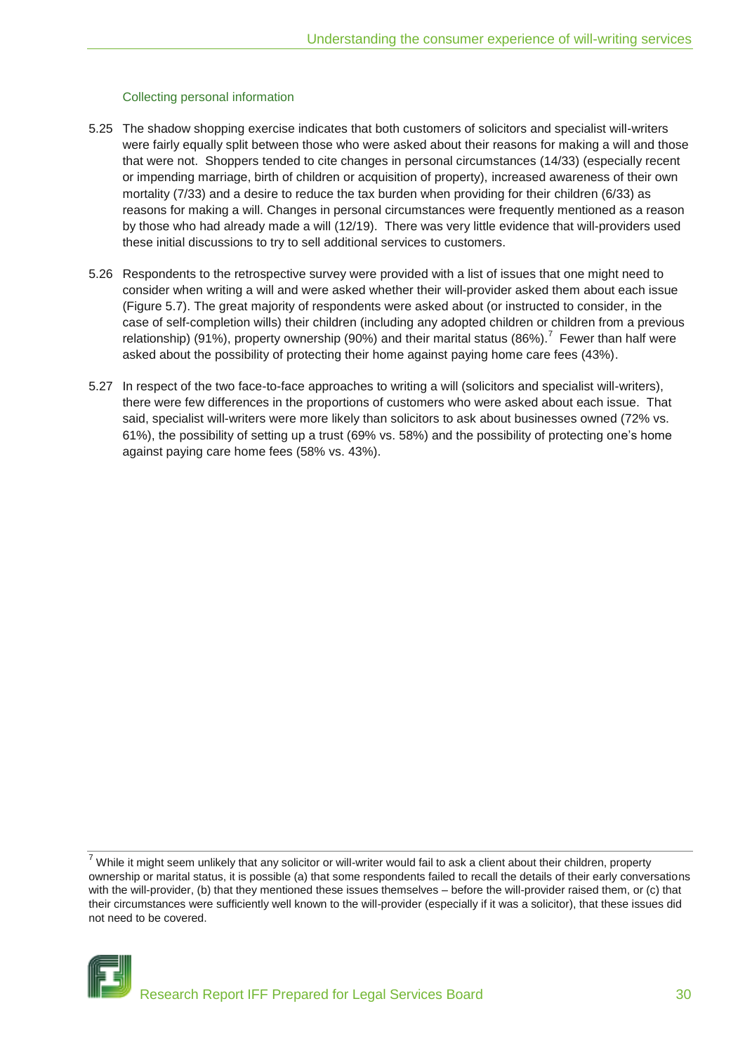### Collecting personal information

5.25 The shadow shopping exercise indicates that both customers of solicitors and specialist will-writers were fairly equally split between those who were asked about their reasons for making a will and those that were not. Shoppers tended to cite changes in personal circumstances (14/33) (especially recent or impending marriage, birth of children or acquisition of property), increased awareness of their own mortality (7/33) and a desire to reduce the tax burden when providing for their children (6/33) as reasons for making a will. Changes in personal circumstances were frequently mentioned as a reason by those who had already made a will (12/19). There was very little evidence that will-providers used these initial discussions to try to sell additional services to customers.

5.26 Respondents to the retrospective survey were provided with a list of issues that one might need to consider when writing a will and were asked whether their will-provider asked them about each issue (Figure 5.7). The great majority of respondents were asked about (or instructed to consider, in the case of self-completion wills) their children (including any adopted children or children from a previous relationship) (91%), property ownership (90%) and their marital status (86%).[7] Fewer than half were asked about the possibility of protecting their home against paying home care fees (43%).

5.27 In respect of the two face-to-face approaches to writing a will (solicitors and specialist will-writers), there were few differences in the proportions of customers who were asked about each issue. That said, specialist will-writers were more likely than solicitors to ask about businesses owned (72% vs. 61%), the possibility of setting up a trust (69% vs. 58%) and the possibility of protecting one's home against paying care home fees (58% vs. 43%).

[7] While it might seem unlikely that any solicitor or will-writer would fail to ask a client about their children, property ownership or marital status, it is possible (a) that some respondents failed to recall the details of their early conversations with the will-provider, (b) that they mentioned these issues themselves – before the will-provider raised them, or (c) that their circumstances were sufficiently well known to the will-provider (especially if it was a solicitor), that these issues did not need to be covered.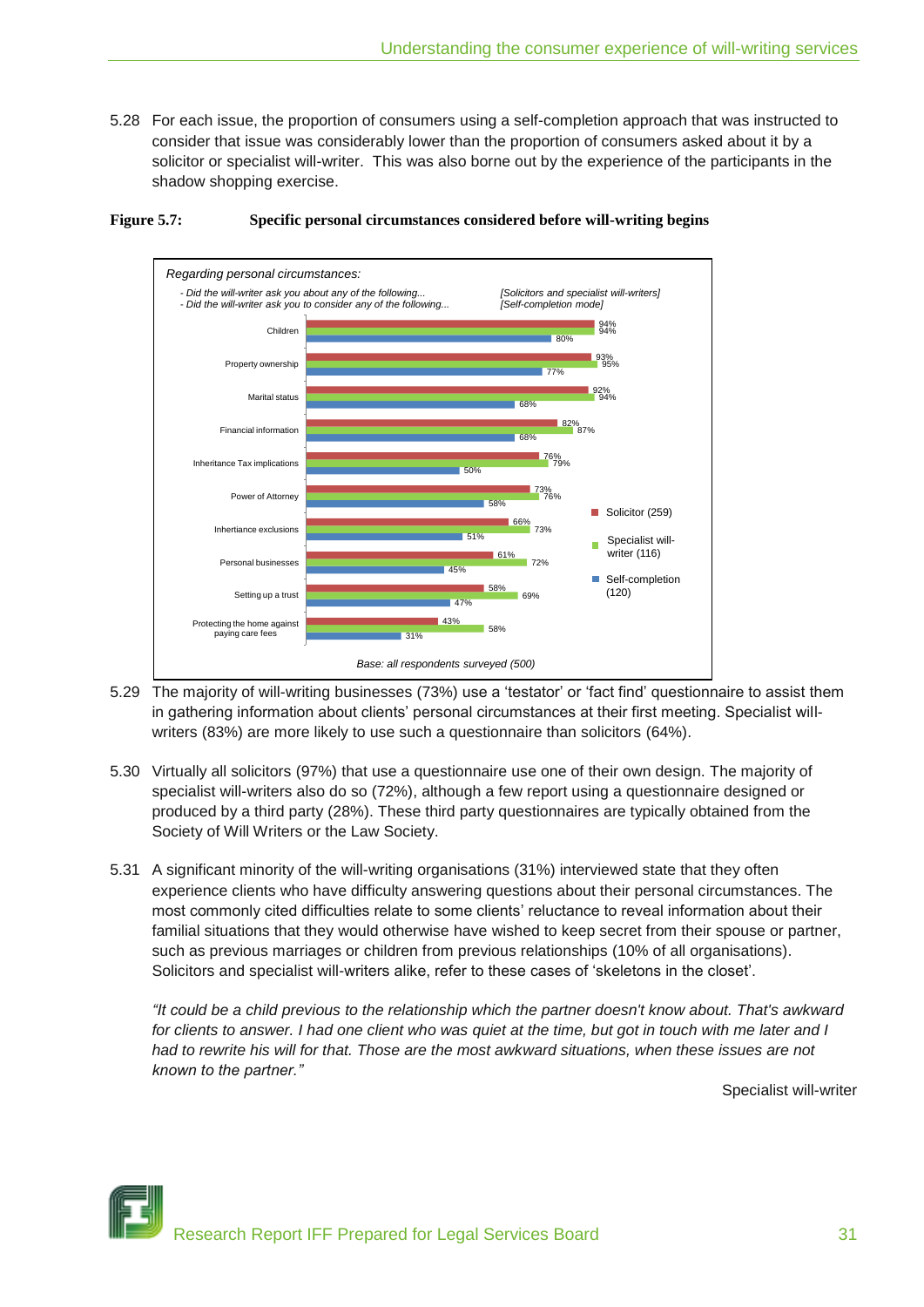5.28 For each issue, the proportion of consumers using a self-completion approach that was instructed to consider that issue was considerably lower than the proportion of consumers asked about it by a solicitor or specialist will-writer. This was also borne out by the experience of the participants in the shadow shopping exercise.

**Figure 5.7: Specific personal circumstances considered before will-writing begins**

*Regarding personal circumstances:*

*- Did the will-writer ask you about any of the following... [Solicitors and specialist will-writers]*
*- Did the will-writer ask you to consider any of the following... [Self-completion mode]*

| | Solicitor (259) | Specialist will-writer (116) | Self-completion (120) |
|---|---|---|---|
| Children | 94% | 94% | 80% |
| Property ownership | 93% | 95% | 77% |
| Marital status | 92% | 94% | 68% |
| Financial information | 82% | 87% | 68% |
| Inheritance Tax implications | 76% | 79% | 50% |
| Power of Attorney | 73% | 76% | 58% |
| Inhertiance exclusions | 66% | 73% | 51% |
| Personal businesses | 61% | 72% | 45% |
| Setting up a trust | 58% | 69% | 47% |
| Protecting the home against paying care fees | 43% | 58% | 31% |

*Base: all respondents surveyed (500)*

5.29 The majority of will-writing businesses (73%) use a 'testator' or 'fact find' questionnaire to assist them in gathering information about clients' personal circumstances at their first meeting. Specialist will-writers (83%) are more likely to use such a questionnaire than solicitors (64%).

5.30 Virtually all solicitors (97%) that use a questionnaire use one of their own design. The majority of specialist will-writers also do so (72%), although a few report using a questionnaire designed or produced by a third party (28%). These third party questionnaires are typically obtained from the Society of Will Writers or the Law Society.

5.31 A significant minority of the will-writing organisations (31%) interviewed state that they often experience clients who have difficulty answering questions about their personal circumstances. The most commonly cited difficulties relate to some clients' reluctance to reveal information about their familial situations that they would otherwise have wished to keep secret from their spouse or partner, such as previous marriages or children from previous relationships (10% of all organisations). Solicitors and specialist will-writers alike, refer to these cases of 'skeletons in the closet'.

*"It could be a child previous to the relationship which the partner doesn't know about. That's awkward for clients to answer. I had one client who was quiet at the time, but got in touch with me later and I had to rewrite his will for that. Those are the most awkward situations, when these issues are not known to the partner."*

Specialist will-writer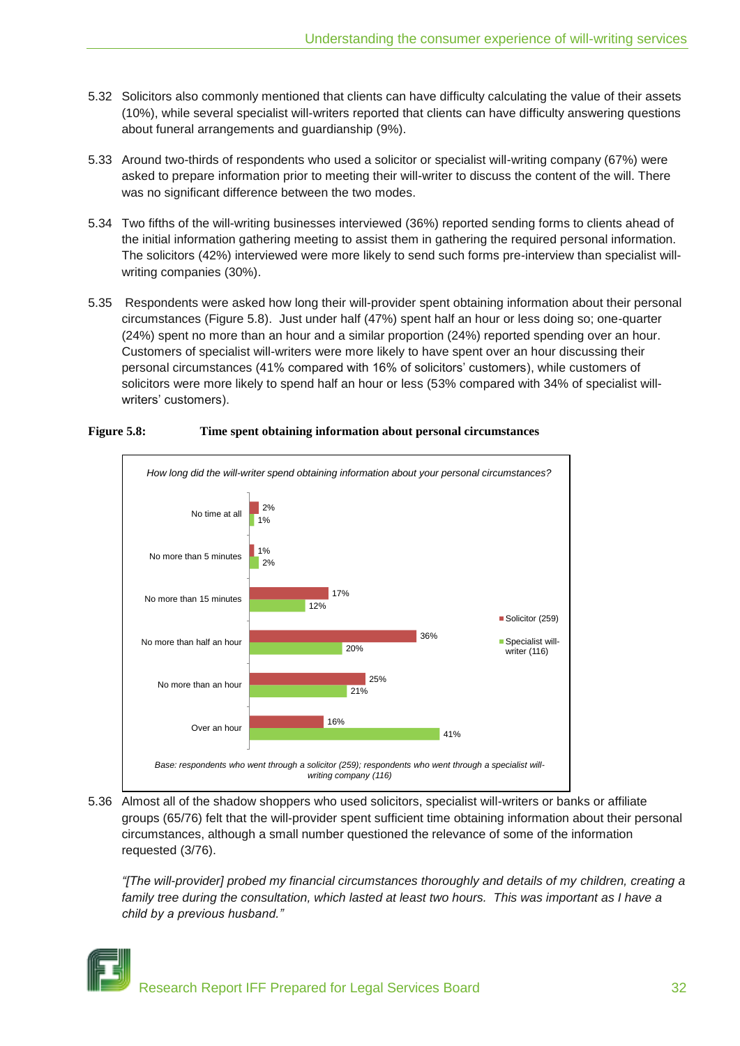5.32 Solicitors also commonly mentioned that clients can have difficulty calculating the value of their assets (10%), while several specialist will-writers reported that clients can have difficulty answering questions about funeral arrangements and guardianship (9%).

5.33 Around two-thirds of respondents who used a solicitor or specialist will-writing company (67%) were asked to prepare information prior to meeting their will-writer to discuss the content of the will. There was no significant difference between the two modes.

5.34 Two fifths of the will-writing businesses interviewed (36%) reported sending forms to clients ahead of the initial information gathering meeting to assist them in gathering the required personal information. The solicitors (42%) interviewed were more likely to send such forms pre-interview than specialist will-writing companies (30%).

5.35 Respondents were asked how long their will-provider spent obtaining information about their personal circumstances (Figure 5.8). Just under half (47%) spent half an hour or less doing so; one-quarter (24%) spent no more than an hour and a similar proportion (24%) reported spending over an hour. Customers of specialist will-writers were more likely to have spent over an hour discussing their personal circumstances (41% compared with 16% of solicitors' customers), while customers of solicitors were more likely to spend half an hour or less (53% compared with 34% of specialist will-writers' customers).

**Figure 5.8: Time spent obtaining information about personal circumstances**

*How long did the will-writer spend obtaining information about your personal circumstances?*

| | Solicitor (259) | Specialist will-writer (116) |
|---|---|---|
| No time at all | 2% | 1% |
| No more than 5 minutes | 1% | 2% |
| No more than 15 minutes | 17% | 12% |
| No more than half an hour | 36% | 20% |
| No more than an hour | 25% | 21% |
| Over an hour | 16% | 41% |

*Base: respondents who went through a solicitor (259); respondents who went through a specialist will-writing company (116)*

5.36 Almost all of the shadow shoppers who used solicitors, specialist will-writers or banks or affiliate groups (65/76) felt that the will-provider spent sufficient time obtaining information about their personal circumstances, although a small number questioned the relevance of some of the information requested (3/76).

*"[The will-provider] probed my financial circumstances thoroughly and details of my children, creating a family tree during the consultation, which lasted at least two hours. This was important as I have a child by a previous husband."*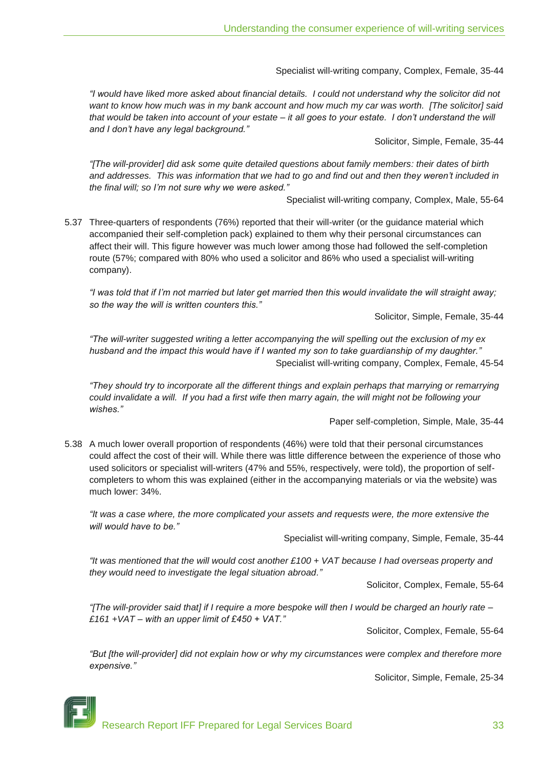Specialist will-writing company, Complex, Female, 35-44

*"I would have liked more asked about financial details. I could not understand why the solicitor did not want to know how much was in my bank account and how much my car was worth. [The solicitor] said that would be taken into account of your estate – it all goes to your estate. I don't understand the will and I don't have any legal background."*

Solicitor, Simple, Female, 35-44

*"[The will-provider] did ask some quite detailed questions about family members: their dates of birth and addresses. This was information that we had to go and find out and then they weren't included in the final will; so I'm not sure why we were asked."*

Specialist will-writing company, Complex, Male, 55-64

5.37 Three-quarters of respondents (76%) reported that their will-writer (or the guidance material which accompanied their self-completion pack) explained to them why their personal circumstances can affect their will. This figure however was much lower among those had followed the self-completion route (57%; compared with 80% who used a solicitor and 86% who used a specialist will-writing company).

*"I was told that if I'm not married but later get married then this would invalidate the will straight away; so the way the will is written counters this."*

Solicitor, Simple, Female, 35-44

*"The will-writer suggested writing a letter accompanying the will spelling out the exclusion of my ex husband and the impact this would have if I wanted my son to take guardianship of my daughter."*

Specialist will-writing company, Complex, Female, 45-54

*"They should try to incorporate all the different things and explain perhaps that marrying or remarrying could invalidate a will. If you had a first wife then marry again, the will might not be following your wishes."*

Paper self-completion, Simple, Male, 35-44

5.38 A much lower overall proportion of respondents (46%) were told that their personal circumstances could affect the cost of their will. While there was little difference between the experience of those who used solicitors or specialist will-writers (47% and 55%, respectively, were told), the proportion of self-completers to whom this was explained (either in the accompanying materials or via the website) was much lower: 34%.

*"It was a case where, the more complicated your assets and requests were, the more extensive the will would have to be."*

Specialist will-writing company, Simple, Female, 35-44

*"It was mentioned that the will would cost another £100 + VAT because I had overseas property and they would need to investigate the legal situation abroad."*

Solicitor, Complex, Female, 55-64

*"[The will-provider said that] if I require a more bespoke will then I would be charged an hourly rate – £161 +VAT – with an upper limit of £450 + VAT."*

Solicitor, Complex, Female, 55-64

*"But [the will-provider] did not explain how or why my circumstances were complex and therefore more expensive."*

Solicitor, Simple, Female, 25-34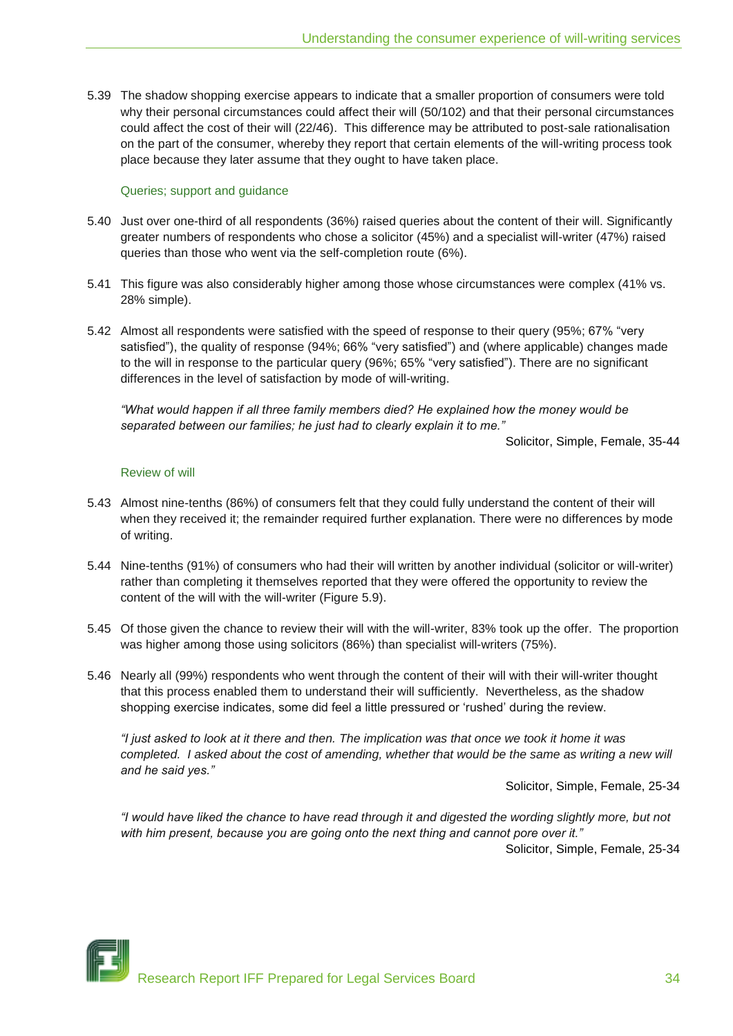5.39 The shadow shopping exercise appears to indicate that a smaller proportion of consumers were told why their personal circumstances could affect their will (50/102) and that their personal circumstances could affect the cost of their will (22/46). This difference may be attributed to post-sale rationalisation on the part of the consumer, whereby they report that certain elements of the will-writing process took place because they later assume that they ought to have taken place.

### Queries; support and guidance

5.40 Just over one-third of all respondents (36%) raised queries about the content of their will. Significantly greater numbers of respondents who chose a solicitor (45%) and a specialist will-writer (47%) raised queries than those who went via the self-completion route (6%).

5.41 This figure was also considerably higher among those whose circumstances were complex (41% vs. 28% simple).

5.42 Almost all respondents were satisfied with the speed of response to their query (95%; 67% "very satisfied"), the quality of response (94%; 66% "very satisfied") and (where applicable) changes made to the will in response to the particular query (96%; 65% "very satisfied"). There are no significant differences in the level of satisfaction by mode of will-writing.

*"What would happen if all three family members died? He explained how the money would be separated between our families; he just had to clearly explain it to me."*

Solicitor, Simple, Female, 35-44

### Review of will

5.43 Almost nine-tenths (86%) of consumers felt that they could fully understand the content of their will when they received it; the remainder required further explanation. There were no differences by mode of writing.

5.44 Nine-tenths (91%) of consumers who had their will written by another individual (solicitor or will-writer) rather than completing it themselves reported that they were offered the opportunity to review the content of the will with the will-writer (Figure 5.9).

5.45 Of those given the chance to review their will with the will-writer, 83% took up the offer. The proportion was higher among those using solicitors (86%) than specialist will-writers (75%).

5.46 Nearly all (99%) respondents who went through the content of their will with their will-writer thought that this process enabled them to understand their will sufficiently. Nevertheless, as the shadow shopping exercise indicates, some did feel a little pressured or 'rushed' during the review.

*"I just asked to look at it there and then. The implication was that once we took it home it was completed. I asked about the cost of amending, whether that would be the same as writing a new will and he said yes."*

Solicitor, Simple, Female, 25-34

*"I would have liked the chance to have read through it and digested the wording slightly more, but not with him present, because you are going onto the next thing and cannot pore over it."*

Solicitor, Simple, Female, 25-34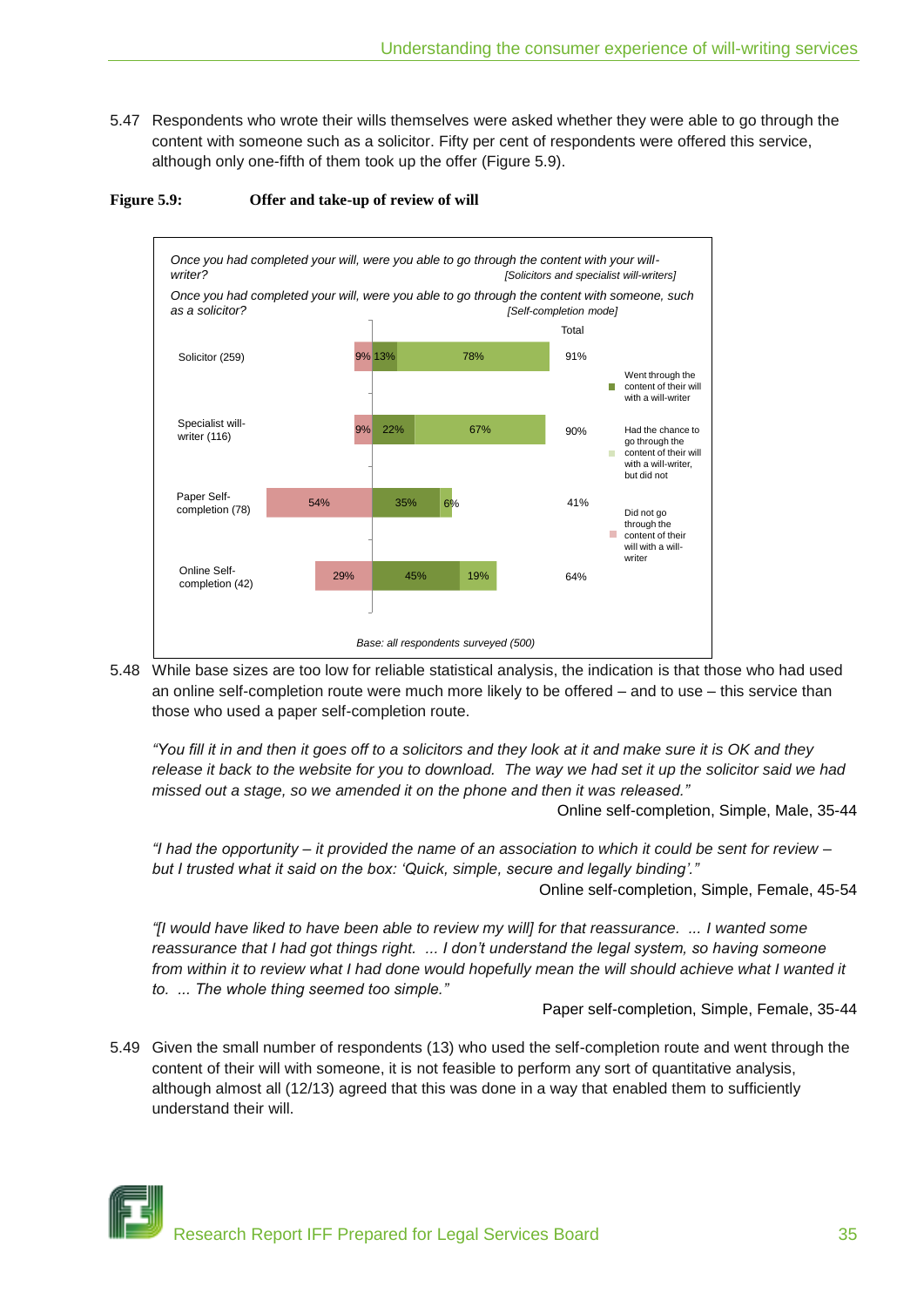5.47 Respondents who wrote their wills themselves were asked whether they were able to go through the content with someone such as a solicitor. Fifty per cent of respondents were offered this service, although only one-fifth of them took up the offer (Figure 5.9).

**Figure 5.9: Offer and take-up of review of will**

*Once you had completed your will, were you able to go through the content with your will-writer?* [Solicitors and specialist will-writers]

*Once you had completed your will, were you able to go through the content with someone, such as a solicitor?* [Self-completion mode]

| | Did not go through the content of their will with a will-writer | Went through the content of their will with a will-writer | Had the chance to go through the content of their will with a will-writer, but did not | Total |
|---|---|---|---|---|
| Solicitor (259) | 9% | 13% | 78% | 91% |
| Specialist will-writer (116) | 9% | 22% | 67% | 90% |
| Paper Self-completion (78) | 54% | 35% | 6% | 41% |
| Online Self-completion (42) | 29% | 45% | 19% | 64% |

*Base: all respondents surveyed (500)*

5.48 While base sizes are too low for reliable statistical analysis, the indication is that those who had used an online self-completion route were much more likely to be offered – and to use – this service than those who used a paper self-completion route.

> *"You fill it in and then it goes off to a solicitors and they look at it and make sure it is OK and they release it back to the website for you to download. The way we had set it up the solicitor said we had missed out a stage, so we amended it on the phone and then it was released."*
>
> Online self-completion, Simple, Male, 35-44

> *"I had the opportunity – it provided the name of an association to which it could be sent for review – but I trusted what it said on the box: 'Quick, simple, secure and legally binding'."*
>
> Online self-completion, Simple, Female, 45-54

> *"[I would have liked to have been able to review my will] for that reassurance. ... I wanted some reassurance that I had got things right. ... I don't understand the legal system, so having someone from within it to review what I had done would hopefully mean the will should achieve what I wanted it to. ... The whole thing seemed too simple."*
>
> Paper self-completion, Simple, Female, 35-44

5.49 Given the small number of respondents (13) who used the self-completion route and went through the content of their will with someone, it is not feasible to perform any sort of quantitative analysis, although almost all (12/13) agreed that this was done in a way that enabled them to sufficiently understand their will.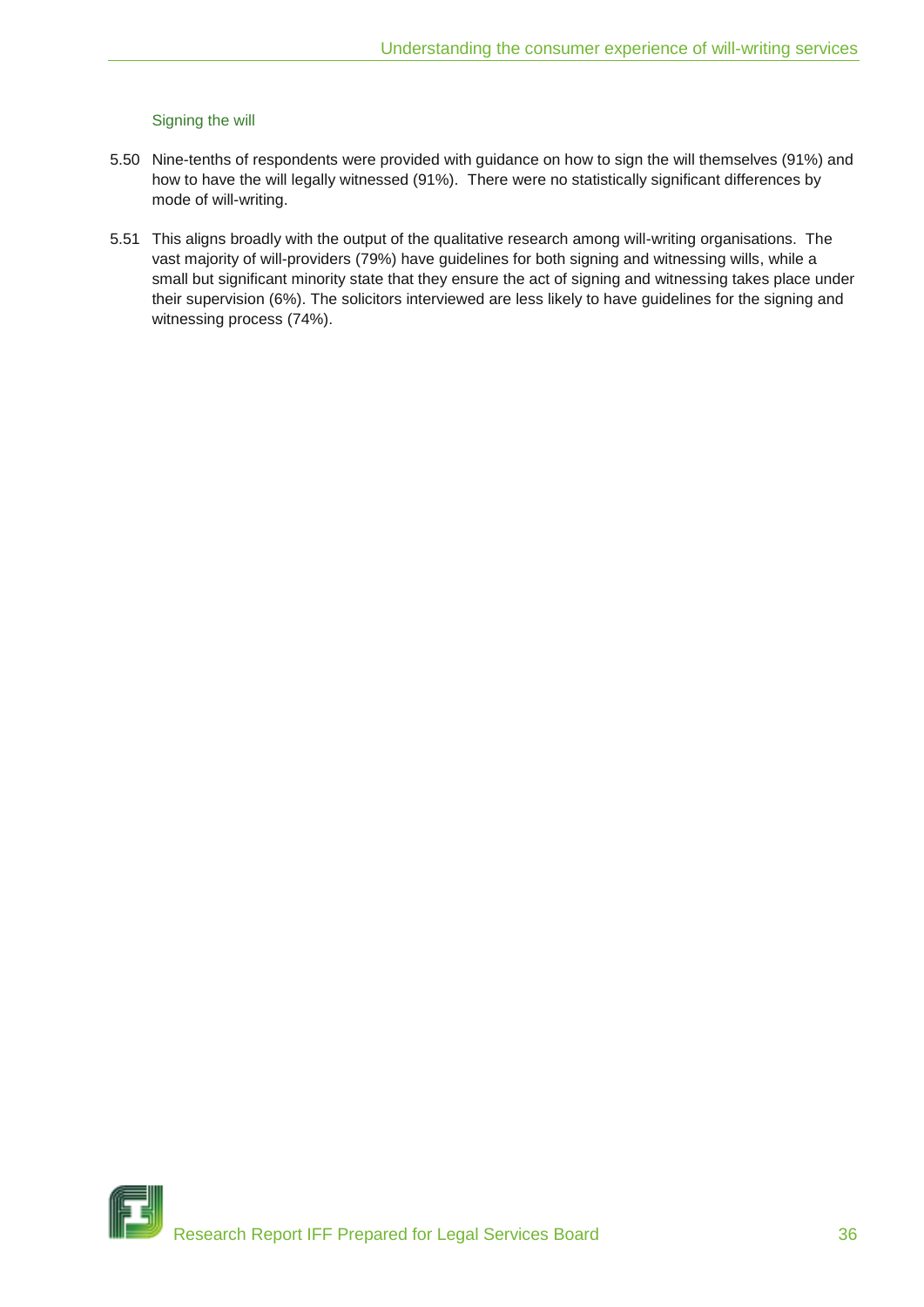### Signing the will

5.50 Nine-tenths of respondents were provided with guidance on how to sign the will themselves (91%) and how to have the will legally witnessed (91%). There were no statistically significant differences by mode of will-writing.

5.51 This aligns broadly with the output of the qualitative research among will-writing organisations. The vast majority of will-providers (79%) have guidelines for both signing and witnessing wills, while a small but significant minority state that they ensure the act of signing and witnessing takes place under their supervision (6%). The solicitors interviewed are less likely to have guidelines for the signing and witnessing process (74%).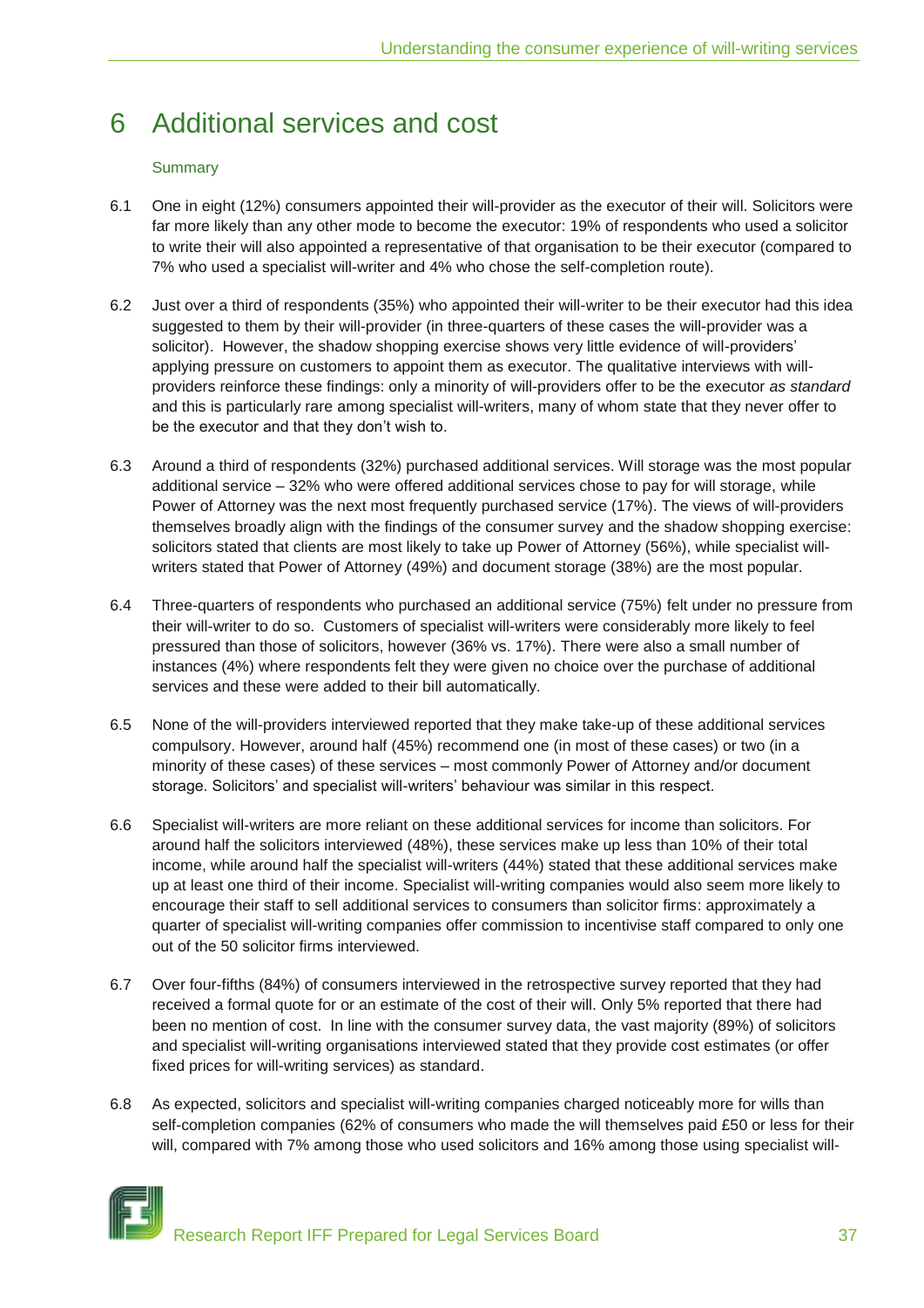# 6 Additional services and cost

### Summary

6.1 One in eight (12%) consumers appointed their will-provider as the executor of their will. Solicitors were far more likely than any other mode to become the executor: 19% of respondents who used a solicitor to write their will also appointed a representative of that organisation to be their executor (compared to 7% who used a specialist will-writer and 4% who chose the self-completion route).

6.2 Just over a third of respondents (35%) who appointed their will-writer to be their executor had this idea suggested to them by their will-provider (in three-quarters of these cases the will-provider was a solicitor). However, the shadow shopping exercise shows very little evidence of will-providers' applying pressure on customers to appoint them as executor. The qualitative interviews with will-providers reinforce these findings: only a minority of will-providers offer to be the executor *as standard* and this is particularly rare among specialist will-writers, many of whom state that they never offer to be the executor and that they don't wish to.

6.3 Around a third of respondents (32%) purchased additional services. Will storage was the most popular additional service – 32% who were offered additional services chose to pay for will storage, while Power of Attorney was the next most frequently purchased service (17%). The views of will-providers themselves broadly align with the findings of the consumer survey and the shadow shopping exercise: solicitors stated that clients are most likely to take up Power of Attorney (56%), while specialist will-writers stated that Power of Attorney (49%) and document storage (38%) are the most popular.

6.4 Three-quarters of respondents who purchased an additional service (75%) felt under no pressure from their will-writer to do so. Customers of specialist will-writers were considerably more likely to feel pressured than those of solicitors, however (36% vs. 17%). There were also a small number of instances (4%) where respondents felt they were given no choice over the purchase of additional services and these were added to their bill automatically.

6.5 None of the will-providers interviewed reported that they make take-up of these additional services compulsory. However, around half (45%) recommend one (in most of these cases) or two (in a minority of these cases) of these services – most commonly Power of Attorney and/or document storage. Solicitors' and specialist will-writers' behaviour was similar in this respect.

6.6 Specialist will-writers are more reliant on these additional services for income than solicitors. For around half the solicitors interviewed (48%), these services make up less than 10% of their total income, while around half the specialist will-writers (44%) stated that these additional services make up at least one third of their income. Specialist will-writing companies would also seem more likely to encourage their staff to sell additional services to consumers than solicitor firms: approximately a quarter of specialist will-writing companies offer commission to incentivise staff compared to only one out of the 50 solicitor firms interviewed.

6.7 Over four-fifths (84%) of consumers interviewed in the retrospective survey reported that they had received a formal quote for or an estimate of the cost of their will. Only 5% reported that there had been no mention of cost. In line with the consumer survey data, the vast majority (89%) of solicitors and specialist will-writing organisations interviewed stated that they provide cost estimates (or offer fixed prices for will-writing services) as standard.

6.8 As expected, solicitors and specialist will-writing companies charged noticeably more for wills than self-completion companies (62% of consumers who made the will themselves paid £50 or less for their will, compared with 7% among those who used solicitors and 16% among those using specialist will-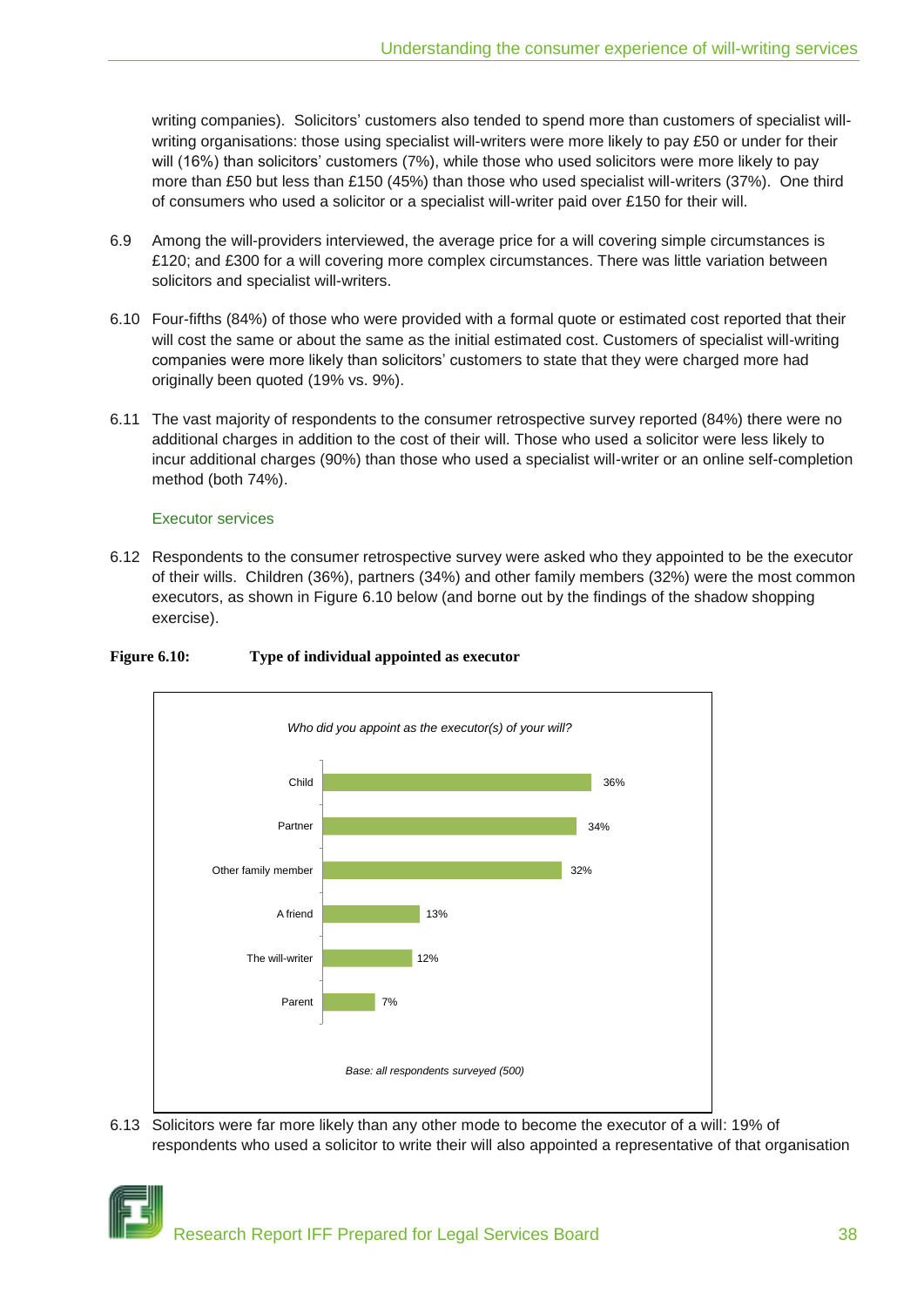writing companies). Solicitors' customers also tended to spend more than customers of specialist will-writing organisations: those using specialist will-writers were more likely to pay £50 or under for their will (16%) than solicitors' customers (7%), while those who used solicitors were more likely to pay more than £50 but less than £150 (45%) than those who used specialist will-writers (37%). One third of consumers who used a solicitor or a specialist will-writer paid over £150 for their will.

6.9 Among the will-providers interviewed, the average price for a will covering simple circumstances is £120; and £300 for a will covering more complex circumstances. There was little variation between solicitors and specialist will-writers.

6.10 Four-fifths (84%) of those who were provided with a formal quote or estimated cost reported that their will cost the same or about the same as the initial estimated cost. Customers of specialist will-writing companies were more likely than solicitors' customers to state that they were charged more had originally been quoted (19% vs. 9%).

6.11 The vast majority of respondents to the consumer retrospective survey reported (84%) there were no additional charges in addition to the cost of their will. Those who used a solicitor were less likely to incur additional charges (90%) than those who used a specialist will-writer or an online self-completion method (both 74%).

### Executor services

6.12 Respondents to the consumer retrospective survey were asked who they appointed to be the executor of their wills. Children (36%), partners (34%) and other family members (32%) were the most common executors, as shown in Figure 6.10 below (and borne out by the findings of the shadow shopping exercise).

**Figure 6.10: Type of individual appointed as executor**

*Who did you appoint as the executor(s) of your will?*

| Executor | % |
|---|---|
| Child | 36% |
| Partner | 34% |
| Other family member | 32% |
| A friend | 13% |
| The will-writer | 12% |
| Parent | 7% |

*Base: all respondents surveyed (500)*

6.13 Solicitors were far more likely than any other mode to become the executor of a will: 19% of respondents who used a solicitor to write their will also appointed a representative of that organisation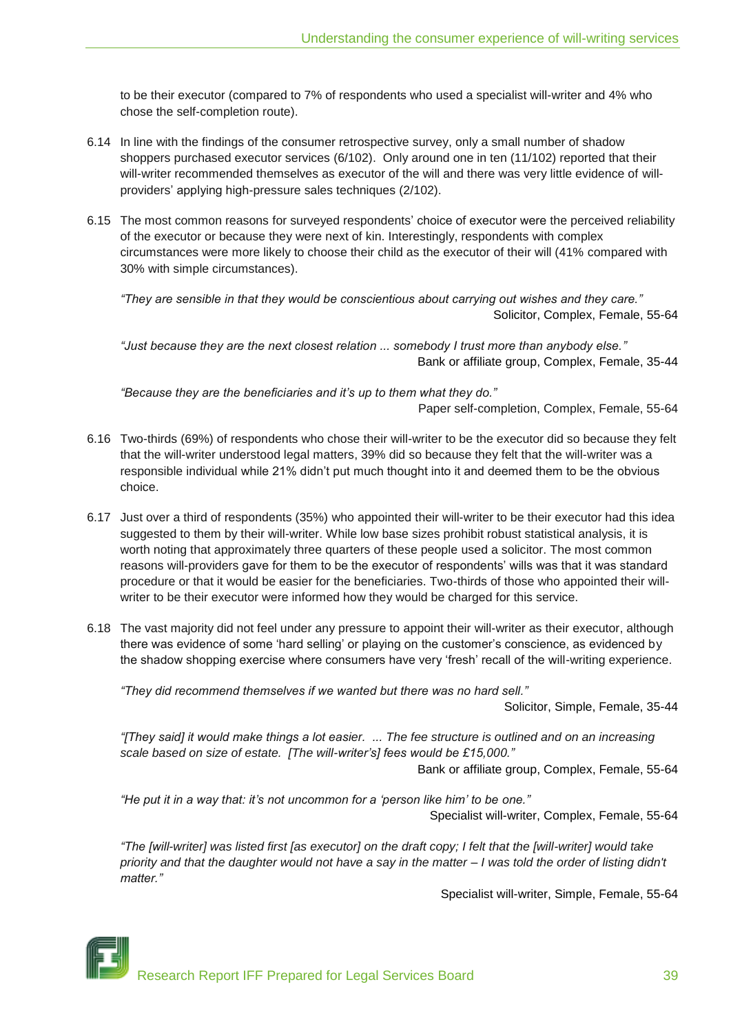to be their executor (compared to 7% of respondents who used a specialist will-writer and 4% who chose the self-completion route).

6.14 In line with the findings of the consumer retrospective survey, only a small number of shadow shoppers purchased executor services (6/102). Only around one in ten (11/102) reported that their will-writer recommended themselves as executor of the will and there was very little evidence of will-providers' applying high-pressure sales techniques (2/102).

6.15 The most common reasons for surveyed respondents' choice of executor were the perceived reliability of the executor or because they were next of kin. Interestingly, respondents with complex circumstances were more likely to choose their child as the executor of their will (41% compared with 30% with simple circumstances).

*"They are sensible in that they would be conscientious about carrying out wishes and they care."*
Solicitor, Complex, Female, 55-64

*"Just because they are the next closest relation ... somebody I trust more than anybody else."*
Bank or affiliate group, Complex, Female, 35-44

*"Because they are the beneficiaries and it's up to them what they do."*
Paper self-completion, Complex, Female, 55-64

6.16 Two-thirds (69%) of respondents who chose their will-writer to be the executor did so because they felt that the will-writer understood legal matters, 39% did so because they felt that the will-writer was a responsible individual while 21% didn't put much thought into it and deemed them to be the obvious choice.

6.17 Just over a third of respondents (35%) who appointed their will-writer to be their executor had this idea suggested to them by their will-writer. While low base sizes prohibit robust statistical analysis, it is worth noting that approximately three quarters of these people used a solicitor. The most common reasons will-providers gave for them to be the executor of respondents' wills was that it was standard procedure or that it would be easier for the beneficiaries. Two-thirds of those who appointed their will-writer to be their executor were informed how they would be charged for this service.

6.18 The vast majority did not feel under any pressure to appoint their will-writer as their executor, although there was evidence of some 'hard selling' or playing on the customer's conscience, as evidenced by the shadow shopping exercise where consumers have very 'fresh' recall of the will-writing experience.

*"They did recommend themselves if we wanted but there was no hard sell."*
Solicitor, Simple, Female, 35-44

*"[They said] it would make things a lot easier. ... The fee structure is outlined and on an increasing scale based on size of estate. [The will-writer's] fees would be £15,000."*
Bank or affiliate group, Complex, Female, 55-64

*"He put it in a way that: it's not uncommon for a 'person like him' to be one."*
Specialist will-writer, Complex, Female, 55-64

*"The [will-writer] was listed first [as executor] on the draft copy; I felt that the [will-writer] would take priority and that the daughter would not have a say in the matter – I was told the order of listing didn't matter."*
Specialist will-writer, Simple, Female, 55-64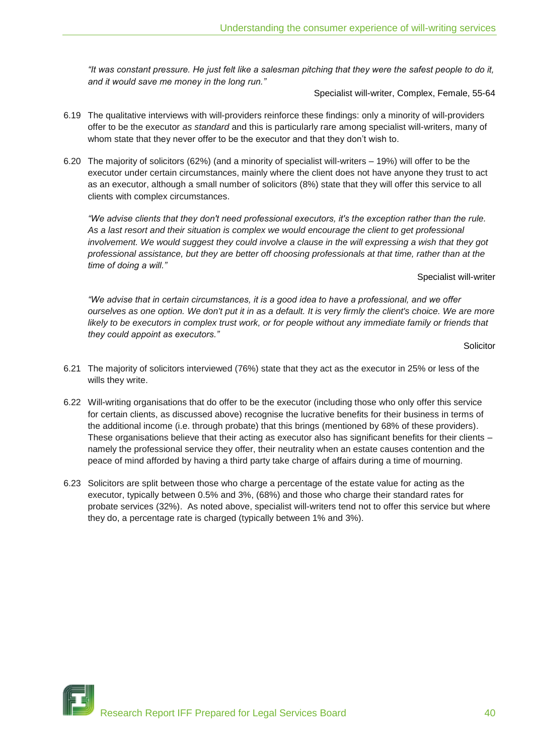*"It was constant pressure. He just felt like a salesman pitching that they were the safest people to do it, and it would save me money in the long run."*

Specialist will-writer, Complex, Female, 55-64

6.19 The qualitative interviews with will-providers reinforce these findings: only a minority of will-providers offer to be the executor *as standard* and this is particularly rare among specialist will-writers, many of whom state that they never offer to be the executor and that they don't wish to.

6.20 The majority of solicitors (62%) (and a minority of specialist will-writers – 19%) will offer to be the executor under certain circumstances, mainly where the client does not have anyone they trust to act as an executor, although a small number of solicitors (8%) state that they will offer this service to all clients with complex circumstances.

*"We advise clients that they don't need professional executors, it's the exception rather than the rule. As a last resort and their situation is complex we would encourage the client to get professional involvement. We would suggest they could involve a clause in the will expressing a wish that they got professional assistance, but they are better off choosing professionals at that time, rather than at the time of doing a will."*

Specialist will-writer

*"We advise that in certain circumstances, it is a good idea to have a professional, and we offer ourselves as one option. We don't put it in as a default. It is very firmly the client's choice. We are more likely to be executors in complex trust work, or for people without any immediate family or friends that they could appoint as executors."*

Solicitor

6.21 The majority of solicitors interviewed (76%) state that they act as the executor in 25% or less of the wills they write.

6.22 Will-writing organisations that do offer to be the executor (including those who only offer this service for certain clients, as discussed above) recognise the lucrative benefits for their business in terms of the additional income (i.e. through probate) that this brings (mentioned by 68% of these providers). These organisations believe that their acting as executor also has significant benefits for their clients – namely the professional service they offer, their neutrality when an estate causes contention and the peace of mind afforded by having a third party take charge of affairs during a time of mourning.

6.23 Solicitors are split between those who charge a percentage of the estate value for acting as the executor, typically between 0.5% and 3%, (68%) and those who charge their standard rates for probate services (32%). As noted above, specialist will-writers tend not to offer this service but where they do, a percentage rate is charged (typically between 1% and 3%).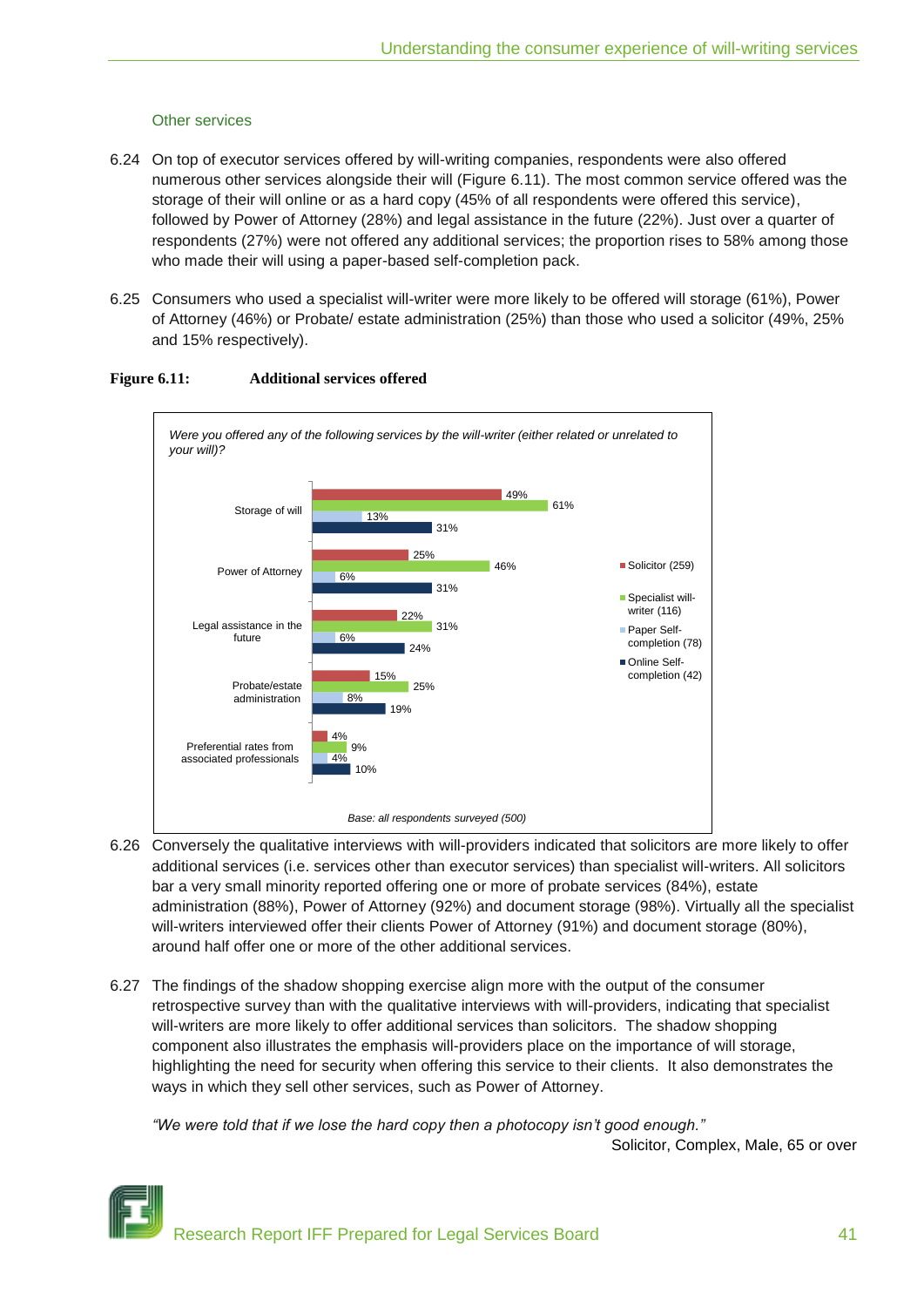### Other services

6.24 On top of executor services offered by will-writing companies, respondents were also offered numerous other services alongside their will (Figure 6.11). The most common service offered was the storage of their will online or as a hard copy (45% of all respondents were offered this service), followed by Power of Attorney (28%) and legal assistance in the future (22%). Just over a quarter of respondents (27%) were not offered any additional services; the proportion rises to 58% among those who made their will using a paper-based self-completion pack.

6.25 Consumers who used a specialist will-writer were more likely to be offered will storage (61%), Power of Attorney (46%) or Probate/ estate administration (25%) than those who used a solicitor (49%, 25% and 15% respectively).

**Figure 6.11: Additional services offered**

*Were you offered any of the following services by the will-writer (either related or unrelated to your will)?*

| | Solicitor (259) | Specialist will-writer (116) | Paper Self-completion (78) | Online Self-completion (42) |
|---|---|---|---|---|
| Storage of will | 49% | 61% | 13% | 31% |
| Power of Attorney | 25% | 46% | 6% | 31% |
| Legal assistance in the future | 22% | 31% | 6% | 24% |
| Probate/estate administration | 15% | 25% | 8% | 19% |
| Preferential rates from associated professionals | 4% | 9% | 4% | 10% |

*Base: all respondents surveyed (500)*

6.26 Conversely the qualitative interviews with will-providers indicated that solicitors are more likely to offer additional services (i.e. services other than executor services) than specialist will-writers. All solicitors bar a very small minority reported offering one or more of probate services (84%), estate administration (88%), Power of Attorney (92%) and document storage (98%). Virtually all the specialist will-writers interviewed offer their clients Power of Attorney (91%) and document storage (80%), around half offer one or more of the other additional services.

6.27 The findings of the shadow shopping exercise align more with the output of the consumer retrospective survey than with the qualitative interviews with will-providers, indicating that specialist will-writers are more likely to offer additional services than solicitors. The shadow shopping component also illustrates the emphasis will-providers place on the importance of will storage, highlighting the need for security when offering this service to their clients. It also demonstrates the ways in which they sell other services, such as Power of Attorney.

*"We were told that if we lose the hard copy then a photocopy isn't good enough."*

Solicitor, Complex, Male, 65 or over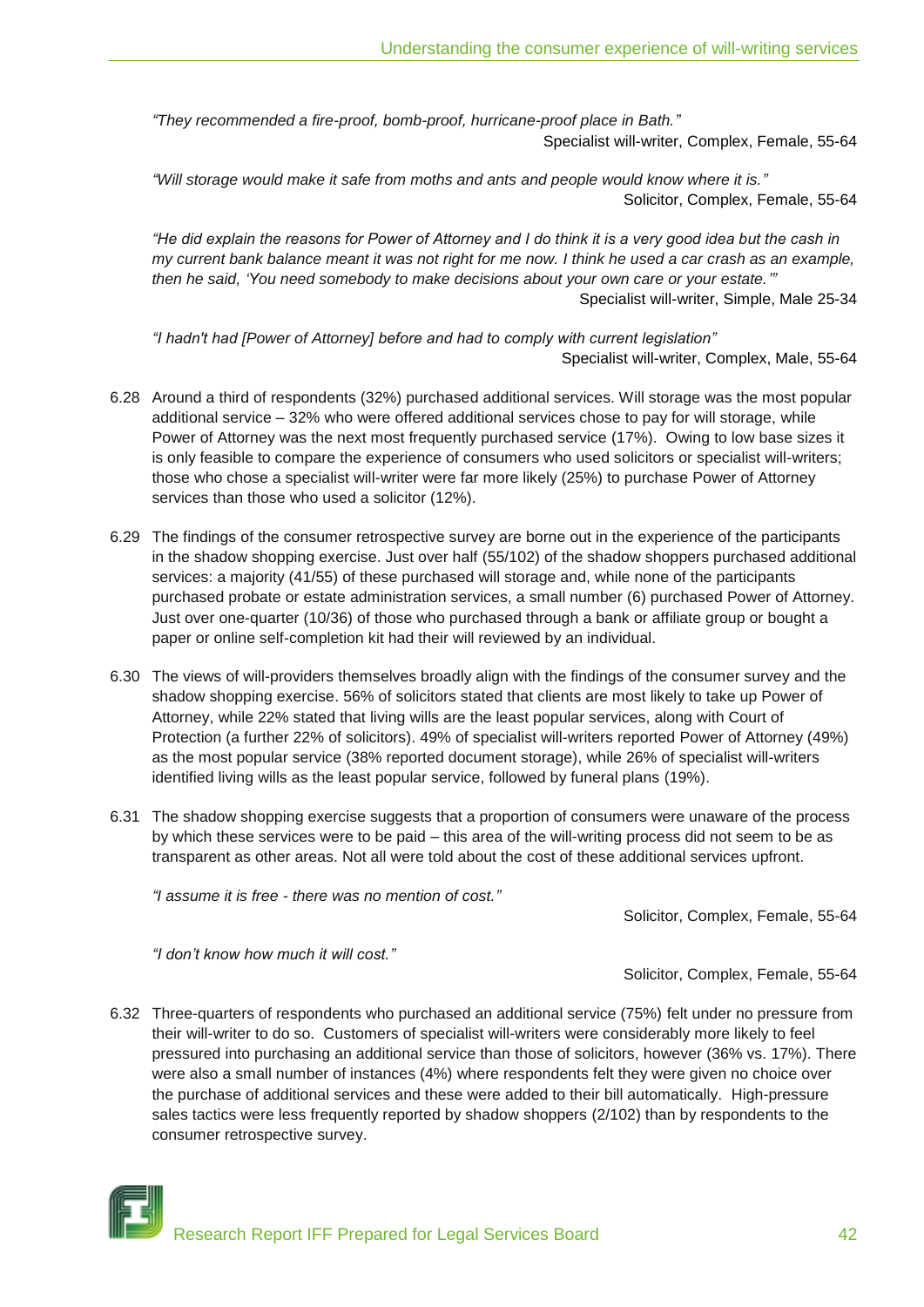*"They recommended a fire-proof, bomb-proof, hurricane-proof place in Bath."*

Specialist will-writer, Complex, Female, 55-64

*"Will storage would make it safe from moths and ants and people would know where it is."*

Solicitor, Complex, Female, 55-64

*"He did explain the reasons for Power of Attorney and I do think it is a very good idea but the cash in my current bank balance meant it was not right for me now. I think he used a car crash as an example, then he said, 'You need somebody to make decisions about your own care or your estate.'"*

Specialist will-writer, Simple, Male 25-34

*"I hadn't had [Power of Attorney] before and had to comply with current legislation"*

Specialist will-writer, Complex, Male, 55-64

6.28 Around a third of respondents (32%) purchased additional services. Will storage was the most popular additional service – 32% who were offered additional services chose to pay for will storage, while Power of Attorney was the next most frequently purchased service (17%). Owing to low base sizes it is only feasible to compare the experience of consumers who used solicitors or specialist will-writers; those who chose a specialist will-writer were far more likely (25%) to purchase Power of Attorney services than those who used a solicitor (12%).

6.29 The findings of the consumer retrospective survey are borne out in the experience of the participants in the shadow shopping exercise. Just over half (55/102) of the shadow shoppers purchased additional services: a majority (41/55) of these purchased will storage and, while none of the participants purchased probate or estate administration services, a small number (6) purchased Power of Attorney. Just over one-quarter (10/36) of those who purchased through a bank or affiliate group or bought a paper or online self-completion kit had their will reviewed by an individual.

6.30 The views of will-providers themselves broadly align with the findings of the consumer survey and the shadow shopping exercise. 56% of solicitors stated that clients are most likely to take up Power of Attorney, while 22% stated that living wills are the least popular services, along with Court of Protection (a further 22% of solicitors). 49% of specialist will-writers reported Power of Attorney (49%) as the most popular service (38% reported document storage), while 26% of specialist will-writers identified living wills as the least popular service, followed by funeral plans (19%).

6.31 The shadow shopping exercise suggests that a proportion of consumers were unaware of the process by which these services were to be paid – this area of the will-writing process did not seem to be as transparent as other areas. Not all were told about the cost of these additional services upfront.

*"I assume it is free - there was no mention of cost."*

Solicitor, Complex, Female, 55-64

*"I don't know how much it will cost."*

Solicitor, Complex, Female, 55-64

6.32 Three-quarters of respondents who purchased an additional service (75%) felt under no pressure from their will-writer to do so. Customers of specialist will-writers were considerably more likely to feel pressured into purchasing an additional service than those of solicitors, however (36% vs. 17%). There were also a small number of instances (4%) where respondents felt they were given no choice over the purchase of additional services and these were added to their bill automatically. High-pressure sales tactics were less frequently reported by shadow shoppers (2/102) than by respondents to the consumer retrospective survey.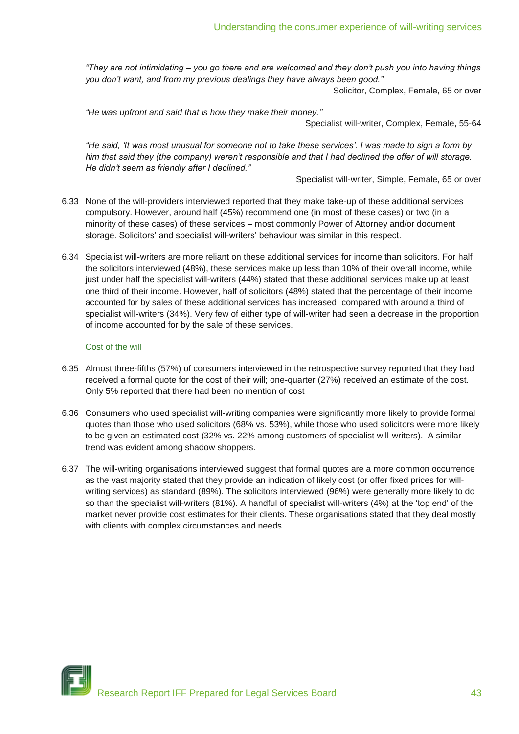*"They are not intimidating – you go there and are welcomed and they don't push you into having things you don't want, and from my previous dealings they have always been good."*

Solicitor, Complex, Female, 65 or over

*"He was upfront and said that is how they make their money."*

Specialist will-writer, Complex, Female, 55-64

*"He said, 'It was most unusual for someone not to take these services'. I was made to sign a form by him that said they (the company) weren't responsible and that I had declined the offer of will storage. He didn't seem as friendly after I declined."*

Specialist will-writer, Simple, Female, 65 or over

6.33 None of the will-providers interviewed reported that they make take-up of these additional services compulsory. However, around half (45%) recommend one (in most of these cases) or two (in a minority of these cases) of these services – most commonly Power of Attorney and/or document storage. Solicitors' and specialist will-writers' behaviour was similar in this respect.

6.34 Specialist will-writers are more reliant on these additional services for income than solicitors. For half the solicitors interviewed (48%), these services make up less than 10% of their overall income, while just under half the specialist will-writers (44%) stated that these additional services make up at least one third of their income. However, half of solicitors (48%) stated that the percentage of their income accounted for by sales of these additional services has increased, compared with around a third of specialist will-writers (34%). Very few of either type of will-writer had seen a decrease in the proportion of income accounted for by the sale of these services.

### Cost of the will

6.35 Almost three-fifths (57%) of consumers interviewed in the retrospective survey reported that they had received a formal quote for the cost of their will; one-quarter (27%) received an estimate of the cost. Only 5% reported that there had been no mention of cost

6.36 Consumers who used specialist will-writing companies were significantly more likely to provide formal quotes than those who used solicitors (68% vs. 53%), while those who used solicitors were more likely to be given an estimated cost (32% vs. 22% among customers of specialist will-writers). A similar trend was evident among shadow shoppers.

6.37 The will-writing organisations interviewed suggest that formal quotes are a more common occurrence as the vast majority stated that they provide an indication of likely cost (or offer fixed prices for will-writing services) as standard (89%). The solicitors interviewed (96%) were generally more likely to do so than the specialist will-writers (81%). A handful of specialist will-writers (4%) at the 'top end' of the market never provide cost estimates for their clients. These organisations stated that they deal mostly with clients with complex circumstances and needs.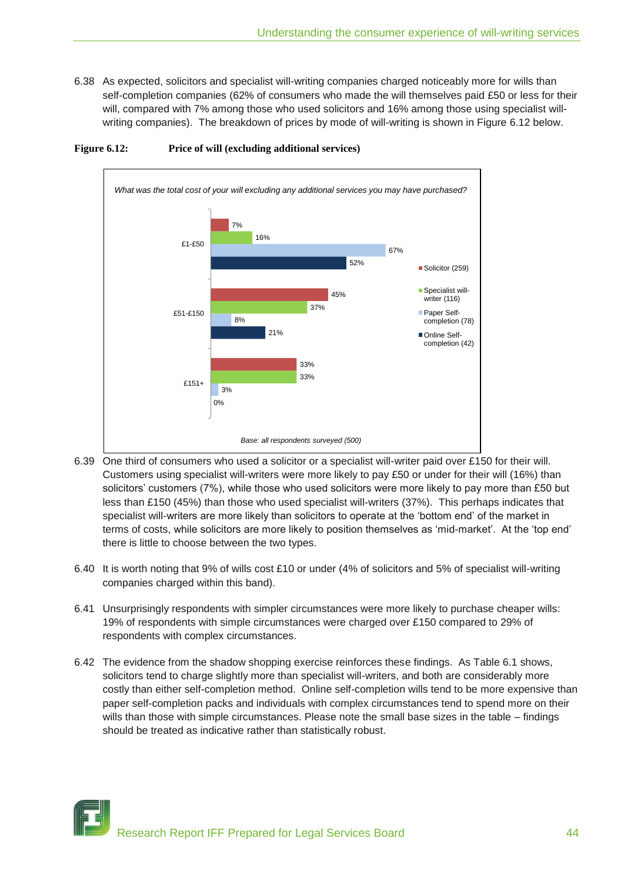6.38 As expected, solicitors and specialist will-writing companies charged noticeably more for wills than self-completion companies (62% of consumers who made the will themselves paid £50 or less for their will, compared with 7% among those who used solicitors and 16% among those using specialist will-writing companies). The breakdown of prices by mode of will-writing is shown in Figure 6.12 below.

**Figure 6.12: Price of will (excluding additional services)**

*What was the total cost of your will excluding any additional services you may have purchased?*

| | Solicitor (259) | Specialist will-writer (116) | Paper Self-completion (78) | Online Self-completion (42) |
|---|---|---|---|---|
| £1-£50 | 7% | 16% | 67% | 52% |
| £51-£150 | 45% | 37% | 8% | 21% |
| £151+ | 33% | 33% | 3% | 0% |

*Base: all respondents surveyed (500)*

6.39 One third of consumers who used a solicitor or a specialist will-writer paid over £150 for their will. Customers using specialist will-writers were more likely to pay £50 or under for their will (16%) than solicitors' customers (7%), while those who used solicitors were more likely to pay more than £50 but less than £150 (45%) than those who used specialist will-writers (37%). This perhaps indicates that specialist will-writers are more likely than solicitors to operate at the 'bottom end' of the market in terms of costs, while solicitors are more likely to position themselves as 'mid-market'. At the 'top end' there is little to choose between the two types.

6.40 It is worth noting that 9% of wills cost £10 or under (4% of solicitors and 5% of specialist will-writing companies charged within this band).

6.41 Unsurprisingly respondents with simpler circumstances were more likely to purchase cheaper wills: 19% of respondents with simple circumstances were charged over £150 compared to 29% of respondents with complex circumstances.

6.42 The evidence from the shadow shopping exercise reinforces these findings. As Table 6.1 shows, solicitors tend to charge slightly more than specialist will-writers, and both are considerably more costly than either self-completion method. Online self-completion wills tend to be more expensive than paper self-completion packs and individuals with complex circumstances tend to spend more on their wills than those with simple circumstances. Please note the small base sizes in the table – findings should be treated as indicative rather than statistically robust.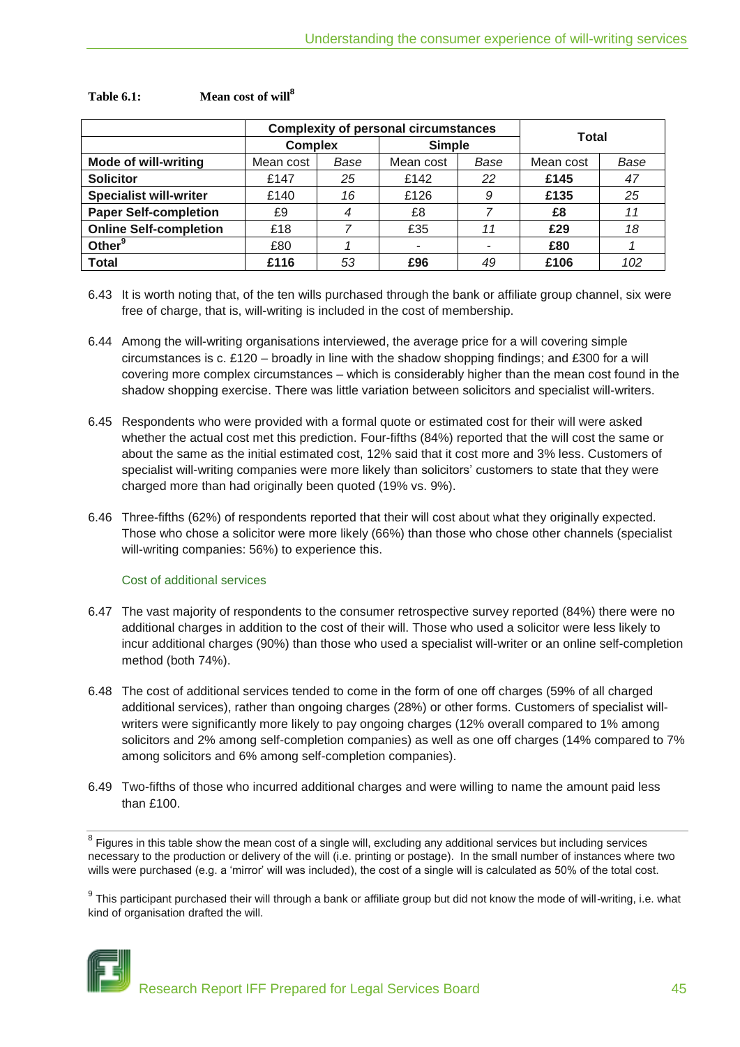**Table 6.1: Mean cost of will[8]**

| | Complexity of personal circumstances | | | | Total | |
|---|---|---|---|---|---|---|
| | Complex | | Simple | | | |
| **Mode of will-writing** | Mean cost | *Base* | Mean cost | *Base* | Mean cost | *Base* |
| **Solicitor** | £147 | *25* | £142 | *22* | **£145** | *47* |
| **Specialist will-writer** | £140 | *16* | £126 | *9* | **£135** | *25* |
| **Paper Self-completion** | £9 | *4* | £8 | *7* | **£8** | *11* |
| **Online Self-completion** | £18 | *7* | £35 | *11* | **£29** | *18* |
| **Other[9]** | £80 | *1* | - | - | **£80** | *1* |
| **Total** | **£116** | *53* | **£96** | *49* | **£106** | *102* |

6.43 It is worth noting that, of the ten wills purchased through the bank or affiliate group channel, six were free of charge, that is, will-writing is included in the cost of membership.

6.44 Among the will-writing organisations interviewed, the average price for a will covering simple circumstances is c. £120 – broadly in line with the shadow shopping findings; and £300 for a will covering more complex circumstances – which is considerably higher than the mean cost found in the shadow shopping exercise. There was little variation between solicitors and specialist will-writers.

6.45 Respondents who were provided with a formal quote or estimated cost for their will were asked whether the actual cost met this prediction. Four-fifths (84%) reported that the will cost the same or about the same as the initial estimated cost, 12% said that it cost more and 3% less. Customers of specialist will-writing companies were more likely than solicitors' customers to state that they were charged more than had originally been quoted (19% vs. 9%).

6.46 Three-fifths (62%) of respondents reported that their will cost about what they originally expected. Those who chose a solicitor were more likely (66%) than those who chose other channels (specialist will-writing companies: 56%) to experience this.

### Cost of additional services

6.47 The vast majority of respondents to the consumer retrospective survey reported (84%) there were no additional charges in addition to the cost of their will. Those who used a solicitor were less likely to incur additional charges (90%) than those who used a specialist will-writer or an online self-completion method (both 74%).

6.48 The cost of additional services tended to come in the form of one off charges (59% of all charged additional services), rather than ongoing charges (28%) or other forms. Customers of specialist will-writers were significantly more likely to pay ongoing charges (12% overall compared to 1% among solicitors and 2% among self-completion companies) as well as one off charges (14% compared to 7% among solicitors and 6% among self-completion companies).

6.49 Two-fifths of those who incurred additional charges and were willing to name the amount paid less than £100.

---

[8] Figures in this table show the mean cost of a single will, excluding any additional services but including services necessary to the production or delivery of the will (i.e. printing or postage). In the small number of instances where two wills were purchased (e.g. a 'mirror' will was included), the cost of a single will is calculated as 50% of the total cost.

[9] This participant purchased their will through a bank or affiliate group but did not know the mode of will-writing, i.e. what kind of organisation drafted the will.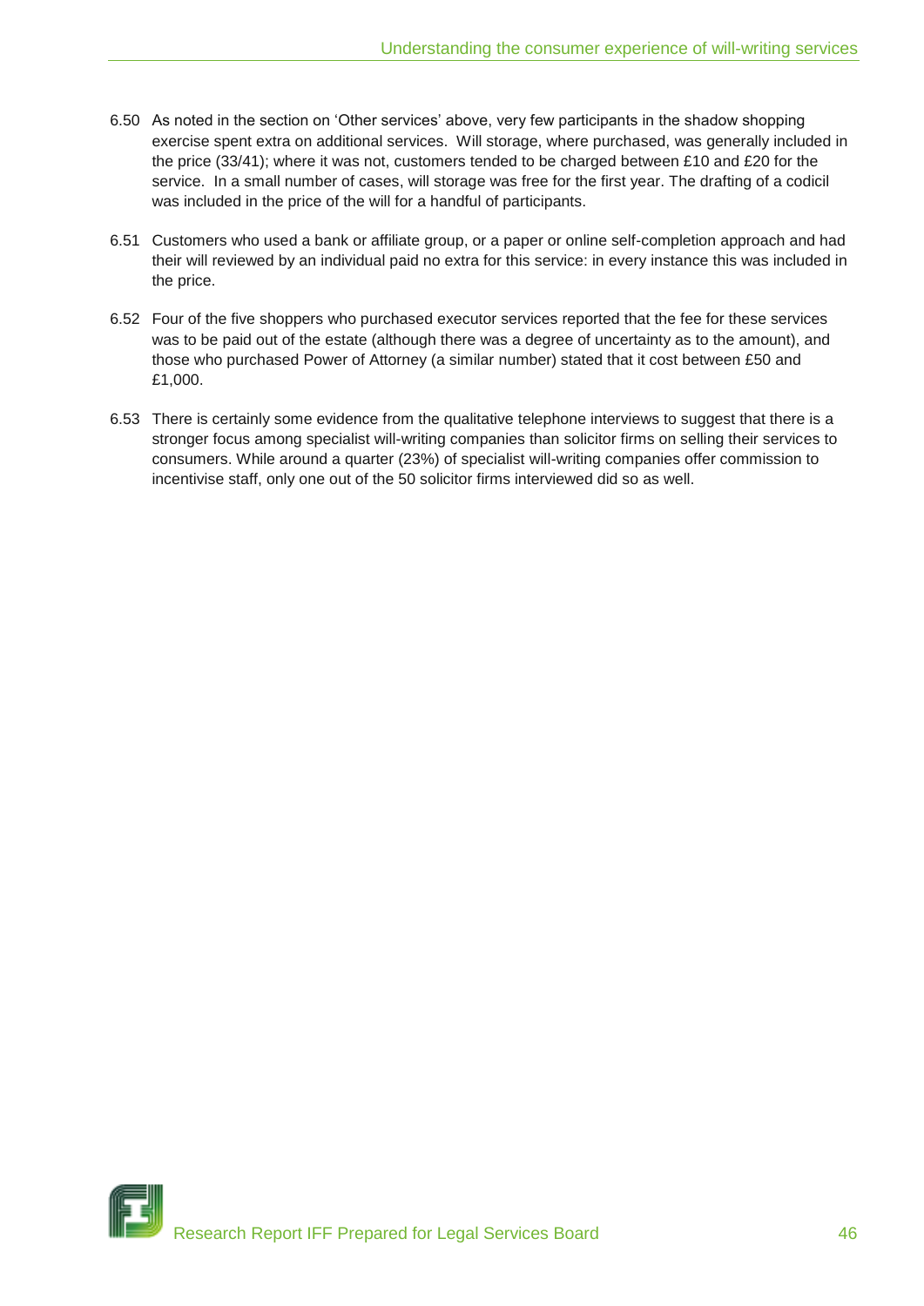6.50 As noted in the section on 'Other services' above, very few participants in the shadow shopping exercise spent extra on additional services. Will storage, where purchased, was generally included in the price (33/41); where it was not, customers tended to be charged between £10 and £20 for the service. In a small number of cases, will storage was free for the first year. The drafting of a codicil was included in the price of the will for a handful of participants.

6.51 Customers who used a bank or affiliate group, or a paper or online self-completion approach and had their will reviewed by an individual paid no extra for this service: in every instance this was included in the price.

6.52 Four of the five shoppers who purchased executor services reported that the fee for these services was to be paid out of the estate (although there was a degree of uncertainty as to the amount), and those who purchased Power of Attorney (a similar number) stated that it cost between £50 and £1,000.

6.53 There is certainly some evidence from the qualitative telephone interviews to suggest that there is a stronger focus among specialist will-writing companies than solicitor firms on selling their services to consumers. While around a quarter (23%) of specialist will-writing companies offer commission to incentivise staff, only one out of the 50 solicitor firms interviewed did so as well.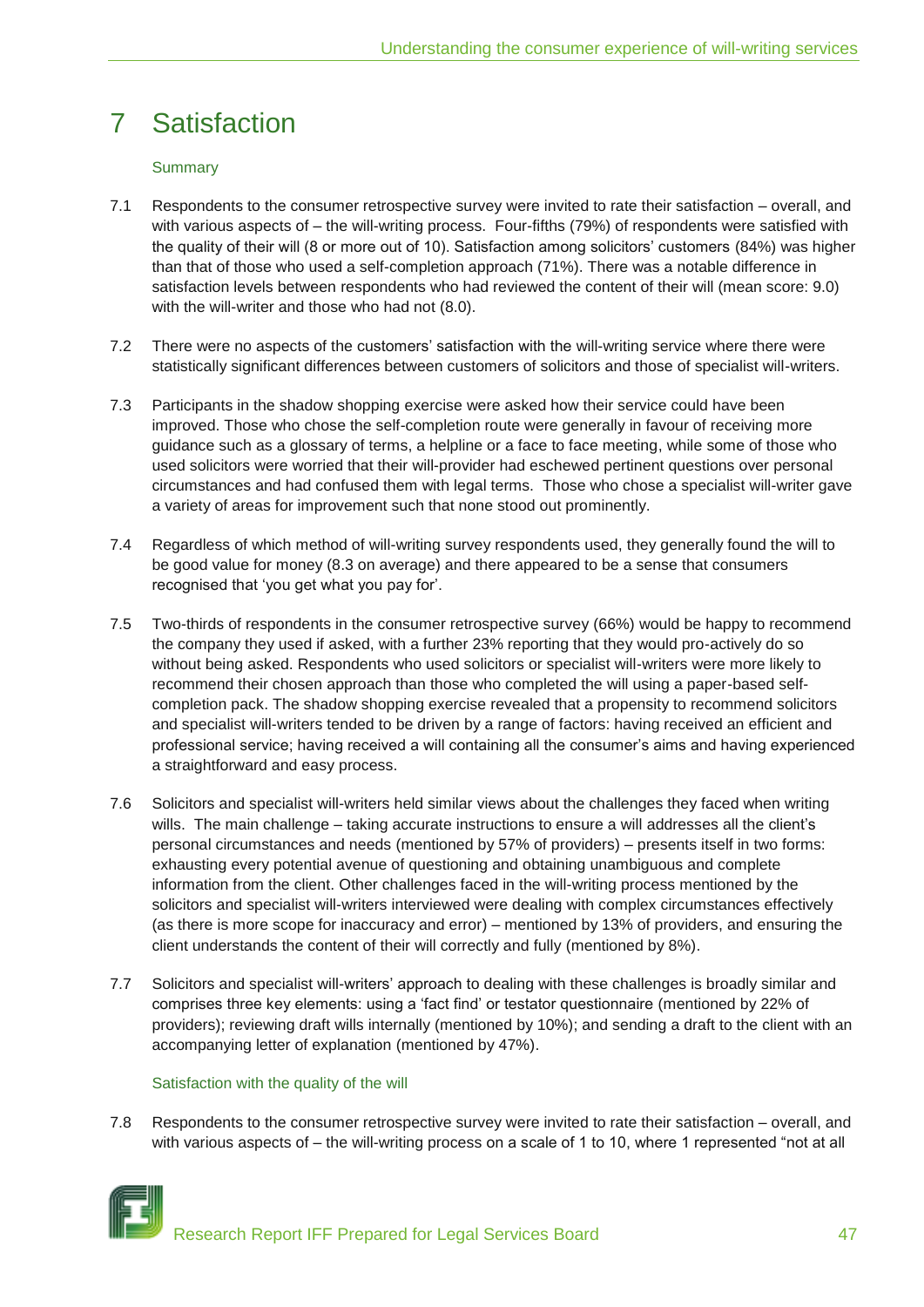# 7 Satisfaction

## Summary

7.1 Respondents to the consumer retrospective survey were invited to rate their satisfaction – overall, and with various aspects of – the will-writing process. Four-fifths (79%) of respondents were satisfied with the quality of their will (8 or more out of 10). Satisfaction among solicitors' customers (84%) was higher than that of those who used a self-completion approach (71%). There was a notable difference in satisfaction levels between respondents who had reviewed the content of their will (mean score: 9.0) with the will-writer and those who had not (8.0).

7.2 There were no aspects of the customers' satisfaction with the will-writing service where there were statistically significant differences between customers of solicitors and those of specialist will-writers.

7.3 Participants in the shadow shopping exercise were asked how their service could have been improved. Those who chose the self-completion route were generally in favour of receiving more guidance such as a glossary of terms, a helpline or a face to face meeting, while some of those who used solicitors were worried that their will-provider had eschewed pertinent questions over personal circumstances and had confused them with legal terms. Those who chose a specialist will-writer gave a variety of areas for improvement such that none stood out prominently.

7.4 Regardless of which method of will-writing survey respondents used, they generally found the will to be good value for money (8.3 on average) and there appeared to be a sense that consumers recognised that 'you get what you pay for'.

7.5 Two-thirds of respondents in the consumer retrospective survey (66%) would be happy to recommend the company they used if asked, with a further 23% reporting that they would pro-actively do so without being asked. Respondents who used solicitors or specialist will-writers were more likely to recommend their chosen approach than those who completed the will using a paper-based self-completion pack. The shadow shopping exercise revealed that a propensity to recommend solicitors and specialist will-writers tended to be driven by a range of factors: having received an efficient and professional service; having received a will containing all the consumer's aims and having experienced a straightforward and easy process.

7.6 Solicitors and specialist will-writers held similar views about the challenges they faced when writing wills. The main challenge – taking accurate instructions to ensure a will addresses all the client's personal circumstances and needs (mentioned by 57% of providers) – presents itself in two forms: exhausting every potential avenue of questioning and obtaining unambiguous and complete information from the client. Other challenges faced in the will-writing process mentioned by the solicitors and specialist will-writers interviewed were dealing with complex circumstances effectively (as there is more scope for inaccuracy and error) – mentioned by 13% of providers, and ensuring the client understands the content of their will correctly and fully (mentioned by 8%).

7.7 Solicitors and specialist will-writers' approach to dealing with these challenges is broadly similar and comprises three key elements: using a 'fact find' or testator questionnaire (mentioned by 22% of providers); reviewing draft wills internally (mentioned by 10%); and sending a draft to the client with an accompanying letter of explanation (mentioned by 47%).

## Satisfaction with the quality of the will

7.8 Respondents to the consumer retrospective survey were invited to rate their satisfaction – overall, and with various aspects of – the will-writing process on a scale of 1 to 10, where 1 represented "not at all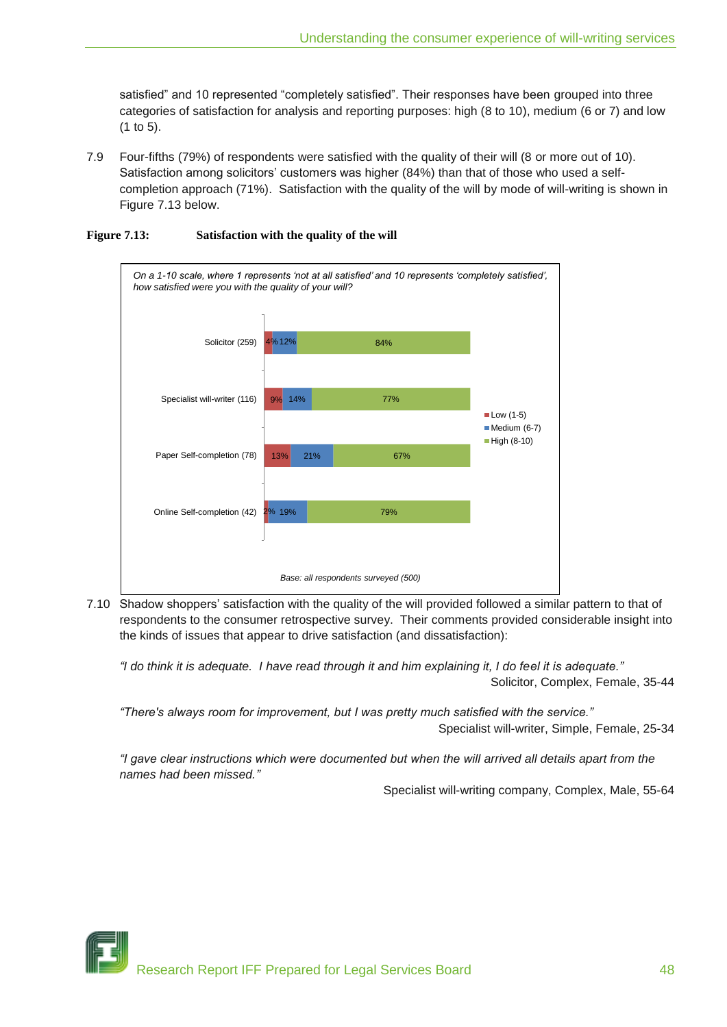satisfied" and 10 represented "completely satisfied". Their responses have been grouped into three categories of satisfaction for analysis and reporting purposes: high (8 to 10), medium (6 or 7) and low (1 to 5).

7.9 Four-fifths (79%) of respondents were satisfied with the quality of their will (8 or more out of 10). Satisfaction among solicitors' customers was higher (84%) than that of those who used a self-completion approach (71%). Satisfaction with the quality of the will by mode of will-writing is shown in Figure 7.13 below.

**Figure 7.13: Satisfaction with the quality of the will**

*On a 1-10 scale, where 1 represents 'not at all satisfied' and 10 represents 'completely satisfied', how satisfied were you with the quality of your will?*

| | Low (1-5) | Medium (6-7) | High (8-10) |
|---|---|---|---|
| Solicitor (259) | 4% | 12% | 84% |
| Specialist will-writer (116) | 9% | 14% | 77% |
| Paper Self-completion (78) | 13% | 21% | 67% |
| Online Self-completion (42) | 2% | 19% | 79% |

*Base: all respondents surveyed (500)*

7.10 Shadow shoppers' satisfaction with the quality of the will provided followed a similar pattern to that of respondents to the consumer retrospective survey. Their comments provided considerable insight into the kinds of issues that appear to drive satisfaction (and dissatisfaction):

*"I do think it is adequate. I have read through it and him explaining it, I do feel it is adequate."*

Solicitor, Complex, Female, 35-44

*"There's always room for improvement, but I was pretty much satisfied with the service."*

Specialist will-writer, Simple, Female, 25-34

*"I gave clear instructions which were documented but when the will arrived all details apart from the names had been missed."*

Specialist will-writing company, Complex, Male, 55-64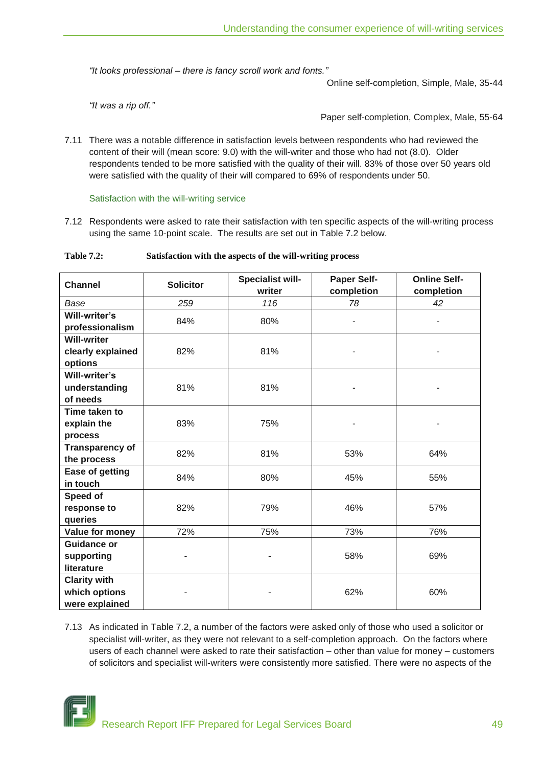*"It looks professional – there is fancy scroll work and fonts."*

Online self-completion, Simple, Male, 35-44

*"It was a rip off."*

Paper self-completion, Complex, Male, 55-64

7.11 There was a notable difference in satisfaction levels between respondents who had reviewed the content of their will (mean score: 9.0) with the will-writer and those who had not (8.0). Older respondents tended to be more satisfied with the quality of their will. 83% of those over 50 years old were satisfied with the quality of their will compared to 69% of respondents under 50.

### Satisfaction with the will-writing service

7.12 Respondents were asked to rate their satisfaction with ten specific aspects of the will-writing process using the same 10-point scale. The results are set out in Table 7.2 below.

**Table 7.2: Satisfaction with the aspects of the will-writing process**

| Channel | Solicitor | Specialist will-writer | Paper Self-completion | Online Self-completion |
|---|---|---|---|---|
| *Base* | *259* | *116* | *78* | *42* |
| **Will-writer's professionalism** | 84% | 80% | - | - |
| **Will-writer clearly explained options** | 82% | 81% | - | - |
| **Will-writer's understanding of needs** | 81% | 81% | - | - |
| **Time taken to explain the process** | 83% | 75% | - | - |
| **Transparency of the process** | 82% | 81% | 53% | 64% |
| **Ease of getting in touch** | 84% | 80% | 45% | 55% |
| **Speed of response to queries** | 82% | 79% | 46% | 57% |
| **Value for money** | 72% | 75% | 73% | 76% |
| **Guidance or supporting literature** | - | - | 58% | 69% |
| **Clarity with which options were explained** | - | - | 62% | 60% |

7.13 As indicated in Table 7.2, a number of the factors were asked only of those who used a solicitor or specialist will-writer, as they were not relevant to a self-completion approach. On the factors where users of each channel were asked to rate their satisfaction – other than value for money – customers of solicitors and specialist will-writers were consistently more satisfied. There were no aspects of the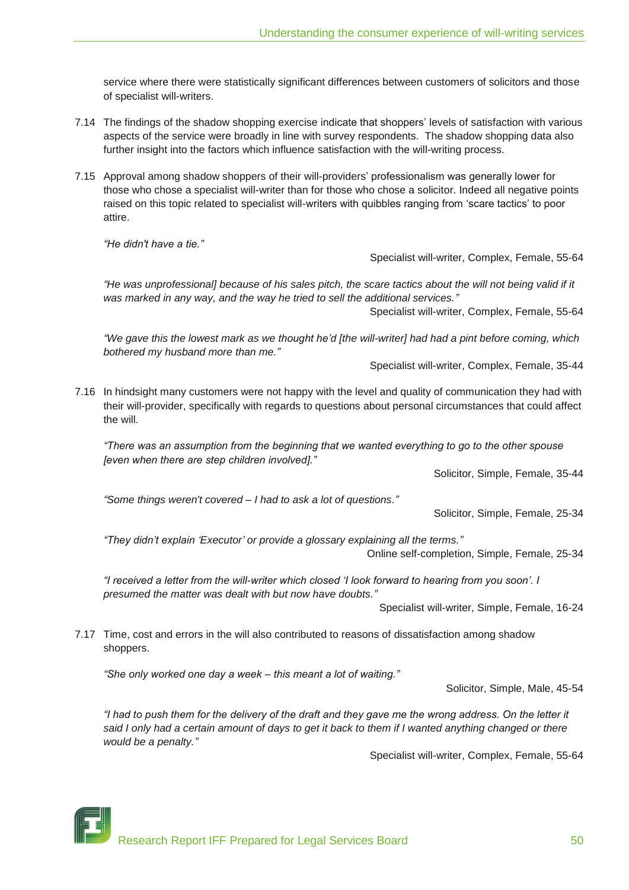service where there were statistically significant differences between customers of solicitors and those of specialist will-writers.

7.14 The findings of the shadow shopping exercise indicate that shoppers' levels of satisfaction with various aspects of the service were broadly in line with survey respondents. The shadow shopping data also further insight into the factors which influence satisfaction with the will-writing process.

7.15 Approval among shadow shoppers of their will-providers' professionalism was generally lower for those who chose a specialist will-writer than for those who chose a solicitor. Indeed all negative points raised on this topic related to specialist will-writers with quibbles ranging from 'scare tactics' to poor attire.

*"He didn't have a tie."*

Specialist will-writer, Complex, Female, 55-64

*"He was unprofessional] because of his sales pitch, the scare tactics about the will not being valid if it was marked in any way, and the way he tried to sell the additional services."*

Specialist will-writer, Complex, Female, 55-64

*"We gave this the lowest mark as we thought he'd [the will-writer] had had a pint before coming, which bothered my husband more than me."*

Specialist will-writer, Complex, Female, 35-44

7.16 In hindsight many customers were not happy with the level and quality of communication they had with their will-provider, specifically with regards to questions about personal circumstances that could affect the will.

*"There was an assumption from the beginning that we wanted everything to go to the other spouse [even when there are step children involved]."*

Solicitor, Simple, Female, 35-44

*"Some things weren't covered – I had to ask a lot of questions."*

Solicitor, Simple, Female, 25-34

*"They didn't explain 'Executor' or provide a glossary explaining all the terms."*

Online self-completion, Simple, Female, 25-34

*"I received a letter from the will-writer which closed 'I look forward to hearing from you soon'. I presumed the matter was dealt with but now have doubts."*

Specialist will-writer, Simple, Female, 16-24

7.17 Time, cost and errors in the will also contributed to reasons of dissatisfaction among shadow shoppers.

*"She only worked one day a week – this meant a lot of waiting."*

Solicitor, Simple, Male, 45-54

*"I had to push them for the delivery of the draft and they gave me the wrong address. On the letter it said I only had a certain amount of days to get it back to them if I wanted anything changed or there would be a penalty."*

Specialist will-writer, Complex, Female, 55-64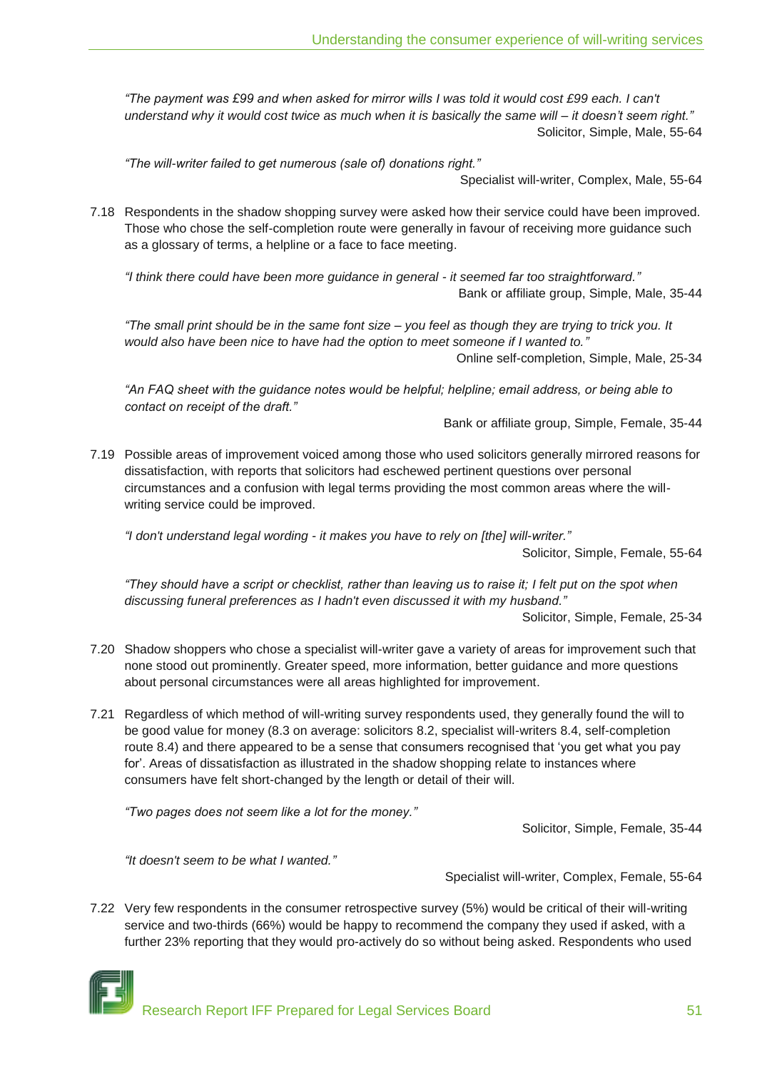*"The payment was £99 and when asked for mirror wills I was told it would cost £99 each. I can't understand why it would cost twice as much when it is basically the same will – it doesn't seem right."*
Solicitor, Simple, Male, 55-64

*"The will-writer failed to get numerous (sale of) donations right."*
Specialist will-writer, Complex, Male, 55-64

7.18 Respondents in the shadow shopping survey were asked how their service could have been improved. Those who chose the self-completion route were generally in favour of receiving more guidance such as a glossary of terms, a helpline or a face to face meeting.

*"I think there could have been more guidance in general - it seemed far too straightforward."*
Bank or affiliate group, Simple, Male, 35-44

*"The small print should be in the same font size – you feel as though they are trying to trick you. It would also have been nice to have had the option to meet someone if I wanted to."*
Online self-completion, Simple, Male, 25-34

*"An FAQ sheet with the guidance notes would be helpful; helpline; email address, or being able to contact on receipt of the draft."*
Bank or affiliate group, Simple, Female, 35-44

7.19 Possible areas of improvement voiced among those who used solicitors generally mirrored reasons for dissatisfaction, with reports that solicitors had eschewed pertinent questions over personal circumstances and a confusion with legal terms providing the most common areas where the will-writing service could be improved.

*"I don't understand legal wording - it makes you have to rely on [the] will-writer."*
Solicitor, Simple, Female, 55-64

*"They should have a script or checklist, rather than leaving us to raise it; I felt put on the spot when discussing funeral preferences as I hadn't even discussed it with my husband."*
Solicitor, Simple, Female, 25-34

7.20 Shadow shoppers who chose a specialist will-writer gave a variety of areas for improvement such that none stood out prominently. Greater speed, more information, better guidance and more questions about personal circumstances were all areas highlighted for improvement.

7.21 Regardless of which method of will-writing survey respondents used, they generally found the will to be good value for money (8.3 on average: solicitors 8.2, specialist will-writers 8.4, self-completion route 8.4) and there appeared to be a sense that consumers recognised that 'you get what you pay for'. Areas of dissatisfaction as illustrated in the shadow shopping relate to instances where consumers have felt short-changed by the length or detail of their will.

*"Two pages does not seem like a lot for the money."*
Solicitor, Simple, Female, 35-44

*"It doesn't seem to be what I wanted."*
Specialist will-writer, Complex, Female, 55-64

7.22 Very few respondents in the consumer retrospective survey (5%) would be critical of their will-writing service and two-thirds (66%) would be happy to recommend the company they used if asked, with a further 23% reporting that they would pro-actively do so without being asked. Respondents who used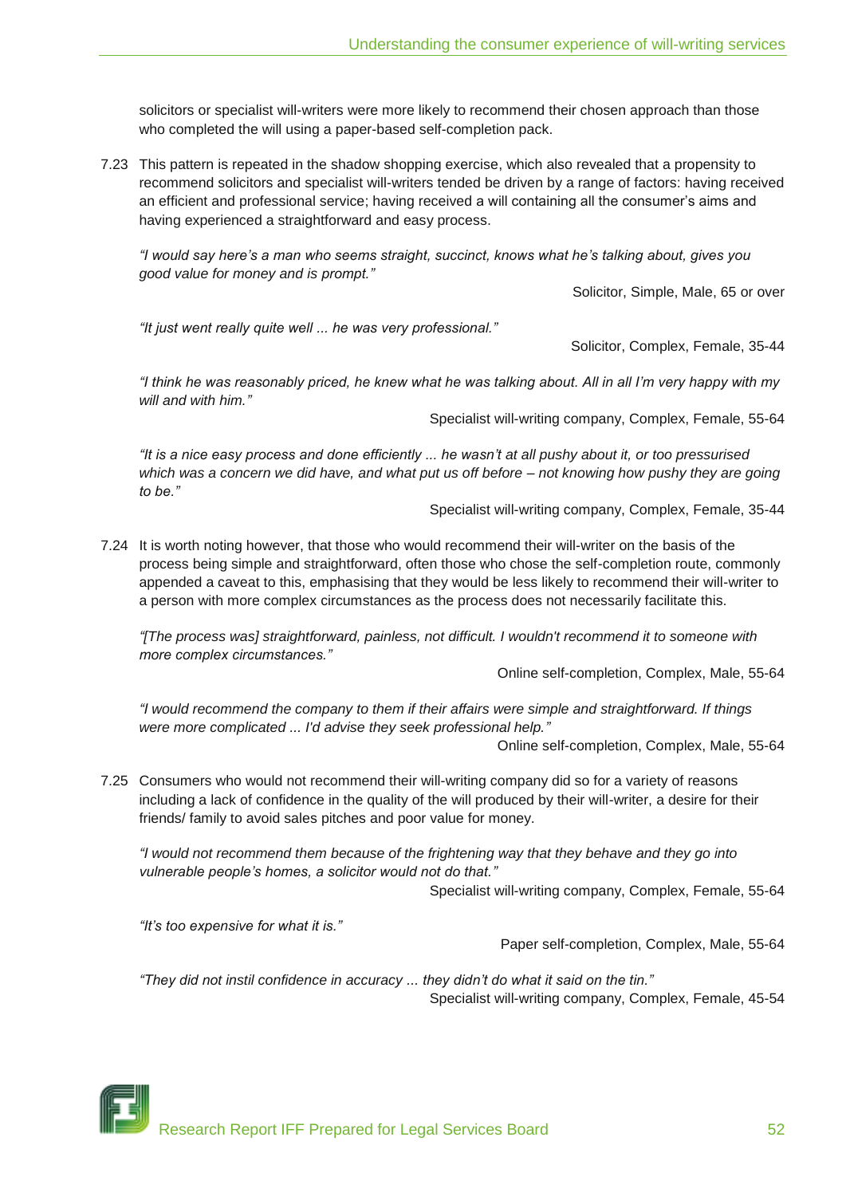solicitors or specialist will-writers were more likely to recommend their chosen approach than those who completed the will using a paper-based self-completion pack.

7.23 This pattern is repeated in the shadow shopping exercise, which also revealed that a propensity to recommend solicitors and specialist will-writers tended be driven by a range of factors: having received an efficient and professional service; having received a will containing all the consumer's aims and having experienced a straightforward and easy process.

*"I would say here's a man who seems straight, succinct, knows what he's talking about, gives you good value for money and is prompt."*

Solicitor, Simple, Male, 65 or over

*"It just went really quite well ... he was very professional."*

Solicitor, Complex, Female, 35-44

*"I think he was reasonably priced, he knew what he was talking about. All in all I'm very happy with my will and with him."*

Specialist will-writing company, Complex, Female, 55-64

*"It is a nice easy process and done efficiently ... he wasn't at all pushy about it, or too pressurised which was a concern we did have, and what put us off before – not knowing how pushy they are going to be."*

Specialist will-writing company, Complex, Female, 35-44

7.24 It is worth noting however, that those who would recommend their will-writer on the basis of the process being simple and straightforward, often those who chose the self-completion route, commonly appended a caveat to this, emphasising that they would be less likely to recommend their will-writer to a person with more complex circumstances as the process does not necessarily facilitate this.

*"[The process was] straightforward, painless, not difficult. I wouldn't recommend it to someone with more complex circumstances."*

Online self-completion, Complex, Male, 55-64

*"I would recommend the company to them if their affairs were simple and straightforward. If things were more complicated ... I'd advise they seek professional help."*

Online self-completion, Complex, Male, 55-64

7.25 Consumers who would not recommend their will-writing company did so for a variety of reasons including a lack of confidence in the quality of the will produced by their will-writer, a desire for their friends/ family to avoid sales pitches and poor value for money.

*"I would not recommend them because of the frightening way that they behave and they go into vulnerable people's homes, a solicitor would not do that."*

Specialist will-writing company, Complex, Female, 55-64

*"It's too expensive for what it is."*

Paper self-completion, Complex, Male, 55-64

*"They did not instil confidence in accuracy ... they didn't do what it said on the tin."*

Specialist will-writing company, Complex, Female, 45-54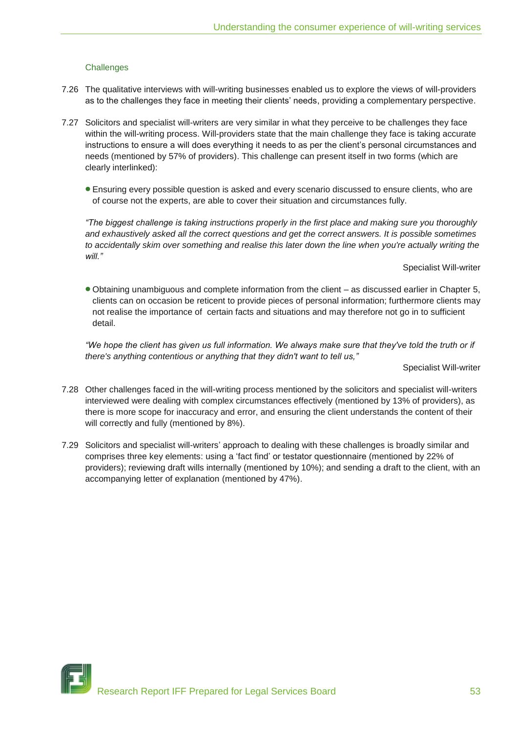### Challenges

7.26 The qualitative interviews with will-writing businesses enabled us to explore the views of will-providers as to the challenges they face in meeting their clients' needs, providing a complementary perspective.

7.27 Solicitors and specialist will-writers are very similar in what they perceive to be challenges they face within the will-writing process. Will-providers state that the main challenge they face is taking accurate instructions to ensure a will does everything it needs to as per the client's personal circumstances and needs (mentioned by 57% of providers). This challenge can present itself in two forms (which are clearly interlinked):

- Ensuring every possible question is asked and every scenario discussed to ensure clients, who are of course not the experts, are able to cover their situation and circumstances fully.

*"The biggest challenge is taking instructions properly in the first place and making sure you thoroughly and exhaustively asked all the correct questions and get the correct answers. It is possible sometimes to accidentally skim over something and realise this later down the line when you're actually writing the will."*

Specialist Will-writer

- Obtaining unambiguous and complete information from the client – as discussed earlier in Chapter 5, clients can on occasion be reticent to provide pieces of personal information; furthermore clients may not realise the importance of certain facts and situations and may therefore not go in to sufficient detail.

*"We hope the client has given us full information. We always make sure that they've told the truth or if there's anything contentious or anything that they didn't want to tell us,"*

Specialist Will-writer

7.28 Other challenges faced in the will-writing process mentioned by the solicitors and specialist will-writers interviewed were dealing with complex circumstances effectively (mentioned by 13% of providers), as there is more scope for inaccuracy and error, and ensuring the client understands the content of their will correctly and fully (mentioned by 8%).

7.29 Solicitors and specialist will-writers' approach to dealing with these challenges is broadly similar and comprises three key elements: using a 'fact find' or testator questionnaire (mentioned by 22% of providers); reviewing draft wills internally (mentioned by 10%); and sending a draft to the client, with an accompanying letter of explanation (mentioned by 47%).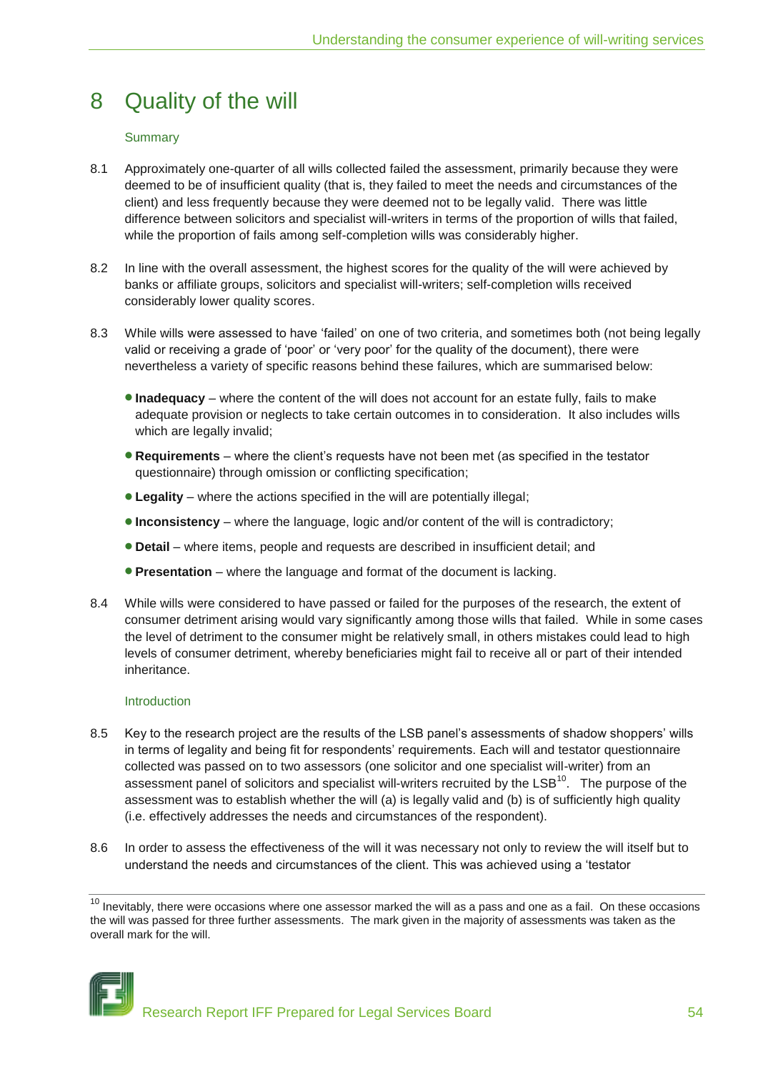# 8 Quality of the will

### Summary

8.1 Approximately one-quarter of all wills collected failed the assessment, primarily because they were deemed to be of insufficient quality (that is, they failed to meet the needs and circumstances of the client) and less frequently because they were deemed not to be legally valid. There was little difference between solicitors and specialist will-writers in terms of the proportion of wills that failed, while the proportion of fails among self-completion wills was considerably higher.

8.2 In line with the overall assessment, the highest scores for the quality of the will were achieved by banks or affiliate groups, solicitors and specialist will-writers; self-completion wills received considerably lower quality scores.

8.3 While wills were assessed to have 'failed' on one of two criteria, and sometimes both (not being legally valid or receiving a grade of 'poor' or 'very poor' for the quality of the document), there were nevertheless a variety of specific reasons behind these failures, which are summarised below:

- **Inadequacy** – where the content of the will does not account for an estate fully, fails to make adequate provision or neglects to take certain outcomes in to consideration. It also includes wills which are legally invalid;
- **Requirements** – where the client's requests have not been met (as specified in the testator questionnaire) through omission or conflicting specification;
- **Legality** – where the actions specified in the will are potentially illegal;
- **Inconsistency** – where the language, logic and/or content of the will is contradictory;
- **Detail** – where items, people and requests are described in insufficient detail; and
- **Presentation** – where the language and format of the document is lacking.

8.4 While wills were considered to have passed or failed for the purposes of the research, the extent of consumer detriment arising would vary significantly among those wills that failed. While in some cases the level of detriment to the consumer might be relatively small, in others mistakes could lead to high levels of consumer detriment, whereby beneficiaries might fail to receive all or part of their intended inheritance.

### Introduction

8.5 Key to the research project are the results of the LSB panel's assessments of shadow shoppers' wills in terms of legality and being fit for respondents' requirements. Each will and testator questionnaire collected was passed on to two assessors (one solicitor and one specialist will-writer) from an assessment panel of solicitors and specialist will-writers recruited by the LSB[10]. The purpose of the assessment was to establish whether the will (a) is legally valid and (b) is of sufficiently high quality (i.e. effectively addresses the needs and circumstances of the respondent).

8.6 In order to assess the effectiveness of the will it was necessary not only to review the will itself but to understand the needs and circumstances of the client. This was achieved using a 'testator

[10] Inevitably, there were occasions where one assessor marked the will as a pass and one as a fail. On these occasions the will was passed for three further assessments. The mark given in the majority of assessments was taken as the overall mark for the will.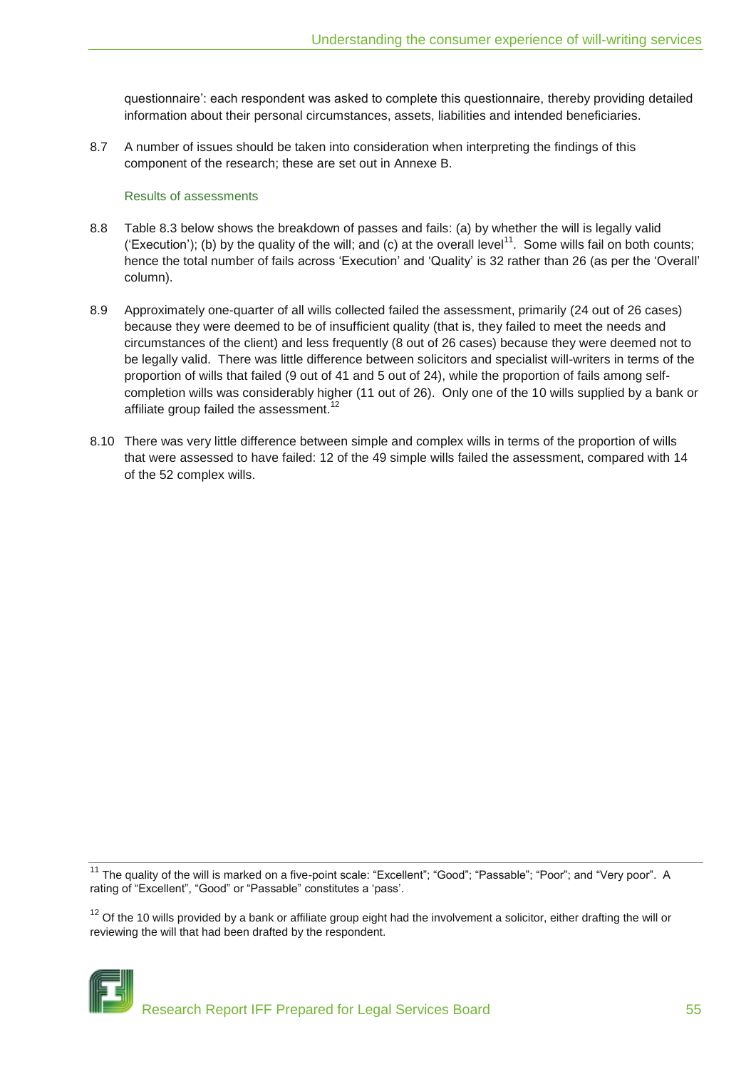questionnaire': each respondent was asked to complete this questionnaire, thereby providing detailed information about their personal circumstances, assets, liabilities and intended beneficiaries.

8.7 A number of issues should be taken into consideration when interpreting the findings of this component of the research; these are set out in Annexe B.

### Results of assessments

8.8 Table 8.3 below shows the breakdown of passes and fails: (a) by whether the will is legally valid ('Execution'); (b) by the quality of the will; and (c) at the overall level[11]. Some wills fail on both counts; hence the total number of fails across 'Execution' and 'Quality' is 32 rather than 26 (as per the 'Overall' column).

8.9 Approximately one-quarter of all wills collected failed the assessment, primarily (24 out of 26 cases) because they were deemed to be of insufficient quality (that is, they failed to meet the needs and circumstances of the client) and less frequently (8 out of 26 cases) because they were deemed not to be legally valid. There was little difference between solicitors and specialist will-writers in terms of the proportion of wills that failed (9 out of 41 and 5 out of 24), while the proportion of fails among self-completion wills was considerably higher (11 out of 26). Only one of the 10 wills supplied by a bank or affiliate group failed the assessment.[12]

8.10 There was very little difference between simple and complex wills in terms of the proportion of wills that were assessed to have failed: 12 of the 49 simple wills failed the assessment, compared with 14 of the 52 complex wills.

---

[11] The quality of the will is marked on a five-point scale: "Excellent"; "Good"; "Passable"; "Poor"; and "Very poor". A rating of "Excellent", "Good" or "Passable" constitutes a 'pass'.

[12] Of the 10 wills provided by a bank or affiliate group eight had the involvement a solicitor, either drafting the will or reviewing the will that had been drafted by the respondent.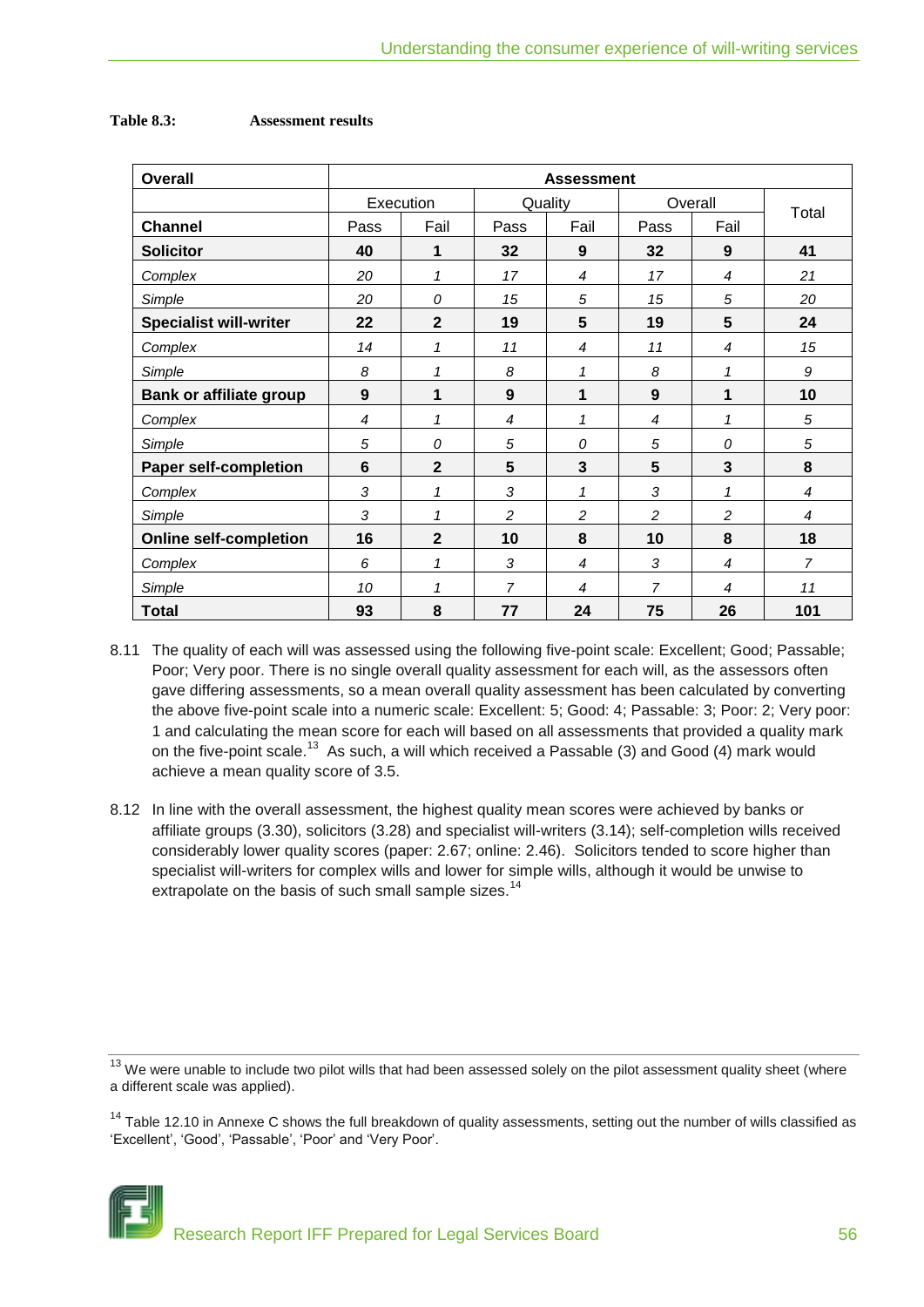**Table 8.3: Assessment results**

| Overall | Assessment | | | | | | |
|---|---|---|---|---|---|---|---|
| | Execution | | Quality | | Overall | | Total |
| **Channel** | Pass | Fail | Pass | Fail | Pass | Fail | |
| **Solicitor** | **40** | **1** | **32** | **9** | **32** | **9** | **41** |
| *Complex* | *20* | *1* | *17* | *4* | *17* | *4* | *21* |
| *Simple* | *20* | *0* | *15* | *5* | *15* | *5* | *20* |
| **Specialist will-writer** | **22** | **2** | **19** | **5** | **19** | **5** | **24** |
| *Complex* | *14* | *1* | *11* | *4* | *11* | *4* | *15* |
| *Simple* | *8* | *1* | *8* | *1* | *8* | *1* | *9* |
| **Bank or affiliate group** | **9** | **1** | **9** | **1** | **9** | **1** | **10** |
| *Complex* | *4* | *1* | *4* | *1* | *4* | *1* | *5* |
| *Simple* | *5* | *0* | *5* | *0* | *5* | *0* | *5* |
| **Paper self-completion** | **6** | **2** | **5** | **3** | **5** | **3** | **8** |
| *Complex* | *3* | *1* | *3* | *1* | *3* | *1* | *4* |
| *Simple* | *3* | *1* | *2* | *2* | *2* | *2* | *4* |
| **Online self-completion** | **16** | **2** | **10** | **8** | **10** | **8** | **18** |
| *Complex* | *6* | *1* | *3* | *4* | *3* | *4* | *7* |
| *Simple* | *10* | *1* | *7* | *4* | *7* | *4* | *11* |
| **Total** | **93** | **8** | **77** | **24** | **75** | **26** | **101** |

8.11 The quality of each will was assessed using the following five-point scale: Excellent; Good; Passable; Poor; Very poor. There is no single overall quality assessment for each will, as the assessors often gave differing assessments, so a mean overall quality assessment has been calculated by converting the above five-point scale into a numeric scale: Excellent: 5; Good: 4; Passable: 3; Poor: 2; Very poor: 1 and calculating the mean score for each will based on all assessments that provided a quality mark on the five-point scale.[13] As such, a will which received a Passable (3) and Good (4) mark would achieve a mean quality score of 3.5.

8.12 In line with the overall assessment, the highest quality mean scores were achieved by banks or affiliate groups (3.30), solicitors (3.28) and specialist will-writers (3.14); self-completion wills received considerably lower quality scores (paper: 2.67; online: 2.46). Solicitors tended to score higher than specialist will-writers for complex wills and lower for simple wills, although it would be unwise to extrapolate on the basis of such small sample sizes.[14]

[13] We were unable to include two pilot wills that had been assessed solely on the pilot assessment quality sheet (where a different scale was applied).

[14] Table 12.10 in Annexe C shows the full breakdown of quality assessments, setting out the number of wills classified as 'Excellent', 'Good', 'Passable', 'Poor' and 'Very Poor'.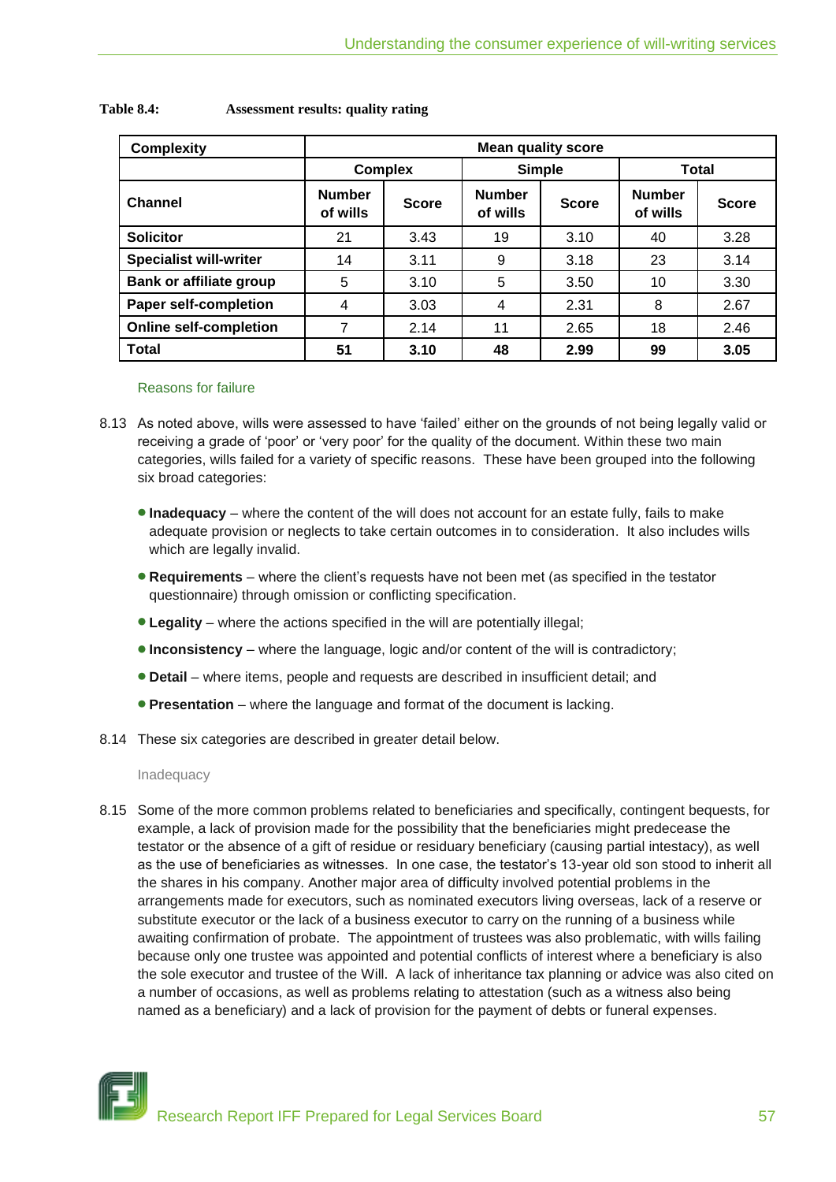**Table 8.4: Assessment results: quality rating**

| Complexity | Mean quality score | | | | | |
|---|---|---|---|---|---|---|
| | Complex | | Simple | | Total | |
| Channel | Number of wills | Score | Number of wills | Score | Number of wills | Score |
| **Solicitor** | 21 | 3.43 | 19 | 3.10 | 40 | 3.28 |
| **Specialist will-writer** | 14 | 3.11 | 9 | 3.18 | 23 | 3.14 |
| **Bank or affiliate group** | 5 | 3.10 | 5 | 3.50 | 10 | 3.30 |
| **Paper self-completion** | 4 | 3.03 | 4 | 2.31 | 8 | 2.67 |
| **Online self-completion** | 7 | 2.14 | 11 | 2.65 | 18 | 2.46 |
| **Total** | **51** | **3.10** | **48** | **2.99** | **99** | **3.05** |

### Reasons for failure

8.13 As noted above, wills were assessed to have 'failed' either on the grounds of not being legally valid or receiving a grade of 'poor' or 'very poor' for the quality of the document. Within these two main categories, wills failed for a variety of specific reasons. These have been grouped into the following six broad categories:

- **Inadequacy** – where the content of the will does not account for an estate fully, fails to make adequate provision or neglects to take certain outcomes in to consideration. It also includes wills which are legally invalid.
- **Requirements** – where the client's requests have not been met (as specified in the testator questionnaire) through omission or conflicting specification.
- **Legality** – where the actions specified in the will are potentially illegal;
- **Inconsistency** – where the language, logic and/or content of the will is contradictory;
- **Detail** – where items, people and requests are described in insufficient detail; and
- **Presentation** – where the language and format of the document is lacking.

8.14 These six categories are described in greater detail below.

#### Inadequacy

8.15 Some of the more common problems related to beneficiaries and specifically, contingent bequests, for example, a lack of provision made for the possibility that the beneficiaries might predecease the testator or the absence of a gift of residue or residuary beneficiary (causing partial intestacy), as well as the use of beneficiaries as witnesses. In one case, the testator's 13-year old son stood to inherit all the shares in his company. Another major area of difficulty involved potential problems in the arrangements made for executors, such as nominated executors living overseas, lack of a reserve or substitute executor or the lack of a business executor to carry on the running of a business while awaiting confirmation of probate. The appointment of trustees was also problematic, with wills failing because only one trustee was appointed and potential conflicts of interest where a beneficiary is also the sole executor and trustee of the Will. A lack of inheritance tax planning or advice was also cited on a number of occasions, as well as problems relating to attestation (such as a witness also being named as a beneficiary) and a lack of provision for the payment of debts or funeral expenses.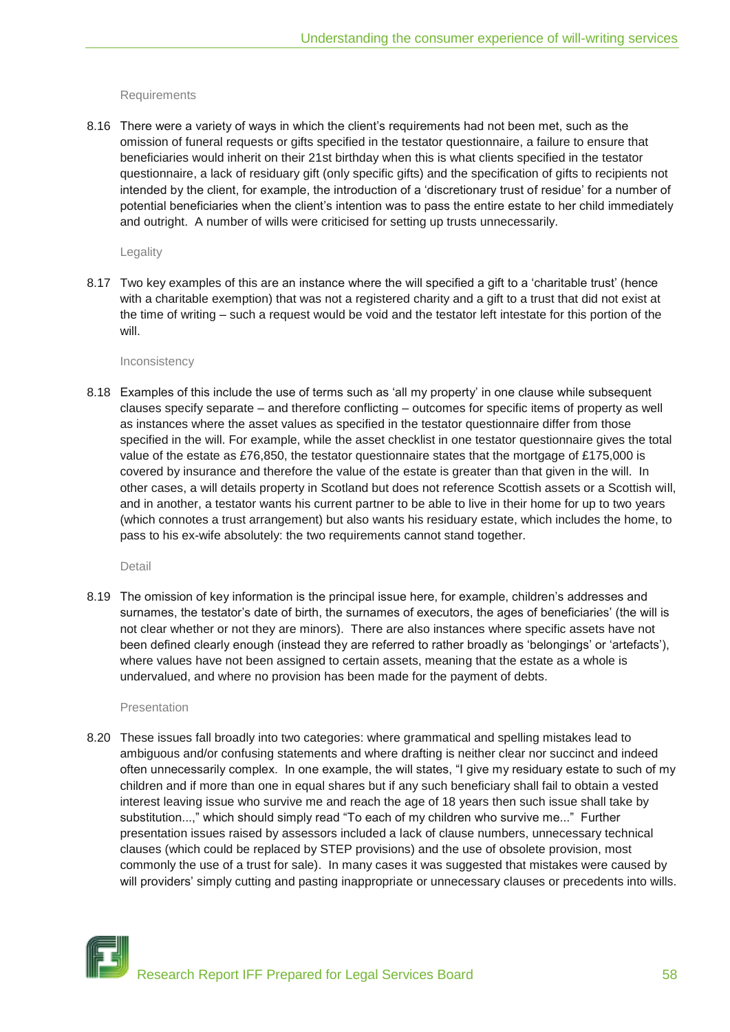#### Requirements

8.16 There were a variety of ways in which the client's requirements had not been met, such as the omission of funeral requests or gifts specified in the testator questionnaire, a failure to ensure that beneficiaries would inherit on their 21st birthday when this is what clients specified in the testator questionnaire, a lack of residuary gift (only specific gifts) and the specification of gifts to recipients not intended by the client, for example, the introduction of a 'discretionary trust of residue' for a number of potential beneficiaries when the client's intention was to pass the entire estate to her child immediately and outright. A number of wills were criticised for setting up trusts unnecessarily.

#### Legality

8.17 Two key examples of this are an instance where the will specified a gift to a 'charitable trust' (hence with a charitable exemption) that was not a registered charity and a gift to a trust that did not exist at the time of writing – such a request would be void and the testator left intestate for this portion of the will.

#### Inconsistency

8.18 Examples of this include the use of terms such as 'all my property' in one clause while subsequent clauses specify separate – and therefore conflicting – outcomes for specific items of property as well as instances where the asset values as specified in the testator questionnaire differ from those specified in the will. For example, while the asset checklist in one testator questionnaire gives the total value of the estate as £76,850, the testator questionnaire states that the mortgage of £175,000 is covered by insurance and therefore the value of the estate is greater than that given in the will. In other cases, a will details property in Scotland but does not reference Scottish assets or a Scottish will, and in another, a testator wants his current partner to be able to live in their home for up to two years (which connotes a trust arrangement) but also wants his residuary estate, which includes the home, to pass to his ex-wife absolutely: the two requirements cannot stand together.

#### Detail

8.19 The omission of key information is the principal issue here, for example, children's addresses and surnames, the testator's date of birth, the surnames of executors, the ages of beneficiaries' (the will is not clear whether or not they are minors). There are also instances where specific assets have not been defined clearly enough (instead they are referred to rather broadly as 'belongings' or 'artefacts'), where values have not been assigned to certain assets, meaning that the estate as a whole is undervalued, and where no provision has been made for the payment of debts.

#### Presentation

8.20 These issues fall broadly into two categories: where grammatical and spelling mistakes lead to ambiguous and/or confusing statements and where drafting is neither clear nor succinct and indeed often unnecessarily complex. In one example, the will states, "I give my residuary estate to such of my children and if more than one in equal shares but if any such beneficiary shall fail to obtain a vested interest leaving issue who survive me and reach the age of 18 years then such issue shall take by substitution...," which should simply read "To each of my children who survive me..." Further presentation issues raised by assessors included a lack of clause numbers, unnecessary technical clauses (which could be replaced by STEP provisions) and the use of obsolete provision, most commonly the use of a trust for sale). In many cases it was suggested that mistakes were caused by will providers' simply cutting and pasting inappropriate or unnecessary clauses or precedents into wills.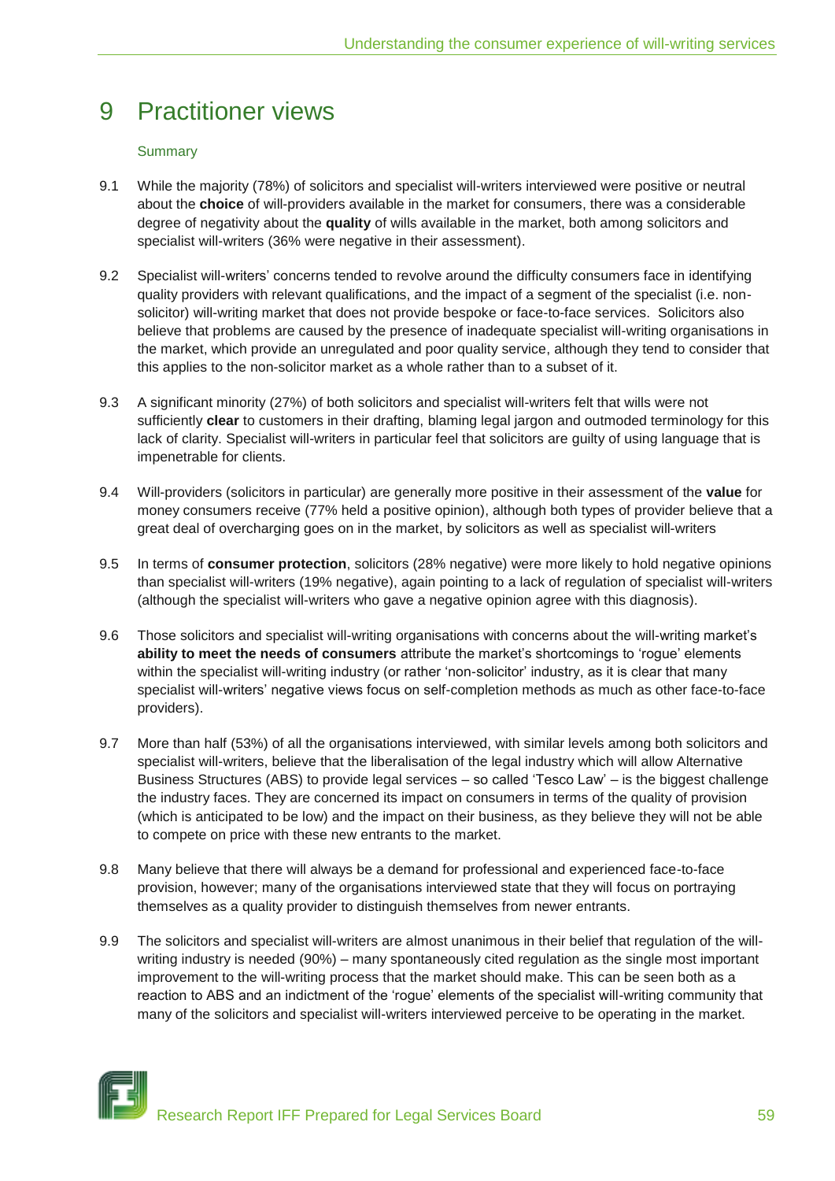# 9 Practitioner views

### Summary

9.1 While the majority (78%) of solicitors and specialist will-writers interviewed were positive or neutral about the **choice** of will-providers available in the market for consumers, there was a considerable degree of negativity about the **quality** of wills available in the market, both among solicitors and specialist will-writers (36% were negative in their assessment).

9.2 Specialist will-writers' concerns tended to revolve around the difficulty consumers face in identifying quality providers with relevant qualifications, and the impact of a segment of the specialist (i.e. non-solicitor) will-writing market that does not provide bespoke or face-to-face services. Solicitors also believe that problems are caused by the presence of inadequate specialist will-writing organisations in the market, which provide an unregulated and poor quality service, although they tend to consider that this applies to the non-solicitor market as a whole rather than to a subset of it.

9.3 A significant minority (27%) of both solicitors and specialist will-writers felt that wills were not sufficiently **clear** to customers in their drafting, blaming legal jargon and outmoded terminology for this lack of clarity. Specialist will-writers in particular feel that solicitors are guilty of using language that is impenetrable for clients.

9.4 Will-providers (solicitors in particular) are generally more positive in their assessment of the **value** for money consumers receive (77% held a positive opinion), although both types of provider believe that a great deal of overcharging goes on in the market, by solicitors as well as specialist will-writers

9.5 In terms of **consumer protection**, solicitors (28% negative) were more likely to hold negative opinions than specialist will-writers (19% negative), again pointing to a lack of regulation of specialist will-writers (although the specialist will-writers who gave a negative opinion agree with this diagnosis).

9.6 Those solicitors and specialist will-writing organisations with concerns about the will-writing market's **ability to meet the needs of consumers** attribute the market's shortcomings to 'rogue' elements within the specialist will-writing industry (or rather 'non-solicitor' industry, as it is clear that many specialist will-writers' negative views focus on self-completion methods as much as other face-to-face providers).

9.7 More than half (53%) of all the organisations interviewed, with similar levels among both solicitors and specialist will-writers, believe that the liberalisation of the legal industry which will allow Alternative Business Structures (ABS) to provide legal services – so called 'Tesco Law' – is the biggest challenge the industry faces. They are concerned its impact on consumers in terms of the quality of provision (which is anticipated to be low) and the impact on their business, as they believe they will not be able to compete on price with these new entrants to the market.

9.8 Many believe that there will always be a demand for professional and experienced face-to-face provision, however; many of the organisations interviewed state that they will focus on portraying themselves as a quality provider to distinguish themselves from newer entrants.

9.9 The solicitors and specialist will-writers are almost unanimous in their belief that regulation of the will-writing industry is needed (90%) – many spontaneously cited regulation as the single most important improvement to the will-writing process that the market should make. This can be seen both as a reaction to ABS and an indictment of the 'rogue' elements of the specialist will-writing community that many of the solicitors and specialist will-writers interviewed perceive to be operating in the market.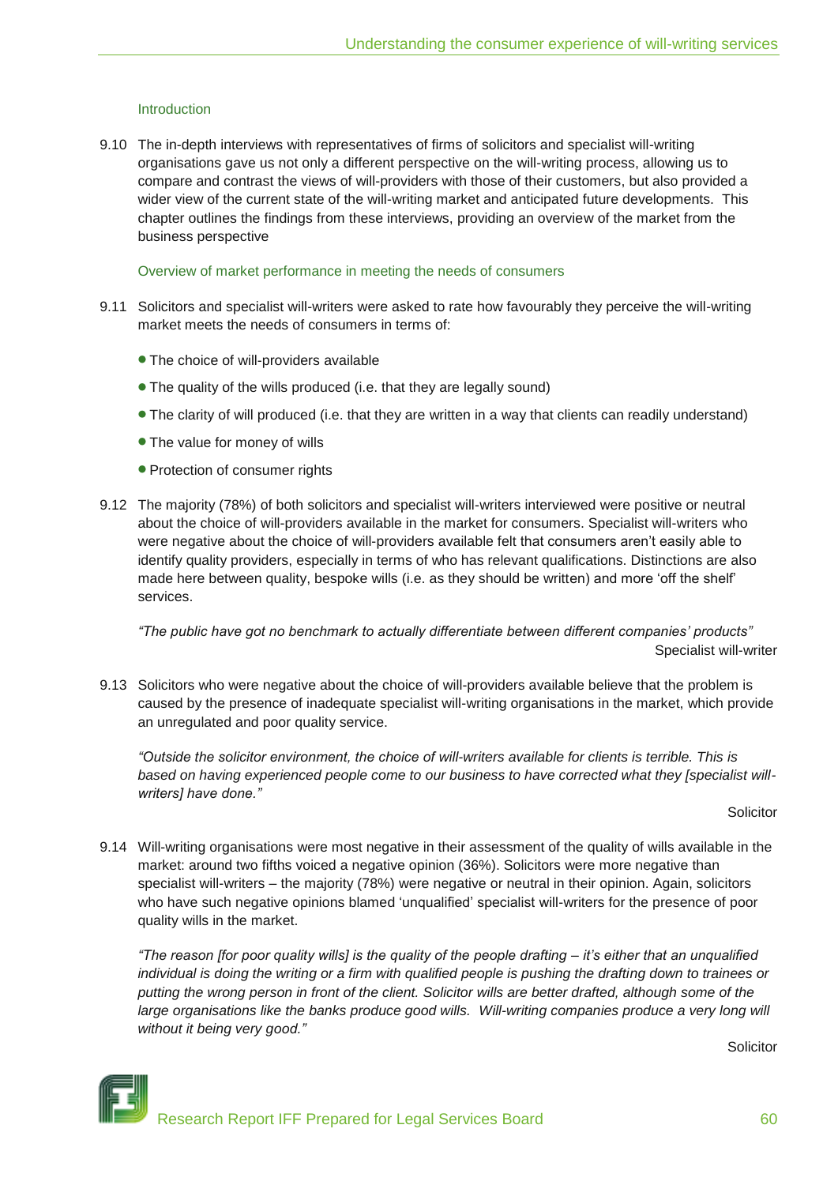### Introduction

9.10 The in-depth interviews with representatives of firms of solicitors and specialist will-writing organisations gave us not only a different perspective on the will-writing process, allowing us to compare and contrast the views of will-providers with those of their customers, but also provided a wider view of the current state of the will-writing market and anticipated future developments. This chapter outlines the findings from these interviews, providing an overview of the market from the business perspective

### Overview of market performance in meeting the needs of consumers

9.11 Solicitors and specialist will-writers were asked to rate how favourably they perceive the will-writing market meets the needs of consumers in terms of:

- The choice of will-providers available
- The quality of the wills produced (i.e. that they are legally sound)
- The clarity of will produced (i.e. that they are written in a way that clients can readily understand)
- The value for money of wills
- Protection of consumer rights

9.12 The majority (78%) of both solicitors and specialist will-writers interviewed were positive or neutral about the choice of will-providers available in the market for consumers. Specialist will-writers who were negative about the choice of will-providers available felt that consumers aren't easily able to identify quality providers, especially in terms of who has relevant qualifications. Distinctions are also made here between quality, bespoke wills (i.e. as they should be written) and more 'off the shelf' services.

*"The public have got no benchmark to actually differentiate between different companies' products"*
Specialist will-writer

9.13 Solicitors who were negative about the choice of will-providers available believe that the problem is caused by the presence of inadequate specialist will-writing organisations in the market, which provide an unregulated and poor quality service.

*"Outside the solicitor environment, the choice of will-writers available for clients is terrible. This is based on having experienced people come to our business to have corrected what they [specialist will-writers] have done."*
Solicitor

9.14 Will-writing organisations were most negative in their assessment of the quality of wills available in the market: around two fifths voiced a negative opinion (36%). Solicitors were more negative than specialist will-writers – the majority (78%) were negative or neutral in their opinion. Again, solicitors who have such negative opinions blamed 'unqualified' specialist will-writers for the presence of poor quality wills in the market.

*"The reason [for poor quality wills] is the quality of the people drafting – it's either that an unqualified individual is doing the writing or a firm with qualified people is pushing the drafting down to trainees or putting the wrong person in front of the client. Solicitor wills are better drafted, although some of the large organisations like the banks produce good wills. Will-writing companies produce a very long will without it being very good."*
Solicitor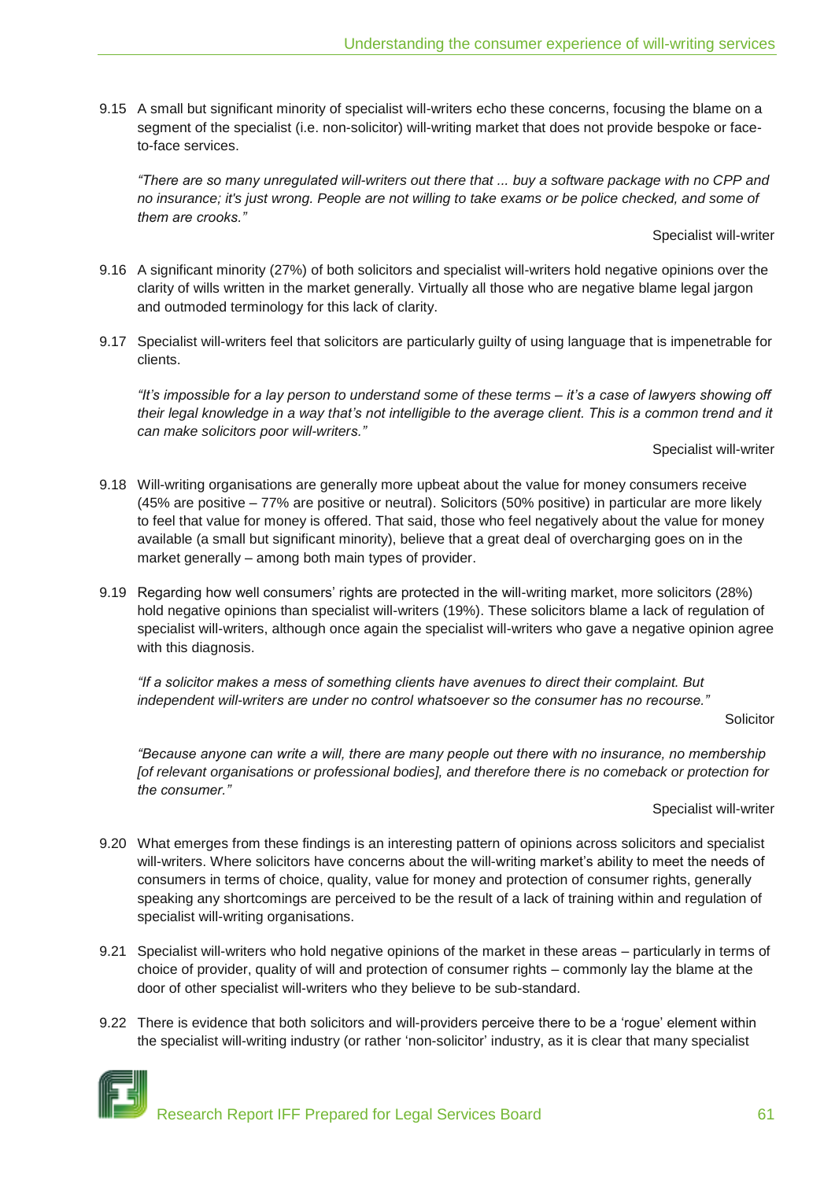9.15 A small but significant minority of specialist will-writers echo these concerns, focusing the blame on a segment of the specialist (i.e. non-solicitor) will-writing market that does not provide bespoke or face-to-face services.

> *"There are so many unregulated will-writers out there that ... buy a software package with no CPP and no insurance; it's just wrong. People are not willing to take exams or be police checked, and some of them are crooks."*
>
> Specialist will-writer

9.16 A significant minority (27%) of both solicitors and specialist will-writers hold negative opinions over the clarity of wills written in the market generally. Virtually all those who are negative blame legal jargon and outmoded terminology for this lack of clarity.

9.17 Specialist will-writers feel that solicitors are particularly guilty of using language that is impenetrable for clients.

> *"It's impossible for a lay person to understand some of these terms – it's a case of lawyers showing off their legal knowledge in a way that's not intelligible to the average client. This is a common trend and it can make solicitors poor will-writers."*
>
> Specialist will-writer

9.18 Will-writing organisations are generally more upbeat about the value for money consumers receive (45% are positive – 77% are positive or neutral). Solicitors (50% positive) in particular are more likely to feel that value for money is offered. That said, those who feel negatively about the value for money available (a small but significant minority), believe that a great deal of overcharging goes on in the market generally – among both main types of provider.

9.19 Regarding how well consumers' rights are protected in the will-writing market, more solicitors (28%) hold negative opinions than specialist will-writers (19%). These solicitors blame a lack of regulation of specialist will-writers, although once again the specialist will-writers who gave a negative opinion agree with this diagnosis.

> *"If a solicitor makes a mess of something clients have avenues to direct their complaint. But independent will-writers are under no control whatsoever so the consumer has no recourse."*
>
> Solicitor

> *"Because anyone can write a will, there are many people out there with no insurance, no membership [of relevant organisations or professional bodies], and therefore there is no comeback or protection for the consumer."*
>
> Specialist will-writer

9.20 What emerges from these findings is an interesting pattern of opinions across solicitors and specialist will-writers. Where solicitors have concerns about the will-writing market's ability to meet the needs of consumers in terms of choice, quality, value for money and protection of consumer rights, generally speaking any shortcomings are perceived to be the result of a lack of training within and regulation of specialist will-writing organisations.

9.21 Specialist will-writers who hold negative opinions of the market in these areas – particularly in terms of choice of provider, quality of will and protection of consumer rights – commonly lay the blame at the door of other specialist will-writers who they believe to be sub-standard.

9.22 There is evidence that both solicitors and will-providers perceive there to be a 'rogue' element within the specialist will-writing industry (or rather 'non-solicitor' industry, as it is clear that many specialist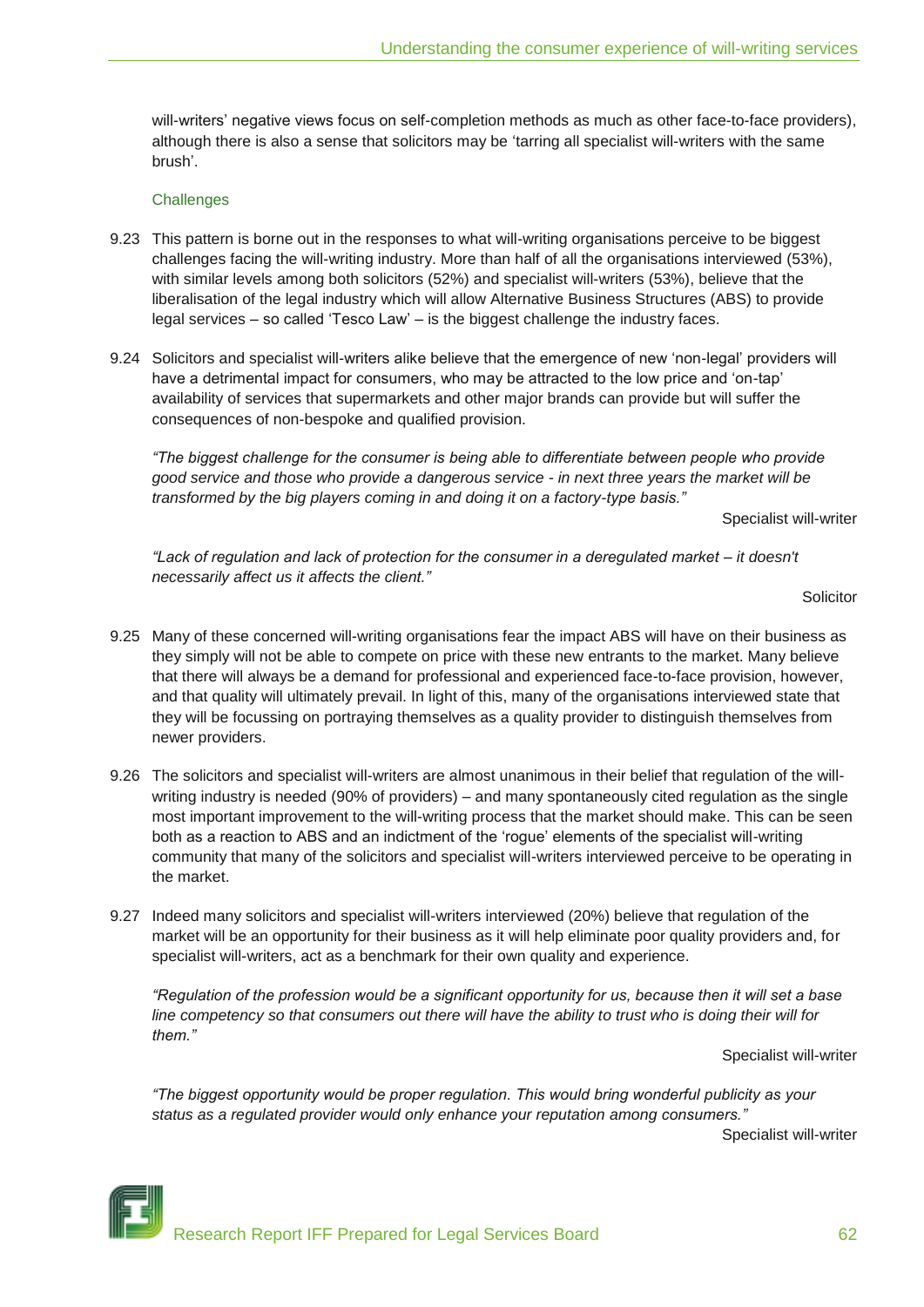will-writers' negative views focus on self-completion methods as much as other face-to-face providers), although there is also a sense that solicitors may be 'tarring all specialist will-writers with the same brush'.

### Challenges

9.23 This pattern is borne out in the responses to what will-writing organisations perceive to be biggest challenges facing the will-writing industry. More than half of all the organisations interviewed (53%), with similar levels among both solicitors (52%) and specialist will-writers (53%), believe that the liberalisation of the legal industry which will allow Alternative Business Structures (ABS) to provide legal services – so called 'Tesco Law' – is the biggest challenge the industry faces.

9.24 Solicitors and specialist will-writers alike believe that the emergence of new 'non-legal' providers will have a detrimental impact for consumers, who may be attracted to the low price and 'on-tap' availability of services that supermarkets and other major brands can provide but will suffer the consequences of non-bespoke and qualified provision.

*"The biggest challenge for the consumer is being able to differentiate between people who provide good service and those who provide a dangerous service - in next three years the market will be transformed by the big players coming in and doing it on a factory-type basis."*

Specialist will-writer

*"Lack of regulation and lack of protection for the consumer in a deregulated market – it doesn't necessarily affect us it affects the client."*

Solicitor

9.25 Many of these concerned will-writing organisations fear the impact ABS will have on their business as they simply will not be able to compete on price with these new entrants to the market. Many believe that there will always be a demand for professional and experienced face-to-face provision, however, and that quality will ultimately prevail. In light of this, many of the organisations interviewed state that they will be focussing on portraying themselves as a quality provider to distinguish themselves from newer providers.

9.26 The solicitors and specialist will-writers are almost unanimous in their belief that regulation of the will-writing industry is needed (90% of providers) – and many spontaneously cited regulation as the single most important improvement to the will-writing process that the market should make. This can be seen both as a reaction to ABS and an indictment of the 'rogue' elements of the specialist will-writing community that many of the solicitors and specialist will-writers interviewed perceive to be operating in the market.

9.27 Indeed many solicitors and specialist will-writers interviewed (20%) believe that regulation of the market will be an opportunity for their business as it will help eliminate poor quality providers and, for specialist will-writers, act as a benchmark for their own quality and experience.

*"Regulation of the profession would be a significant opportunity for us, because then it will set a base line competency so that consumers out there will have the ability to trust who is doing their will for them."*

Specialist will-writer

*"The biggest opportunity would be proper regulation. This would bring wonderful publicity as your status as a regulated provider would only enhance your reputation among consumers."*

Specialist will-writer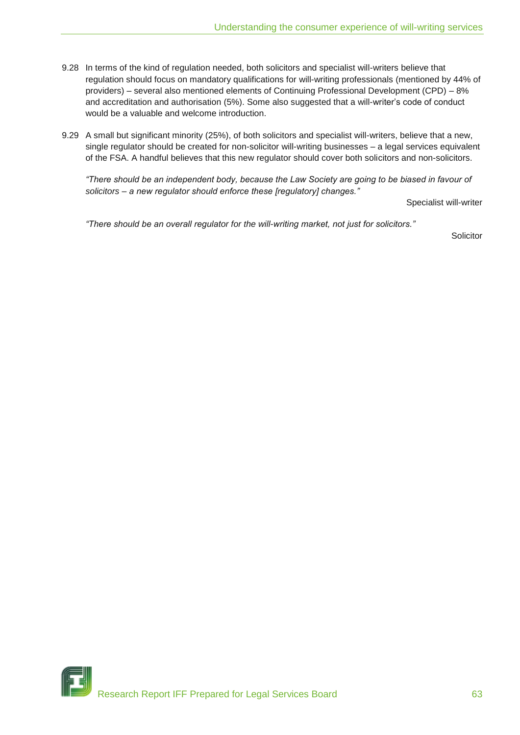9.28 In terms of the kind of regulation needed, both solicitors and specialist will-writers believe that regulation should focus on mandatory qualifications for will-writing professionals (mentioned by 44% of providers) – several also mentioned elements of Continuing Professional Development (CPD) – 8% and accreditation and authorisation (5%). Some also suggested that a will-writer's code of conduct would be a valuable and welcome introduction.

9.29 A small but significant minority (25%), of both solicitors and specialist will-writers, believe that a new, single regulator should be created for non-solicitor will-writing businesses – a legal services equivalent of the FSA. A handful believes that this new regulator should cover both solicitors and non-solicitors.

*"There should be an independent body, because the Law Society are going to be biased in favour of solicitors – a new regulator should enforce these [regulatory] changes."*

Specialist will-writer

*"There should be an overall regulator for the will-writing market, not just for solicitors."*

Solicitor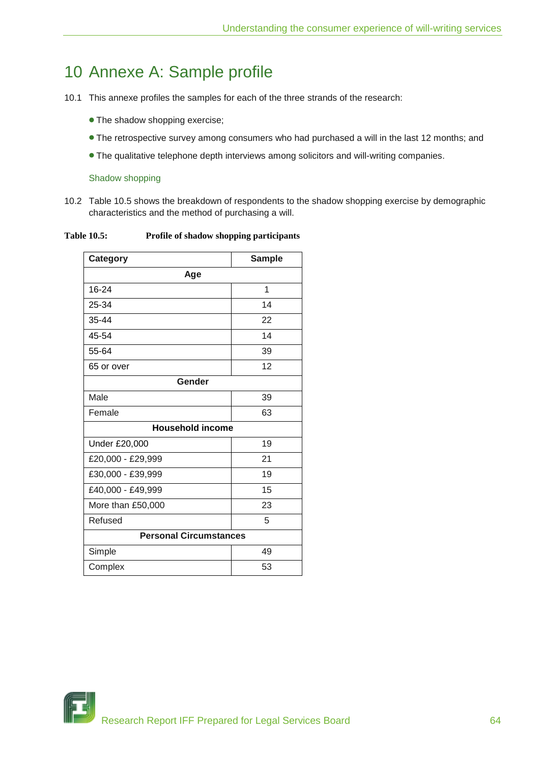# 10 Annexe A: Sample profile

10.1 This annexe profiles the samples for each of the three strands of the research:

- The shadow shopping exercise;
- The retrospective survey among consumers who had purchased a will in the last 12 months; and
- The qualitative telephone depth interviews among solicitors and will-writing companies.

### Shadow shopping

10.2 Table 10.5 shows the breakdown of respondents to the shadow shopping exercise by demographic characteristics and the method of purchasing a will.

**Table 10.5: Profile of shadow shopping participants**

| Category | Sample |
|---|---|
| **Age** | |
| 16-24 | 1 |
| 25-34 | 14 |
| 35-44 | 22 |
| 45-54 | 14 |
| 55-64 | 39 |
| 65 or over | 12 |
| **Gender** | |
| Male | 39 |
| Female | 63 |
| **Household income** | |
| Under £20,000 | 19 |
| £20,000 - £29,999 | 21 |
| £30,000 - £39,999 | 19 |
| £40,000 - £49,999 | 15 |
| More than £50,000 | 23 |
| Refused | 5 |
| **Personal Circumstances** | |
| Simple | 49 |
| Complex | 53 |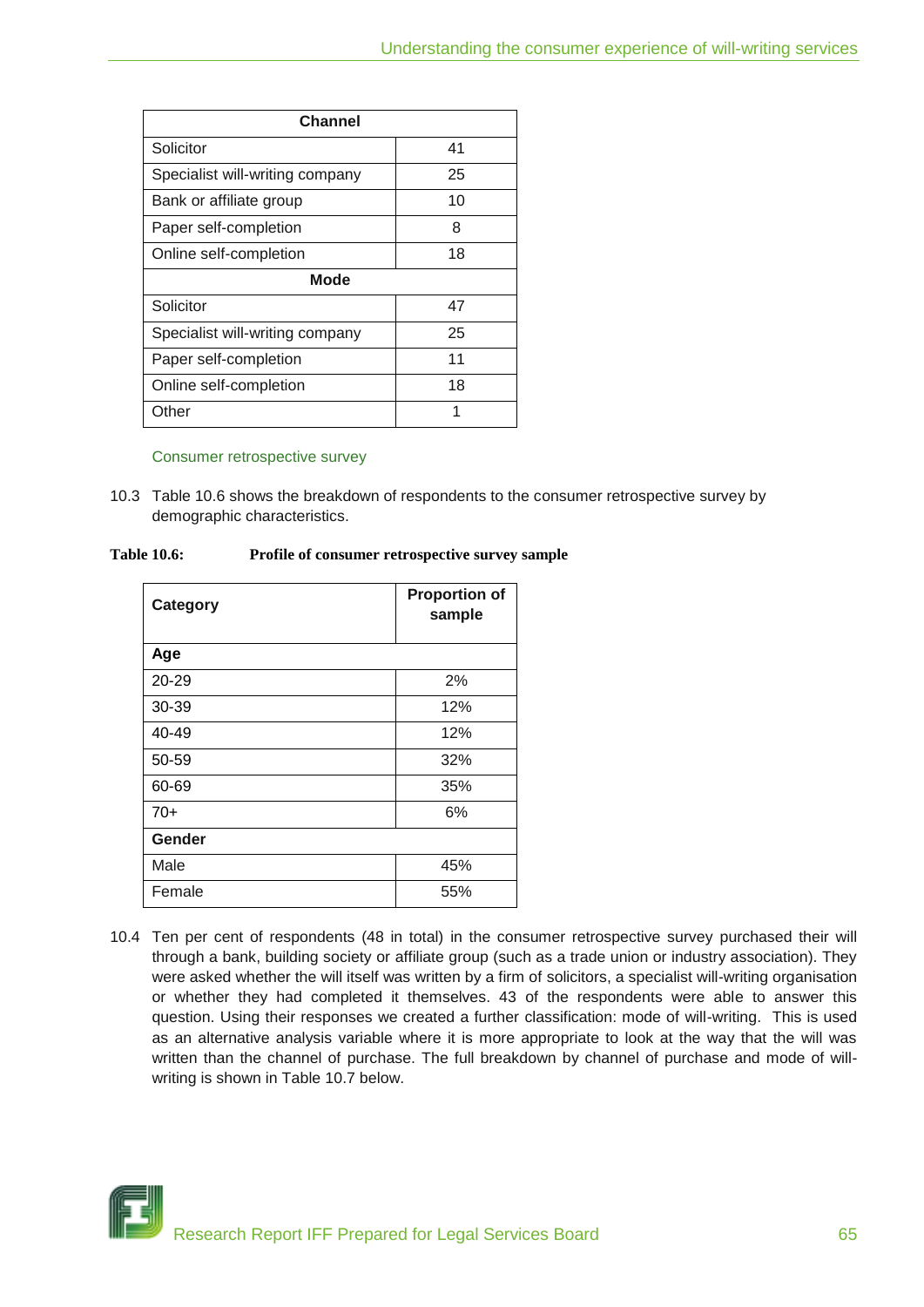| Channel | |
|---|---|
| Solicitor | 41 |
| Specialist will-writing company | 25 |
| Bank or affiliate group | 10 |
| Paper self-completion | 8 |
| Online self-completion | 18 |
| **Mode** | |
| Solicitor | 47 |
| Specialist will-writing company | 25 |
| Paper self-completion | 11 |
| Online self-completion | 18 |
| Other | 1 |

### Consumer retrospective survey

10.3 Table 10.6 shows the breakdown of respondents to the consumer retrospective survey by demographic characteristics.

**Table 10.6: Profile of consumer retrospective survey sample**

| Category | Proportion of sample |
|---|---|
| **Age** | |
| 20-29 | 2% |
| 30-39 | 12% |
| 40-49 | 12% |
| 50-59 | 32% |
| 60-69 | 35% |
| 70+ | 6% |
| **Gender** | |
| Male | 45% |
| Female | 55% |

10.4 Ten per cent of respondents (48 in total) in the consumer retrospective survey purchased their will through a bank, building society or affiliate group (such as a trade union or industry association). They were asked whether the will itself was written by a firm of solicitors, a specialist will-writing organisation or whether they had completed it themselves. 43 of the respondents were able to answer this question. Using their responses we created a further classification: mode of will-writing. This is used as an alternative analysis variable where it is more appropriate to look at the way that the will was written than the channel of purchase. The full breakdown by channel of purchase and mode of will-writing is shown in Table 10.7 below.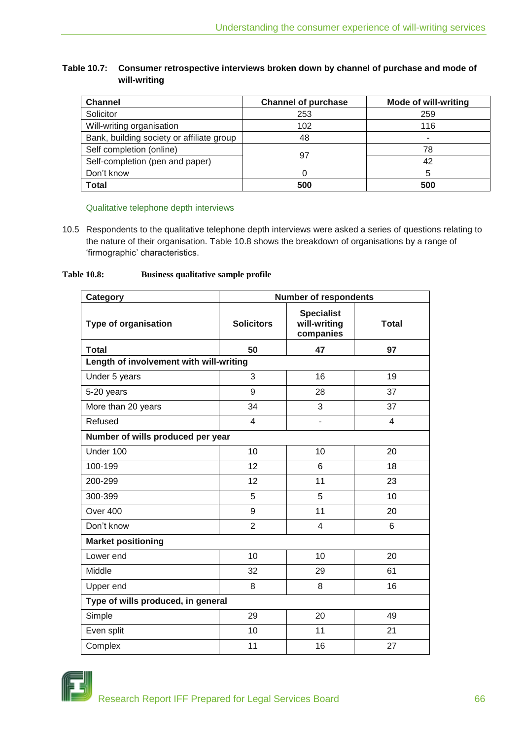**Table 10.7: Consumer retrospective interviews broken down by channel of purchase and mode of will-writing**

| Channel | Channel of purchase | Mode of will-writing |
|---|---|---|
| Solicitor | 253 | 259 |
| Will-writing organisation | 102 | 116 |
| Bank, building society or affiliate group | 48 | - |
| Self completion (online) | 97 | 78 |
| Self-completion (pen and paper) | | 42 |
| Don't know | 0 | 5 |
| **Total** | **500** | **500** |

### Qualitative telephone depth interviews

10.5 Respondents to the qualitative telephone depth interviews were asked a series of questions relating to the nature of their organisation. Table 10.8 shows the breakdown of organisations by a range of 'firmographic' characteristics.

**Table 10.8: Business qualitative sample profile**

| Category | Number of respondents | | |
|---|---|---|---|
| **Type of organisation** | **Solicitors** | **Specialist will-writing companies** | **Total** |
| **Total** | **50** | **47** | **97** |
| **Length of involvement with will-writing** | | | |
| Under 5 years | 3 | 16 | 19 |
| 5-20 years | 9 | 28 | 37 |
| More than 20 years | 34 | 3 | 37 |
| Refused | 4 | - | 4 |
| **Number of wills produced per year** | | | |
| Under 100 | 10 | 10 | 20 |
| 100-199 | 12 | 6 | 18 |
| 200-299 | 12 | 11 | 23 |
| 300-399 | 5 | 5 | 10 |
| Over 400 | 9 | 11 | 20 |
| Don't know | 2 | 4 | 6 |
| **Market positioning** | | | |
| Lower end | 10 | 10 | 20 |
| Middle | 32 | 29 | 61 |
| Upper end | 8 | 8 | 16 |
| **Type of wills produced, in general** | | | |
| Simple | 29 | 20 | 49 |
| Even split | 10 | 11 | 21 |
| Complex | 11 | 16 | 27 |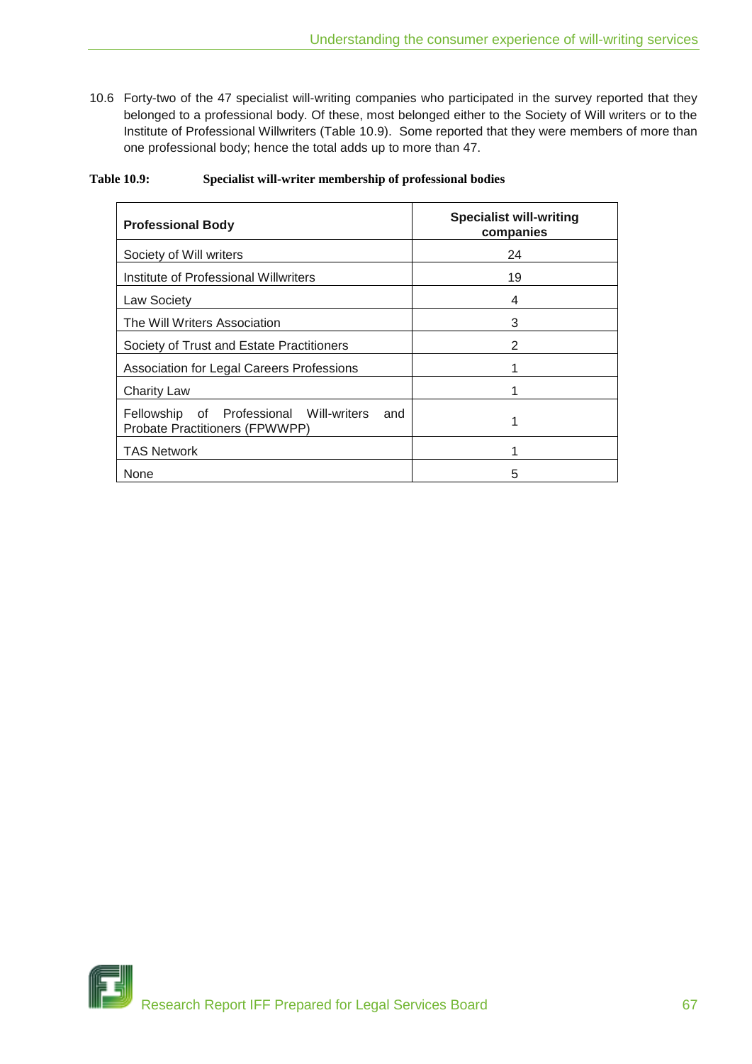10.6 Forty-two of the 47 specialist will-writing companies who participated in the survey reported that they belonged to a professional body. Of these, most belonged either to the Society of Will writers or to the Institute of Professional Willwriters (Table 10.9). Some reported that they were members of more than one professional body; hence the total adds up to more than 47.

**Table 10.9: Specialist will-writer membership of professional bodies**

| Professional Body | Specialist will-writing companies |
|---|---|
| Society of Will writers | 24 |
| Institute of Professional Willwriters | 19 |
| Law Society | 4 |
| The Will Writers Association | 3 |
| Society of Trust and Estate Practitioners | 2 |
| Association for Legal Careers Professions | 1 |
| Charity Law | 1 |
| Fellowship of Professional Will-writers and Probate Practitioners (FPWWPP) | 1 |
| TAS Network | 1 |
| None | 5 |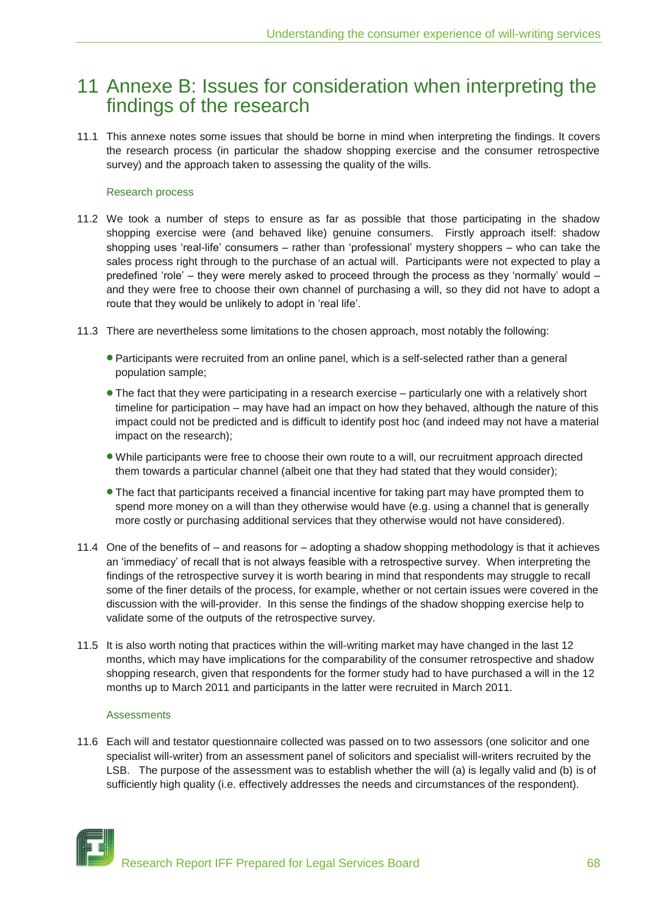# 11 Annexe B: Issues for consideration when interpreting the findings of the research

11.1 This annexe notes some issues that should be borne in mind when interpreting the findings. It covers the research process (in particular the shadow shopping exercise and the consumer retrospective survey) and the approach taken to assessing the quality of the wills.

### Research process

11.2 We took a number of steps to ensure as far as possible that those participating in the shadow shopping exercise were (and behaved like) genuine consumers. Firstly approach itself: shadow shopping uses 'real-life' consumers – rather than 'professional' mystery shoppers – who can take the sales process right through to the purchase of an actual will. Participants were not expected to play a predefined 'role' – they were merely asked to proceed through the process as they 'normally' would – and they were free to choose their own channel of purchasing a will, so they did not have to adopt a route that they would be unlikely to adopt in 'real life'.

11.3 There are nevertheless some limitations to the chosen approach, most notably the following:

- Participants were recruited from an online panel, which is a self-selected rather than a general population sample;
- The fact that they were participating in a research exercise – particularly one with a relatively short timeline for participation – may have had an impact on how they behaved, although the nature of this impact could not be predicted and is difficult to identify post hoc (and indeed may not have a material impact on the research);
- While participants were free to choose their own route to a will, our recruitment approach directed them towards a particular channel (albeit one that they had stated that they would consider);
- The fact that participants received a financial incentive for taking part may have prompted them to spend more money on a will than they otherwise would have (e.g. using a channel that is generally more costly or purchasing additional services that they otherwise would not have considered).

11.4 One of the benefits of – and reasons for – adopting a shadow shopping methodology is that it achieves an 'immediacy' of recall that is not always feasible with a retrospective survey. When interpreting the findings of the retrospective survey it is worth bearing in mind that respondents may struggle to recall some of the finer details of the process, for example, whether or not certain issues were covered in the discussion with the will-provider. In this sense the findings of the shadow shopping exercise help to validate some of the outputs of the retrospective survey.

11.5 It is also worth noting that practices within the will-writing market may have changed in the last 12 months, which may have implications for the comparability of the consumer retrospective and shadow shopping research, given that respondents for the former study had to have purchased a will in the 12 months up to March 2011 and participants in the latter were recruited in March 2011.

### Assessments

11.6 Each will and testator questionnaire collected was passed on to two assessors (one solicitor and one specialist will-writer) from an assessment panel of solicitors and specialist will-writers recruited by the LSB. The purpose of the assessment was to establish whether the will (a) is legally valid and (b) is of sufficiently high quality (i.e. effectively addresses the needs and circumstances of the respondent).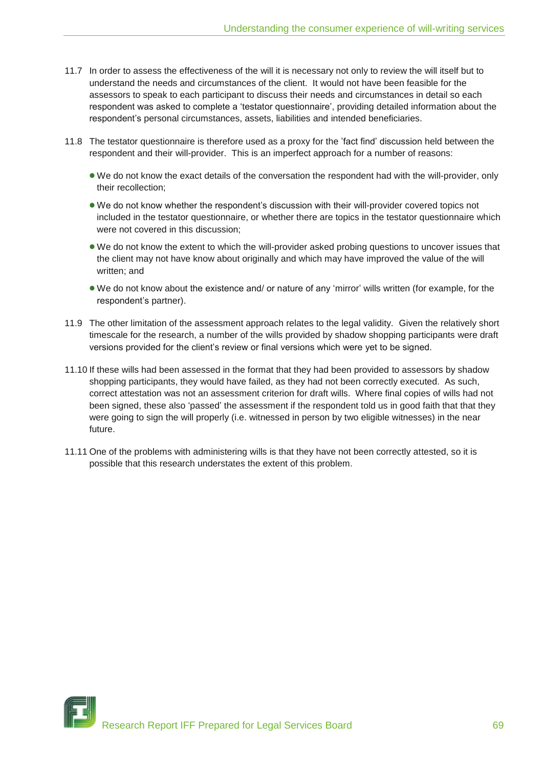11.7 In order to assess the effectiveness of the will it is necessary not only to review the will itself but to understand the needs and circumstances of the client. It would not have been feasible for the assessors to speak to each participant to discuss their needs and circumstances in detail so each respondent was asked to complete a 'testator questionnaire', providing detailed information about the respondent's personal circumstances, assets, liabilities and intended beneficiaries.

11.8 The testator questionnaire is therefore used as a proxy for the 'fact find' discussion held between the respondent and their will-provider. This is an imperfect approach for a number of reasons:

- We do not know the exact details of the conversation the respondent had with the will-provider, only their recollection;
- We do not know whether the respondent's discussion with their will-provider covered topics not included in the testator questionnaire, or whether there are topics in the testator questionnaire which were not covered in this discussion;
- We do not know the extent to which the will-provider asked probing questions to uncover issues that the client may not have know about originally and which may have improved the value of the will written; and
- We do not know about the existence and/ or nature of any 'mirror' wills written (for example, for the respondent's partner).

11.9 The other limitation of the assessment approach relates to the legal validity. Given the relatively short timescale for the research, a number of the wills provided by shadow shopping participants were draft versions provided for the client's review or final versions which were yet to be signed.

11.10 If these wills had been assessed in the format that they had been provided to assessors by shadow shopping participants, they would have failed, as they had not been correctly executed. As such, correct attestation was not an assessment criterion for draft wills. Where final copies of wills had not been signed, these also 'passed' the assessment if the respondent told us in good faith that that they were going to sign the will properly (i.e. witnessed in person by two eligible witnesses) in the near future.

11.11 One of the problems with administering wills is that they have not been correctly attested, so it is possible that this research understates the extent of this problem.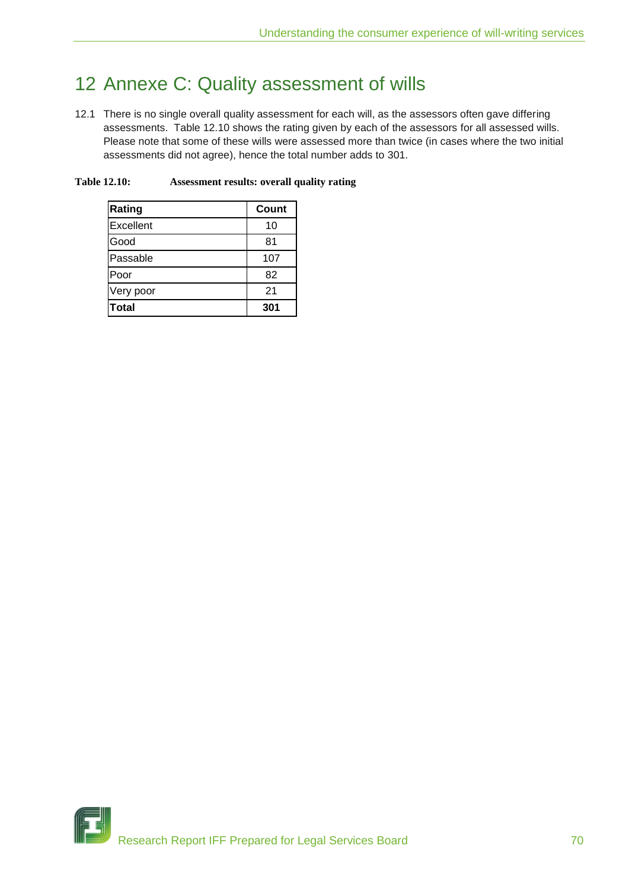# 12 Annexe C: Quality assessment of wills

12.1 There is no single overall quality assessment for each will, as the assessors often gave differing assessments. Table 12.10 shows the rating given by each of the assessors for all assessed wills. Please note that some of these wills were assessed more than twice (in cases where the two initial assessments did not agree), hence the total number adds to 301.

**Table 12.10: Assessment results: overall quality rating**

| Rating | Count |
|---|---|
| Excellent | 10 |
| Good | 81 |
| Passable | 107 |
| Poor | 82 |
| Very poor | 21 |
| **Total** | **301** |